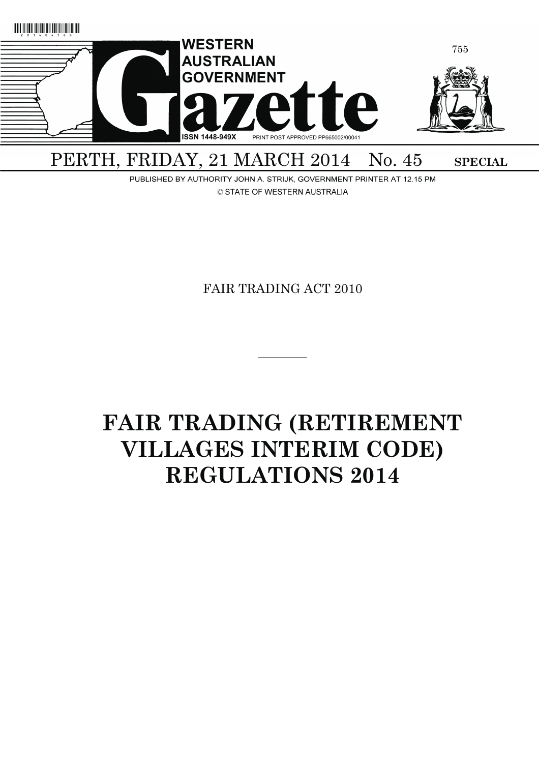# WESTERN AUSTRALIAN GOVERNMENT Gazette

ISSN 1448-949X PRINT POST APPROVED PP665002/00041

PERTH, FRIDAY, 21 MARCH 2014 No. 45 SPECIAL

PUBLISHED BY AUTHORITY JOHN A. STRIJK, GOVERNMENT PRINTER AT 12.15 PM

© STATE OF WESTERN AUSTRALIA

FAIR TRADING ACT 2010

---

# FAIR TRADING (RETIREMENT VILLAGES INTERIM CODE) REGULATIONS 2014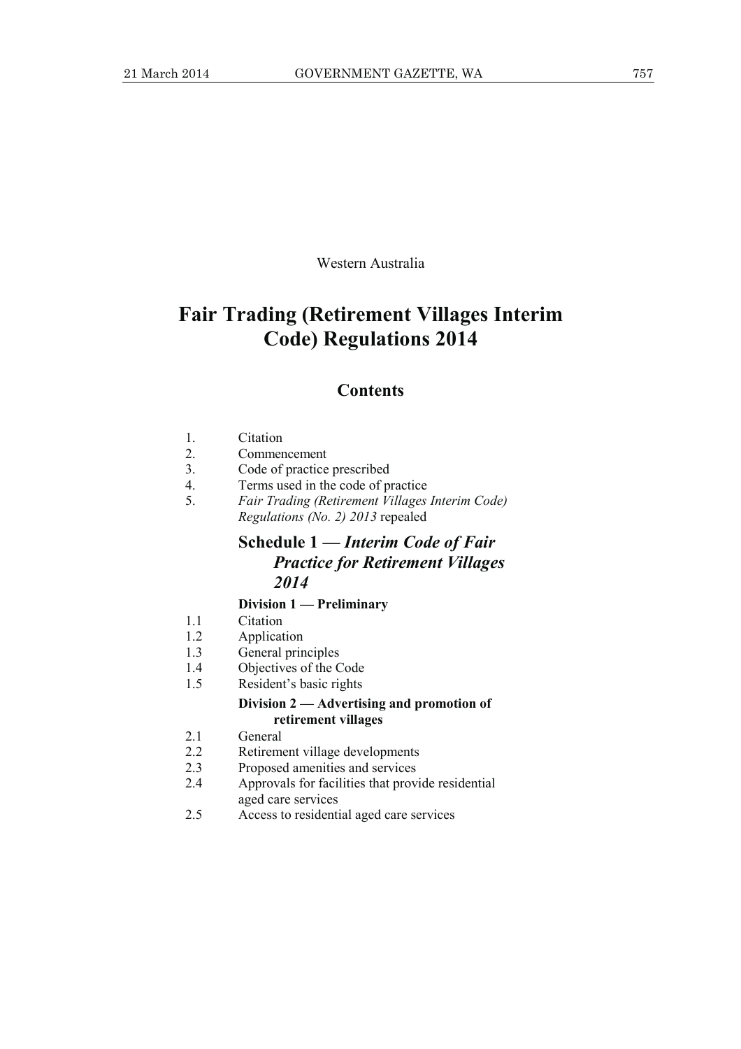Western Australia

# Fair Trading (Retirement Villages Interim Code) Regulations 2014

## Contents

1. Citation
2. Commencement
3. Code of practice prescribed
4. Terms used in the code of practice
5. *Fair Trading (Retirement Villages Interim Code) Regulations (No. 2) 2013* repealed

### Schedule 1 — *Interim Code of Fair Practice for Retirement Villages 2014*

**Division 1 — Preliminary**

1.1 Citation
1.2 Application
1.3 General principles
1.4 Objectives of the Code
1.5 Resident's basic rights

**Division 2 — Advertising and promotion of retirement villages**

2.1 General
2.2 Retirement village developments
2.3 Proposed amenities and services
2.4 Approvals for facilities that provide residential aged care services
2.5 Access to residential aged care services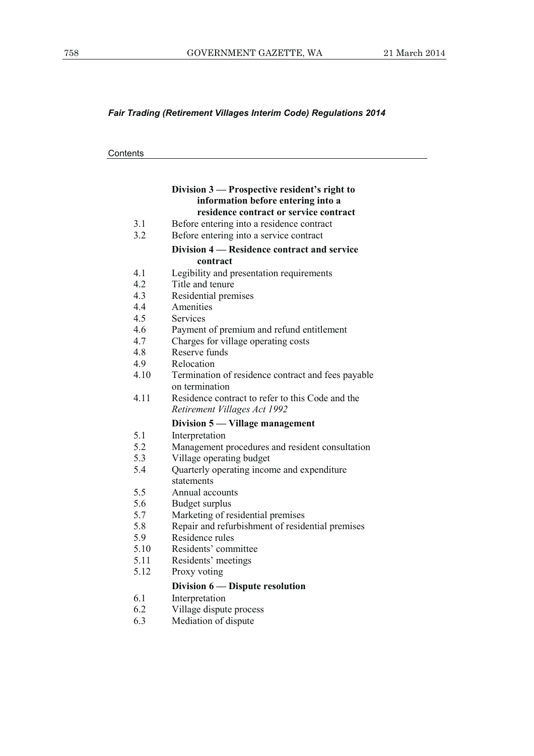*Fair Trading (Retirement Villages Interim Code) Regulations 2014*

Contents

**Division 3 — Prospective resident's right to information before entering into a residence contract or service contract**

3.1 Before entering into a residence contract
3.2 Before entering into a service contract

**Division 4 — Residence contract and service contract**

4.1 Legibility and presentation requirements
4.2 Title and tenure
4.3 Residential premises
4.4 Amenities
4.5 Services
4.6 Payment of premium and refund entitlement
4.7 Charges for village operating costs
4.8 Reserve funds
4.9 Relocation
4.10 Termination of residence contract and fees payable on termination
4.11 Residence contract to refer to this Code and the *Retirement Villages Act 1992*

**Division 5 — Village management**

5.1 Interpretation
5.2 Management procedures and resident consultation
5.3 Village operating budget
5.4 Quarterly operating income and expenditure statements
5.5 Annual accounts
5.6 Budget surplus
5.7 Marketing of residential premises
5.8 Repair and refurbishment of residential premises
5.9 Residence rules
5.10 Residents' committee
5.11 Residents' meetings
5.12 Proxy voting

**Division 6 — Dispute resolution**

6.1 Interpretation
6.2 Village dispute process
6.3 Mediation of dispute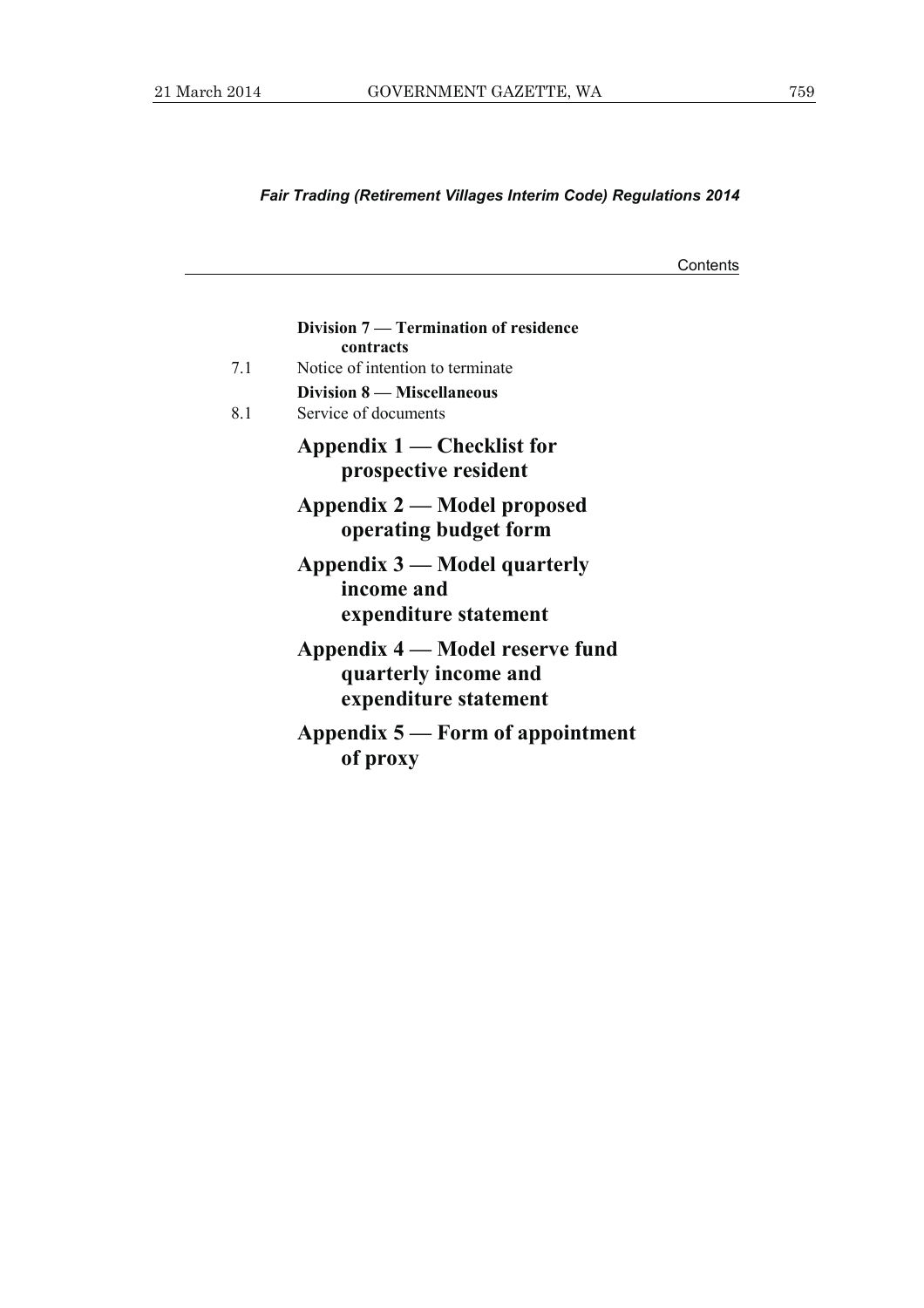*Fair Trading (Retirement Villages Interim Code) Regulations 2014*

Contents

**Division 7 — Termination of residence contracts**

7.1 Notice of intention to terminate

**Division 8 — Miscellaneous**

8.1 Service of documents

## Appendix 1 — Checklist for prospective resident

## Appendix 2 — Model proposed operating budget form

## Appendix 3 — Model quarterly income and expenditure statement

## Appendix 4 — Model reserve fund quarterly income and expenditure statement

## Appendix 5 — Form of appointment of proxy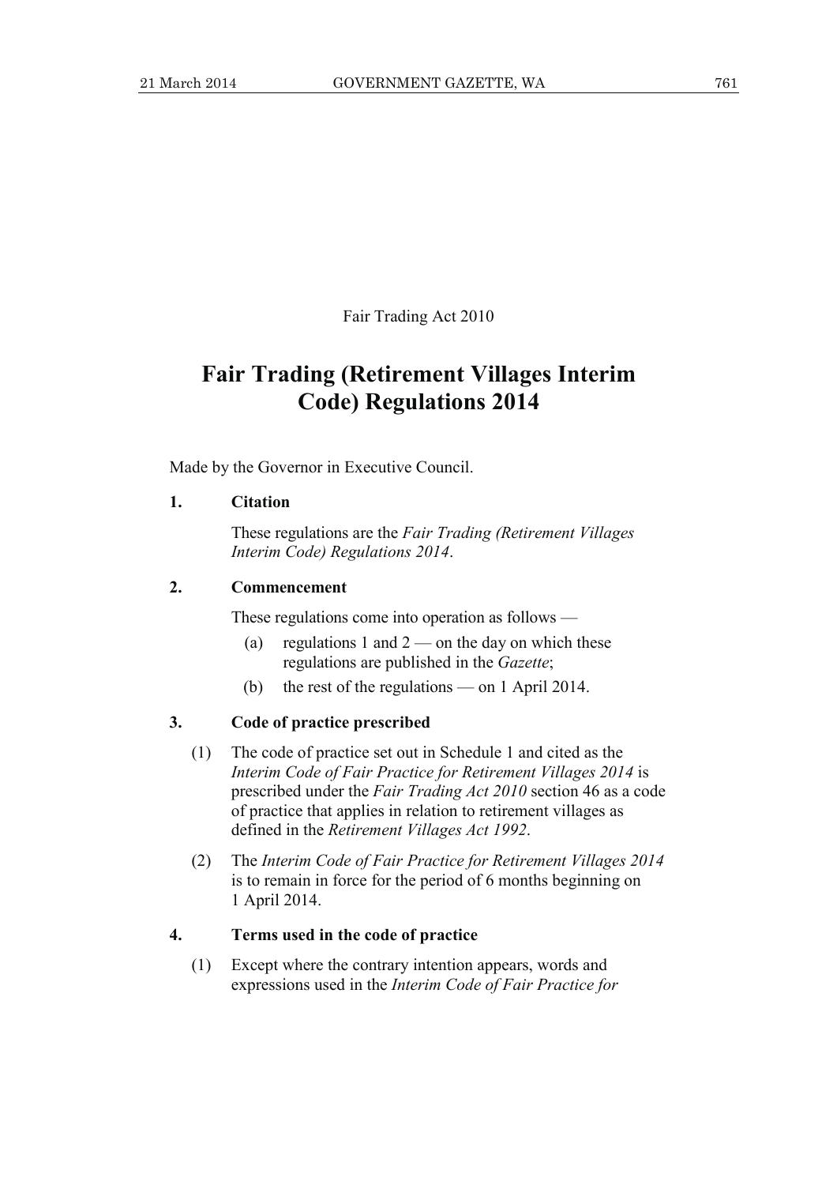Fair Trading Act 2010

# Fair Trading (Retirement Villages Interim Code) Regulations 2014

Made by the Governor in Executive Council.

**1. Citation**

These regulations are the *Fair Trading (Retirement Villages Interim Code) Regulations 2014*.

**2. Commencement**

These regulations come into operation as follows —

(a) regulations 1 and 2 — on the day on which these regulations are published in the *Gazette*;

(b) the rest of the regulations — on 1 April 2014.

**3. Code of practice prescribed**

(1) The code of practice set out in Schedule 1 and cited as the *Interim Code of Fair Practice for Retirement Villages 2014* is prescribed under the *Fair Trading Act 2010* section 46 as a code of practice that applies in relation to retirement villages as defined in the *Retirement Villages Act 1992*.

(2) The *Interim Code of Fair Practice for Retirement Villages 2014* is to remain in force for the period of 6 months beginning on 1 April 2014.

**4. Terms used in the code of practice**

(1) Except where the contrary intention appears, words and expressions used in the *Interim Code of Fair Practice for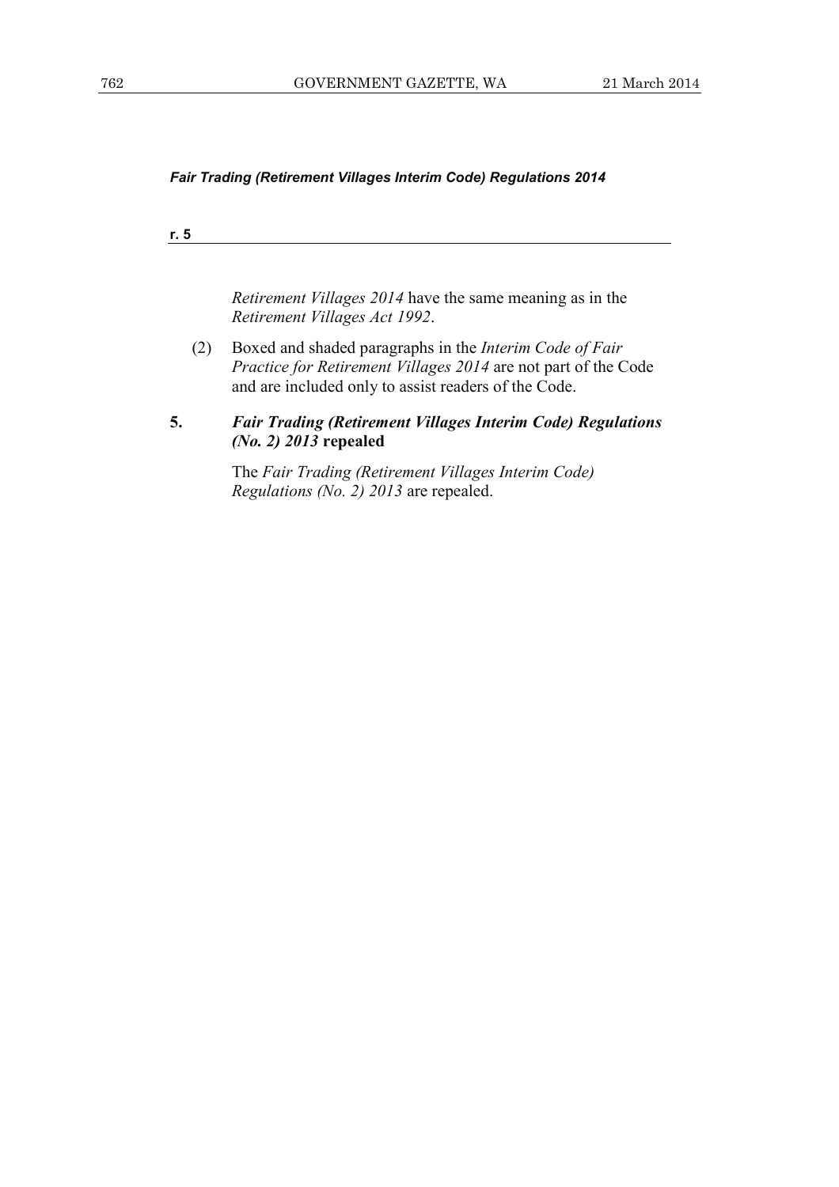*Retirement Villages 2014* have the same meaning as in the *Retirement Villages Act 1992*.

(2) Boxed and shaded paragraphs in the *Interim Code of Fair Practice for Retirement Villages 2014* are not part of the Code and are included only to assist readers of the Code.

### 5. *Fair Trading (Retirement Villages Interim Code) Regulations (No. 2) 2013* repealed

The *Fair Trading (Retirement Villages Interim Code) Regulations (No. 2) 2013* are repealed.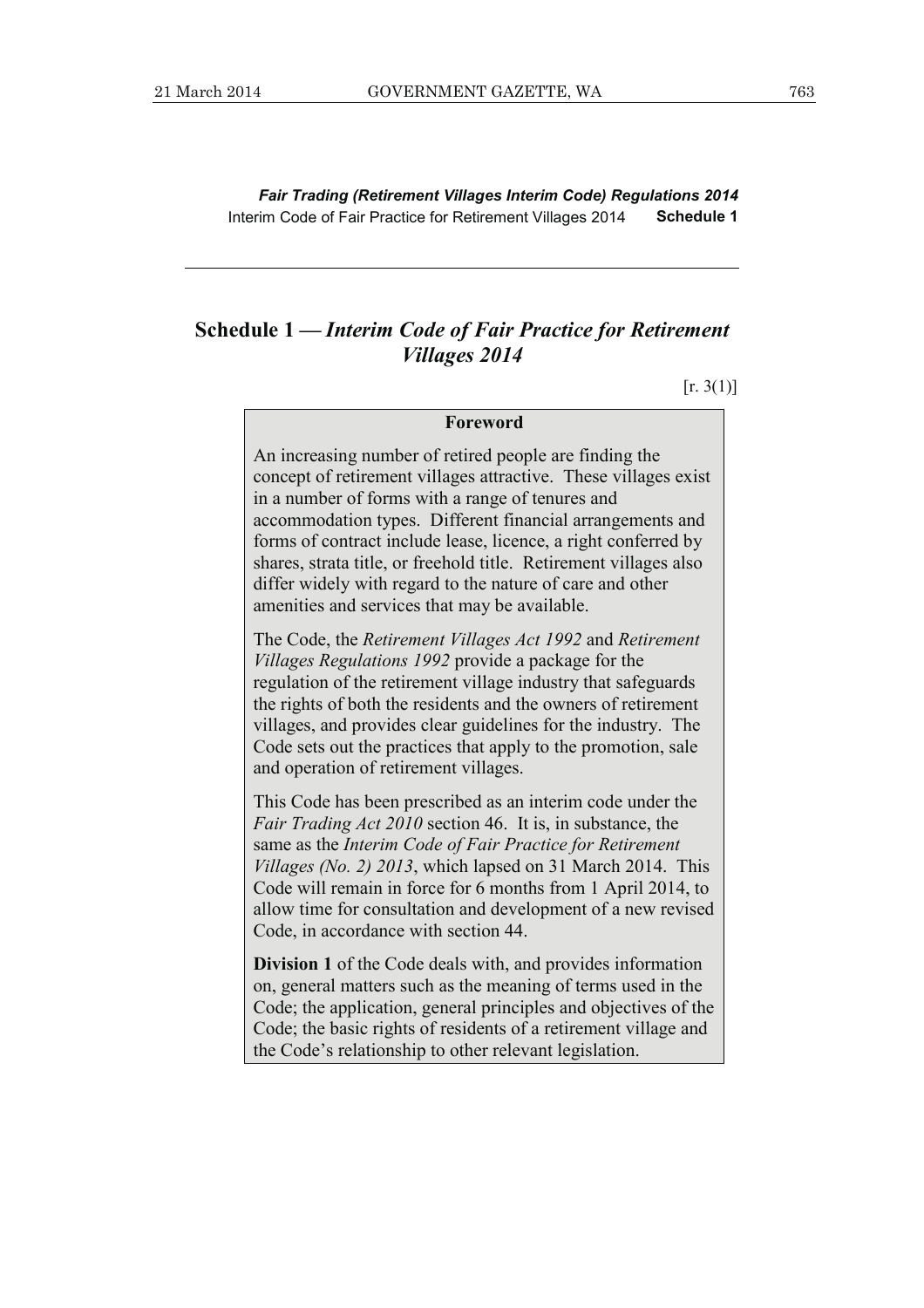# Schedule 1 — *Interim Code of Fair Practice for Retirement Villages 2014*

[r. 3(1)]

**Foreword**

An increasing number of retired people are finding the concept of retirement villages attractive. These villages exist in a number of forms with a range of tenures and accommodation types. Different financial arrangements and forms of contract include lease, licence, a right conferred by shares, strata title, or freehold title. Retirement villages also differ widely with regard to the nature of care and other amenities and services that may be available.

The Code, the *Retirement Villages Act 1992* and *Retirement Villages Regulations 1992* provide a package for the regulation of the retirement village industry that safeguards the rights of both the residents and the owners of retirement villages, and provides clear guidelines for the industry. The Code sets out the practices that apply to the promotion, sale and operation of retirement villages.

This Code has been prescribed as an interim code under the *Fair Trading Act 2010* section 46. It is, in substance, the same as the *Interim Code of Fair Practice for Retirement Villages (No. 2) 2013*, which lapsed on 31 March 2014. This Code will remain in force for 6 months from 1 April 2014, to allow time for consultation and development of a new revised Code, in accordance with section 44.

**Division 1** of the Code deals with, and provides information on, general matters such as the meaning of terms used in the Code; the application, general principles and objectives of the Code; the basic rights of residents of a retirement village and the Code's relationship to other relevant legislation.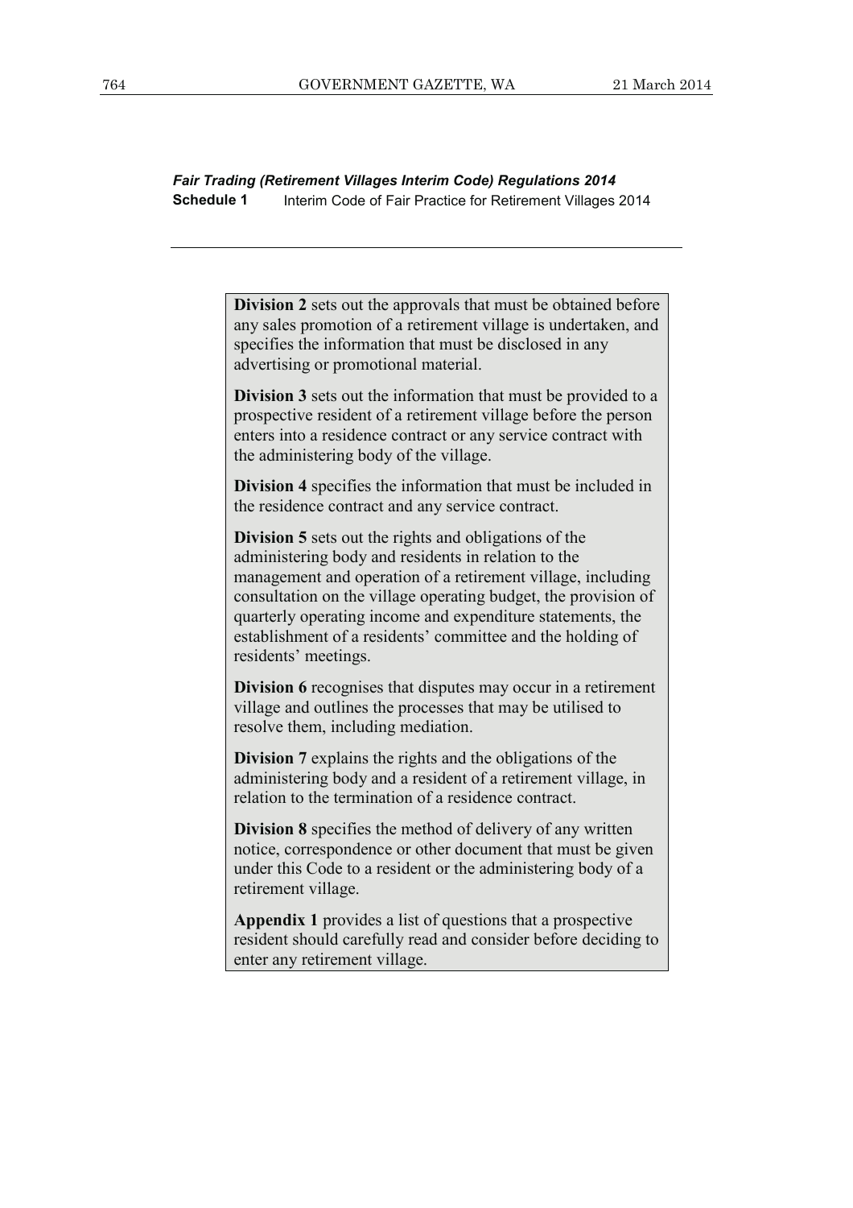**Division 2** sets out the approvals that must be obtained before any sales promotion of a retirement village is undertaken, and specifies the information that must be disclosed in any advertising or promotional material.

**Division 3** sets out the information that must be provided to a prospective resident of a retirement village before the person enters into a residence contract or any service contract with the administering body of the village.

**Division 4** specifies the information that must be included in the residence contract and any service contract.

**Division 5** sets out the rights and obligations of the administering body and residents in relation to the management and operation of a retirement village, including consultation on the village operating budget, the provision of quarterly operating income and expenditure statements, the establishment of a residents' committee and the holding of residents' meetings.

**Division 6** recognises that disputes may occur in a retirement village and outlines the processes that may be utilised to resolve them, including mediation.

**Division 7** explains the rights and the obligations of the administering body and a resident of a retirement village, in relation to the termination of a residence contract.

**Division 8** specifies the method of delivery of any written notice, correspondence or other document that must be given under this Code to a resident or the administering body of a retirement village.

**Appendix 1** provides a list of questions that a prospective resident should carefully read and consider before deciding to enter any retirement village.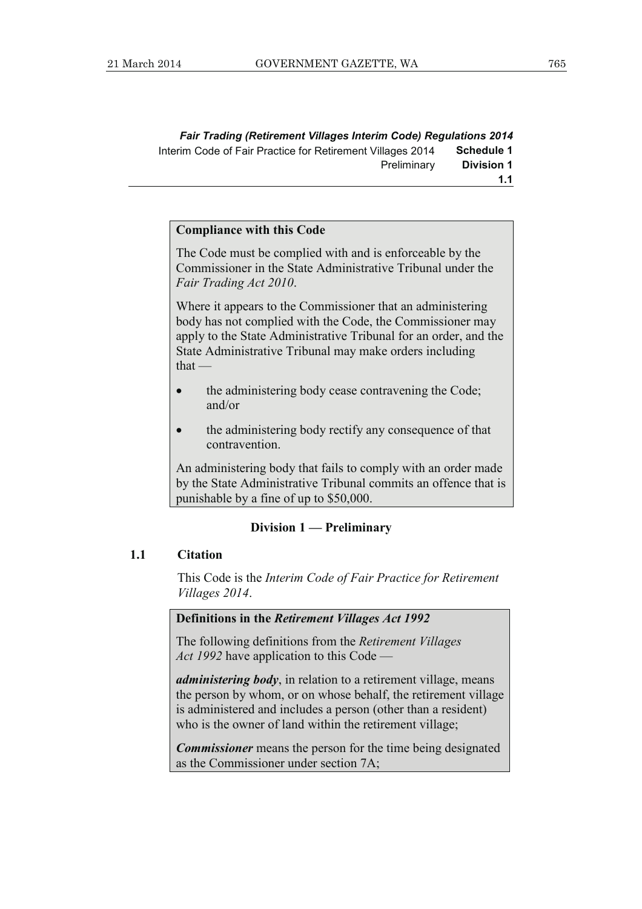**Compliance with this Code**

The Code must be complied with and is enforceable by the Commissioner in the State Administrative Tribunal under the *Fair Trading Act 2010*.

Where it appears to the Commissioner that an administering body has not complied with the Code, the Commissioner may apply to the State Administrative Tribunal for an order, and the State Administrative Tribunal may make orders including that —

- the administering body cease contravening the Code; and/or
- the administering body rectify any consequence of that contravention.

An administering body that fails to comply with an order made by the State Administrative Tribunal commits an offence that is punishable by a fine of up to $50,000.

## Division 1 — Preliminary

### 1.1 Citation

This Code is the *Interim Code of Fair Practice for Retirement Villages 2014*.

**Definitions in the *Retirement Villages Act 1992***

The following definitions from the *Retirement Villages Act 1992* have application to this Code —

***administering body***, in relation to a retirement village, means the person by whom, or on whose behalf, the retirement village is administered and includes a person (other than a resident) who is the owner of land within the retirement village;

***Commissioner*** means the person for the time being designated as the Commissioner under section 7A;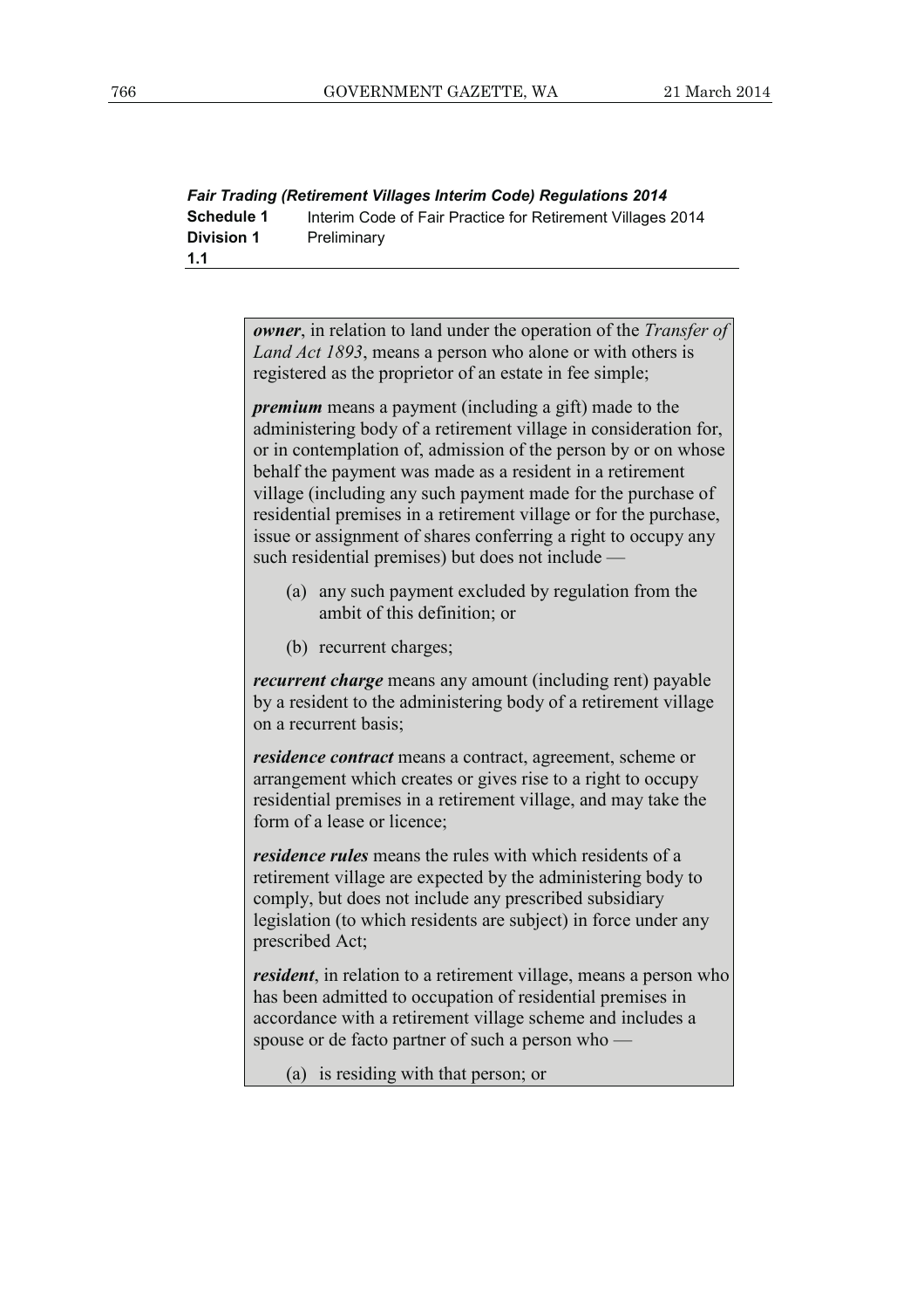***owner***, in relation to land under the operation of the *Transfer of Land Act 1893*, means a person who alone or with others is registered as the proprietor of an estate in fee simple;

***premium*** means a payment (including a gift) made to the administering body of a retirement village in consideration for, or in contemplation of, admission of the person by or on whose behalf the payment was made as a resident in a retirement village (including any such payment made for the purchase of residential premises in a retirement village or for the purchase, issue or assignment of shares conferring a right to occupy any such residential premises) but does not include —

(a) any such payment excluded by regulation from the ambit of this definition; or

(b) recurrent charges;

***recurrent charge*** means any amount (including rent) payable by a resident to the administering body of a retirement village on a recurrent basis;

***residence contract*** means a contract, agreement, scheme or arrangement which creates or gives rise to a right to occupy residential premises in a retirement village, and may take the form of a lease or licence;

***residence rules*** means the rules with which residents of a retirement village are expected by the administering body to comply, but does not include any prescribed subsidiary legislation (to which residents are subject) in force under any prescribed Act;

***resident***, in relation to a retirement village, means a person who has been admitted to occupation of residential premises in accordance with a retirement village scheme and includes a spouse or de facto partner of such a person who —

(a) is residing with that person; or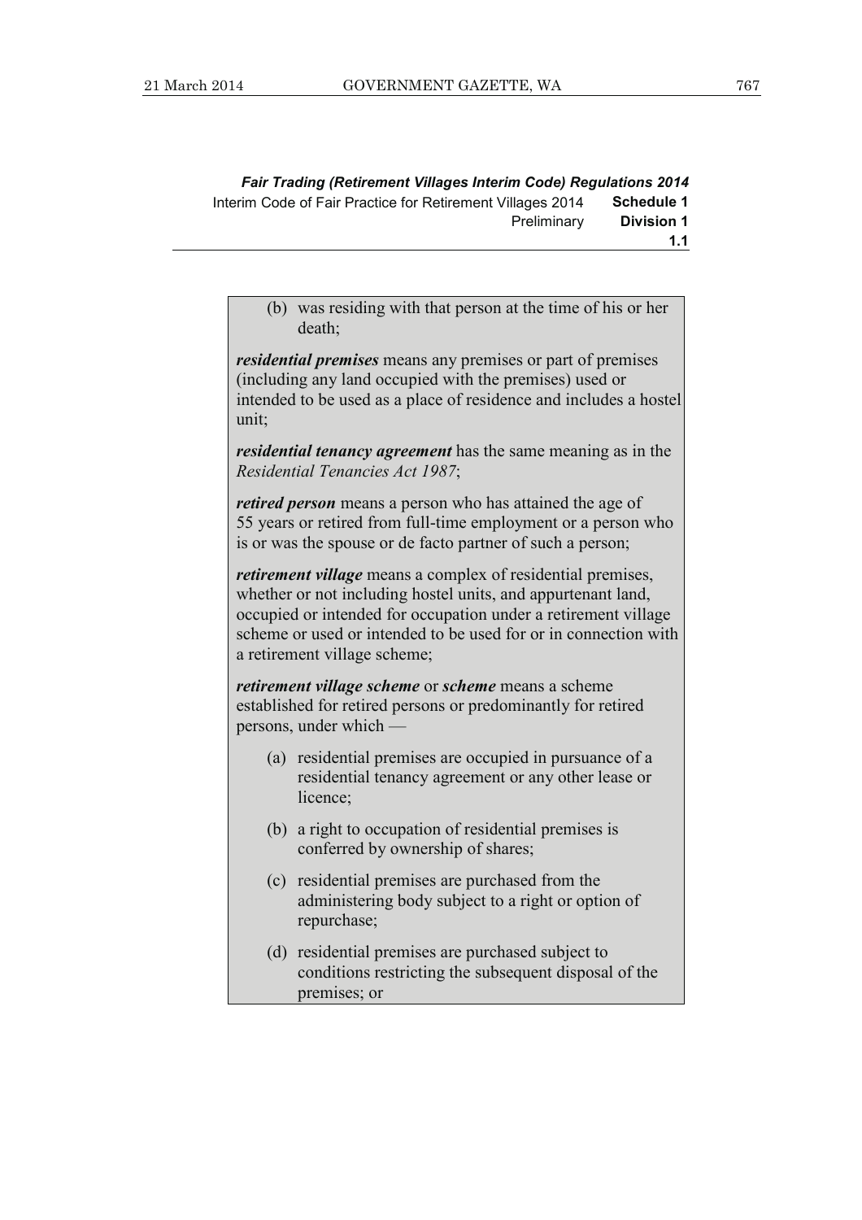(b) was residing with that person at the time of his or her death;

***residential premises*** means any premises or part of premises (including any land occupied with the premises) used or intended to be used as a place of residence and includes a hostel unit;

***residential tenancy agreement*** has the same meaning as in the *Residential Tenancies Act 1987*;

***retired person*** means a person who has attained the age of 55 years or retired from full-time employment or a person who is or was the spouse or de facto partner of such a person;

***retirement village*** means a complex of residential premises, whether or not including hostel units, and appurtenant land, occupied or intended for occupation under a retirement village scheme or used or intended to be used for or in connection with a retirement village scheme;

***retirement village scheme*** or ***scheme*** means a scheme established for retired persons or predominantly for retired persons, under which —

(a) residential premises are occupied in pursuance of a residential tenancy agreement or any other lease or licence;

(b) a right to occupation of residential premises is conferred by ownership of shares;

(c) residential premises are purchased from the administering body subject to a right or option of repurchase;

(d) residential premises are purchased subject to conditions restricting the subsequent disposal of the premises; or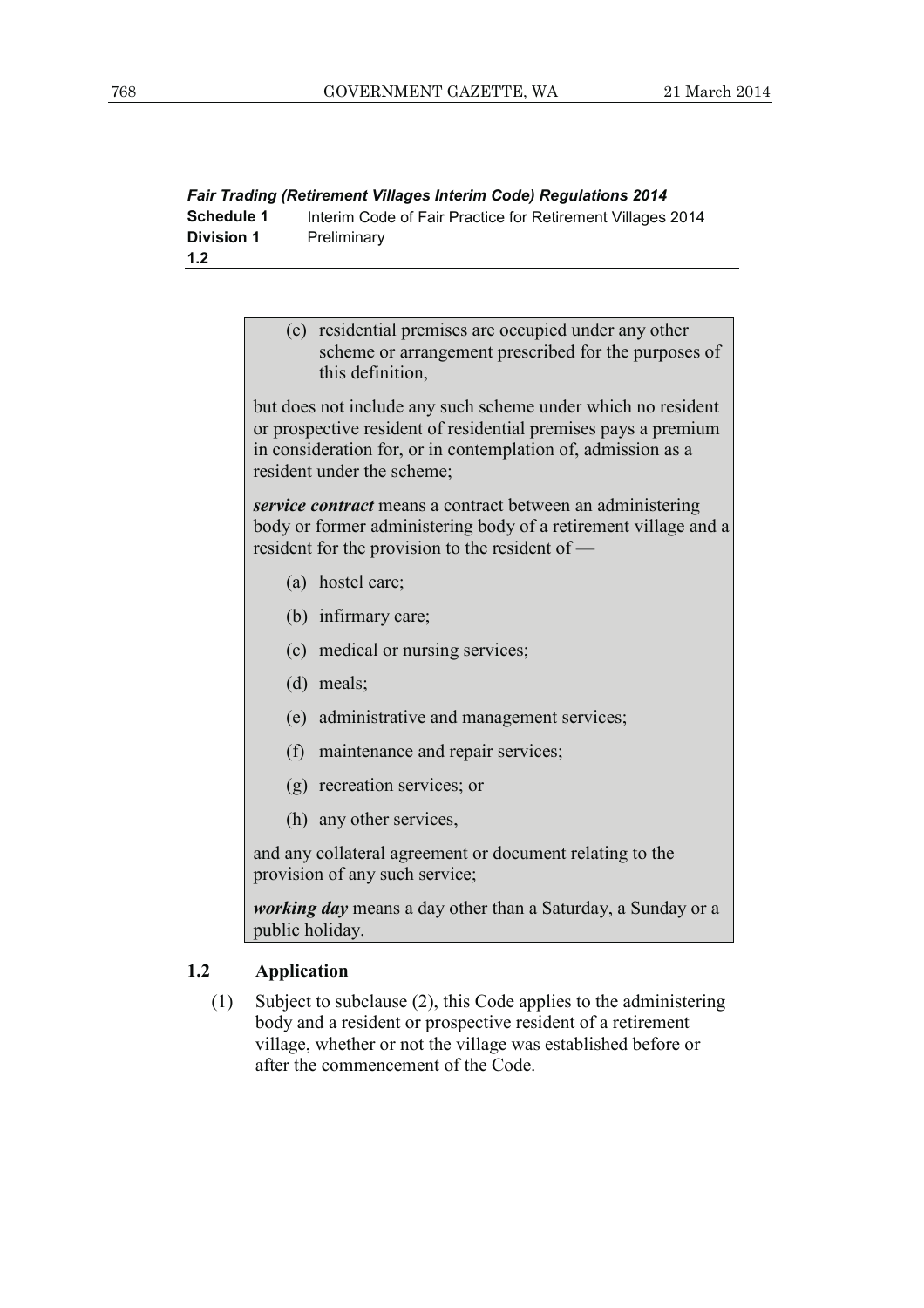*Fair Trading (Retirement Villages Interim Code) Regulations 2014*
**Schedule 1** Interim Code of Fair Practice for Retirement Villages 2014
**Division 1** Preliminary
**1.2**

(e) residential premises are occupied under any other scheme or arrangement prescribed for the purposes of this definition,

but does not include any such scheme under which no resident or prospective resident of residential premises pays a premium in consideration for, or in contemplation of, admission as a resident under the scheme;

***service contract*** means a contract between an administering body or former administering body of a retirement village and a resident for the provision to the resident of —

(a) hostel care;

(b) infirmary care;

(c) medical or nursing services;

(d) meals;

(e) administrative and management services;

(f) maintenance and repair services;

(g) recreation services; or

(h) any other services,

and any collateral agreement or document relating to the provision of any such service;

***working day*** means a day other than a Saturday, a Sunday or a public holiday.

## 1.2 Application

(1) Subject to subclause (2), this Code applies to the administering body and a resident or prospective resident of a retirement village, whether or not the village was established before or after the commencement of the Code.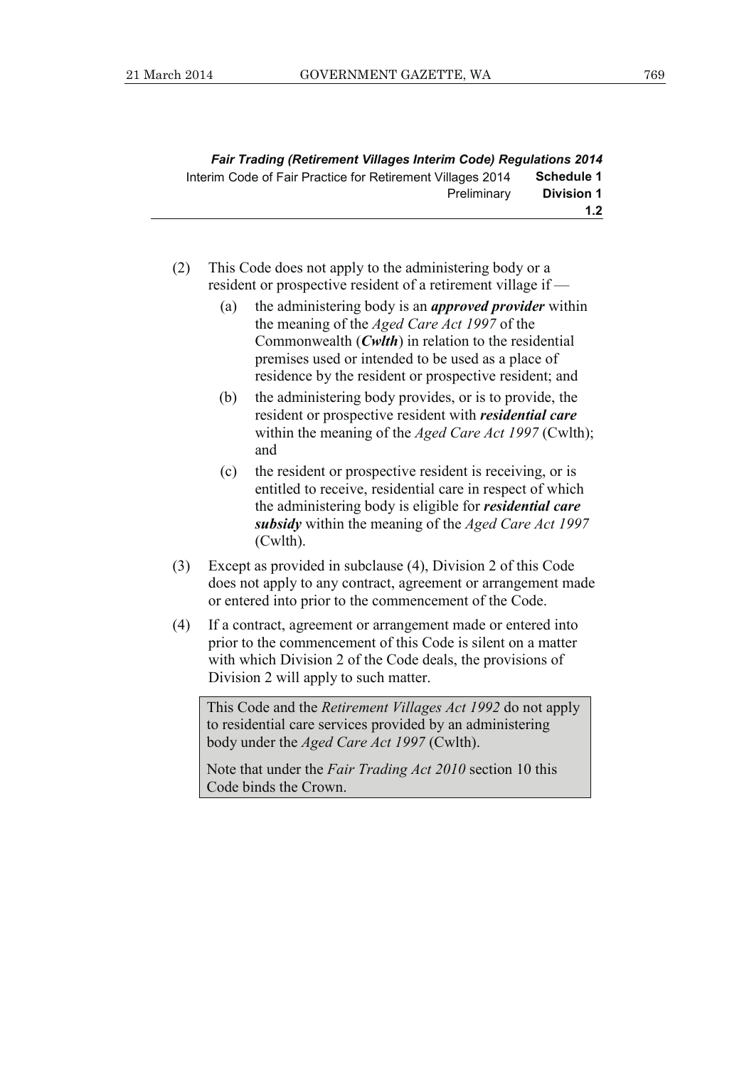(2) This Code does not apply to the administering body or a resident or prospective resident of a retirement village if —

  (a) the administering body is an ***approved provider*** within the meaning of the *Aged Care Act 1997* of the Commonwealth (***Cwlth***) in relation to the residential premises used or intended to be used as a place of residence by the resident or prospective resident; and

  (b) the administering body provides, or is to provide, the resident or prospective resident with ***residential care*** within the meaning of the *Aged Care Act 1997* (Cwlth); and

  (c) the resident or prospective resident is receiving, or is entitled to receive, residential care in respect of which the administering body is eligible for ***residential care subsidy*** within the meaning of the *Aged Care Act 1997* (Cwlth).

(3) Except as provided in subclause (4), Division 2 of this Code does not apply to any contract, agreement or arrangement made or entered into prior to the commencement of the Code.

(4) If a contract, agreement or arrangement made or entered into prior to the commencement of this Code is silent on a matter with which Division 2 of the Code deals, the provisions of Division 2 will apply to such matter.

> This Code and the *Retirement Villages Act 1992* do not apply to residential care services provided by an administering body under the *Aged Care Act 1997* (Cwlth).
>
> Note that under the *Fair Trading Act 2010* section 10 this Code binds the Crown.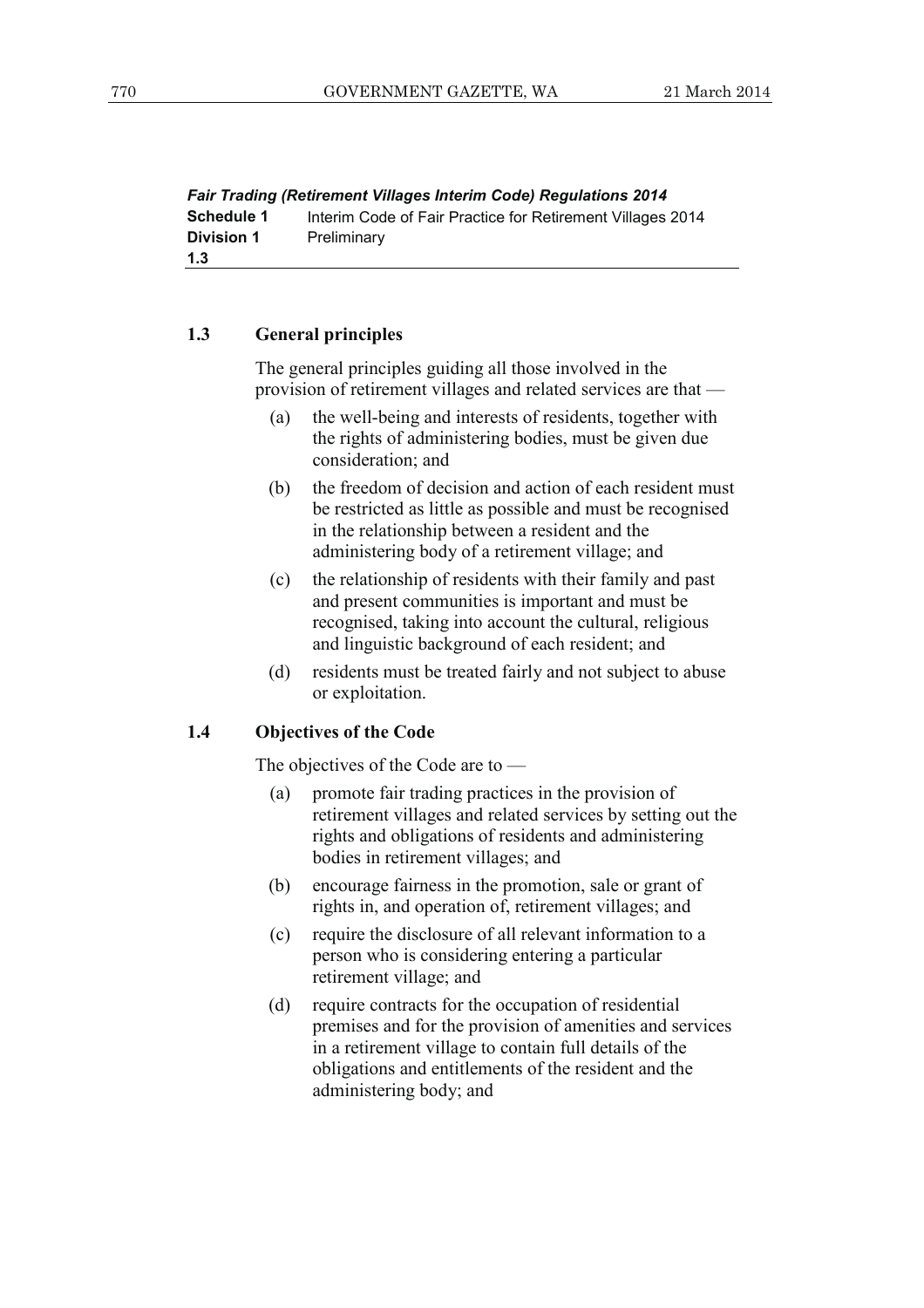### 1.3 General principles

The general principles guiding all those involved in the provision of retirement villages and related services are that —

(a) the well-being and interests of residents, together with the rights of administering bodies, must be given due consideration; and

(b) the freedom of decision and action of each resident must be restricted as little as possible and must be recognised in the relationship between a resident and the administering body of a retirement village; and

(c) the relationship of residents with their family and past and present communities is important and must be recognised, taking into account the cultural, religious and linguistic background of each resident; and

(d) residents must be treated fairly and not subject to abuse or exploitation.

### 1.4 Objectives of the Code

The objectives of the Code are to —

(a) promote fair trading practices in the provision of retirement villages and related services by setting out the rights and obligations of residents and administering bodies in retirement villages; and

(b) encourage fairness in the promotion, sale or grant of rights in, and operation of, retirement villages; and

(c) require the disclosure of all relevant information to a person who is considering entering a particular retirement village; and

(d) require contracts for the occupation of residential premises and for the provision of amenities and services in a retirement village to contain full details of the obligations and entitlements of the resident and the administering body; and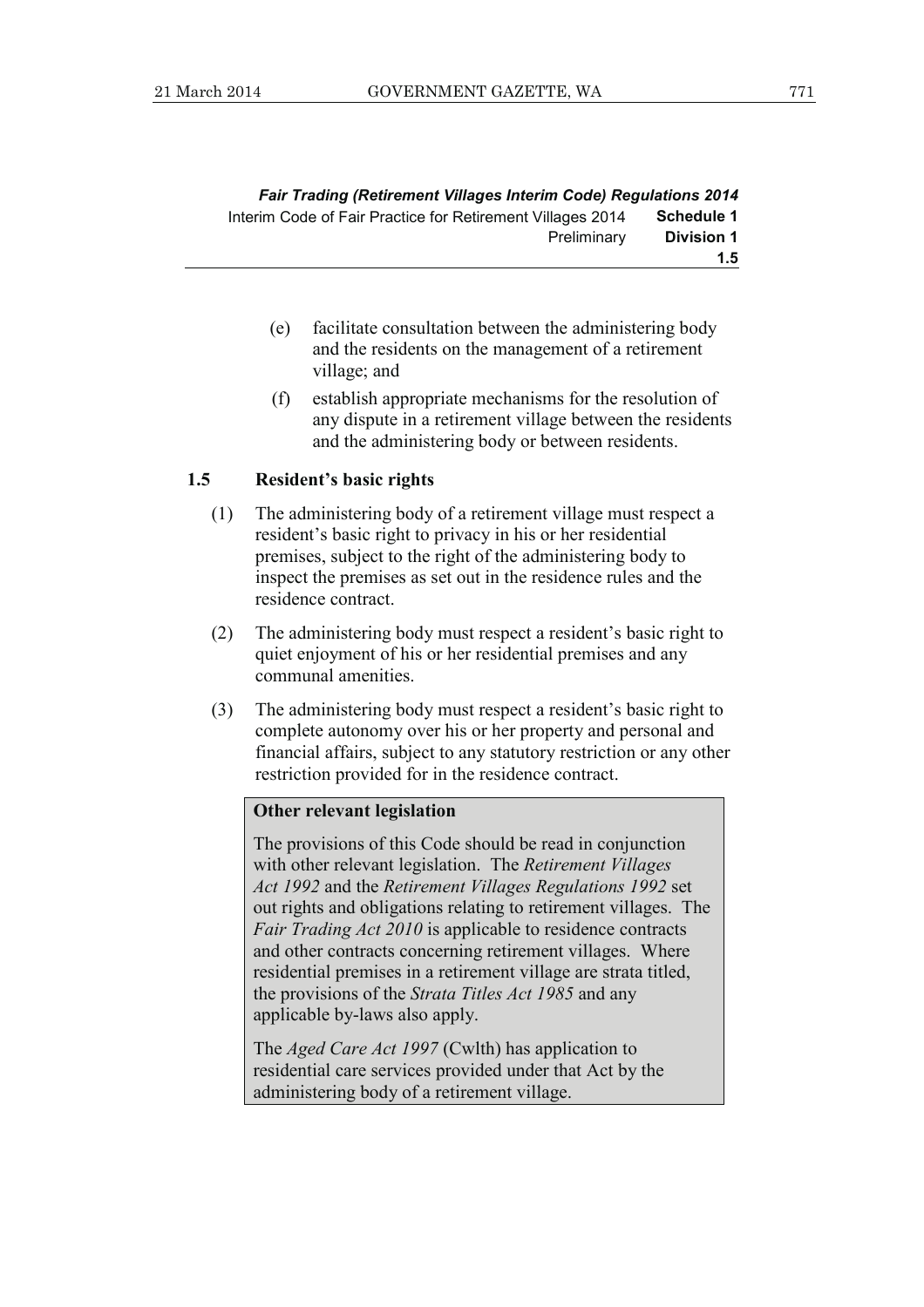(e) facilitate consultation between the administering body and the residents on the management of a retirement village; and

(f) establish appropriate mechanisms for the resolution of any dispute in a retirement village between the residents and the administering body or between residents.

### 1.5 Resident's basic rights

(1) The administering body of a retirement village must respect a resident's basic right to privacy in his or her residential premises, subject to the right of the administering body to inspect the premises as set out in the residence rules and the residence contract.

(2) The administering body must respect a resident's basic right to quiet enjoyment of his or her residential premises and any communal amenities.

(3) The administering body must respect a resident's basic right to complete autonomy over his or her property and personal and financial affairs, subject to any statutory restriction or any other restriction provided for in the residence contract.

> **Other relevant legislation**
>
> The provisions of this Code should be read in conjunction with other relevant legislation. The *Retirement Villages Act 1992* and the *Retirement Villages Regulations 1992* set out rights and obligations relating to retirement villages. The *Fair Trading Act 2010* is applicable to residence contracts and other contracts concerning retirement villages. Where residential premises in a retirement village are strata titled, the provisions of the *Strata Titles Act 1985* and any applicable by-laws also apply.
>
> The *Aged Care Act 1997* (Cwlth) has application to residential care services provided under that Act by the administering body of a retirement village.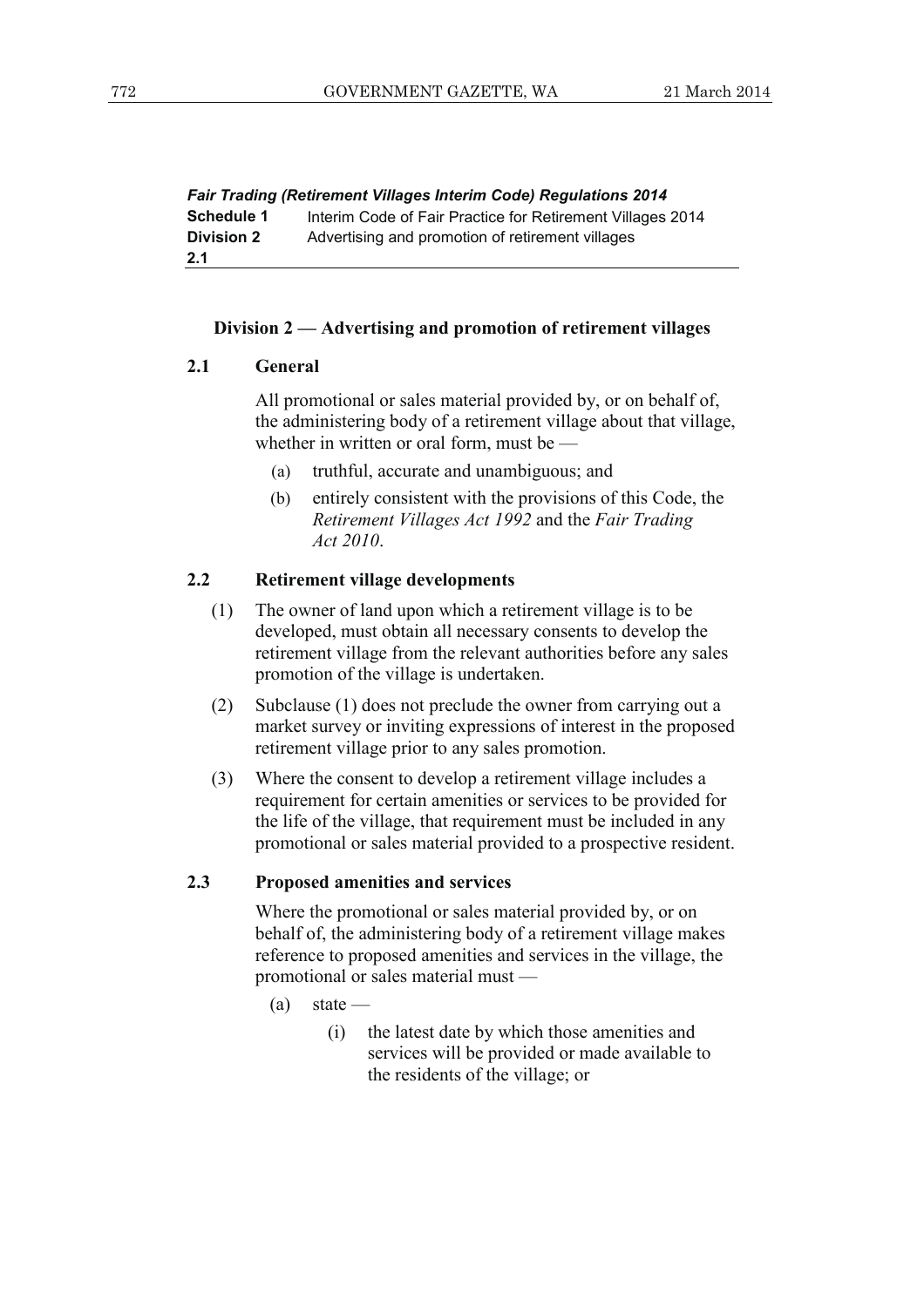## Division 2 — Advertising and promotion of retirement villages

### 2.1 General

All promotional or sales material provided by, or on behalf of, the administering body of a retirement village about that village, whether in written or oral form, must be —

(a) truthful, accurate and unambiguous; and

(b) entirely consistent with the provisions of this Code, the *Retirement Villages Act 1992* and the *Fair Trading Act 2010*.

### 2.2 Retirement village developments

(1) The owner of land upon which a retirement village is to be developed, must obtain all necessary consents to develop the retirement village from the relevant authorities before any sales promotion of the village is undertaken.

(2) Subclause (1) does not preclude the owner from carrying out a market survey or inviting expressions of interest in the proposed retirement village prior to any sales promotion.

(3) Where the consent to develop a retirement village includes a requirement for certain amenities or services to be provided for the life of the village, that requirement must be included in any promotional or sales material provided to a prospective resident.

### 2.3 Proposed amenities and services

Where the promotional or sales material provided by, or on behalf of, the administering body of a retirement village makes reference to proposed amenities and services in the village, the promotional or sales material must —

(a) state —

(i) the latest date by which those amenities and services will be provided or made available to the residents of the village; or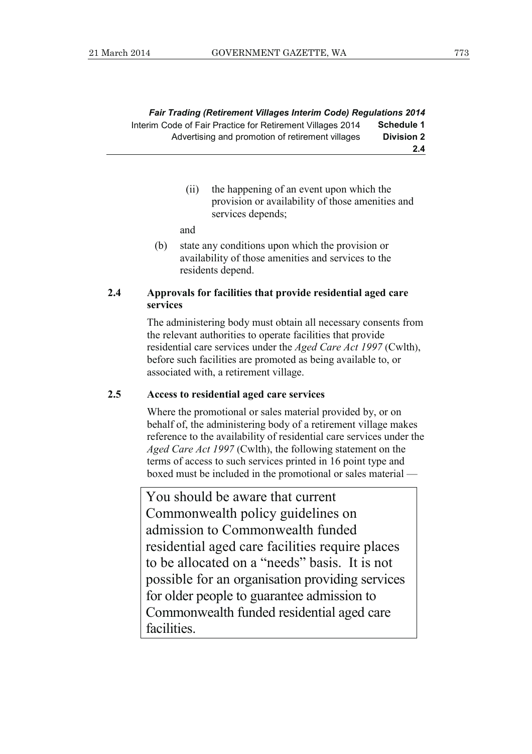(ii) the happening of an event upon which the provision or availability of those amenities and services depends;

and

(b) state any conditions upon which the provision or availability of those amenities and services to the residents depend.

### 2.4 Approvals for facilities that provide residential aged care services

The administering body must obtain all necessary consents from the relevant authorities to operate facilities that provide residential care services under the *Aged Care Act 1997* (Cwlth), before such facilities are promoted as being available to, or associated with, a retirement village.

### 2.5 Access to residential aged care services

Where the promotional or sales material provided by, or on behalf of, the administering body of a retirement village makes reference to the availability of residential care services under the *Aged Care Act 1997* (Cwlth), the following statement on the terms of access to such services printed in 16 point type and boxed must be included in the promotional or sales material —

| You should be aware that current Commonwealth policy guidelines on admission to Commonwealth funded residential aged care facilities require places to be allocated on a "needs" basis. It is not possible for an organisation providing services for older people to guarantee admission to Commonwealth funded residential aged care facilities. |
|---|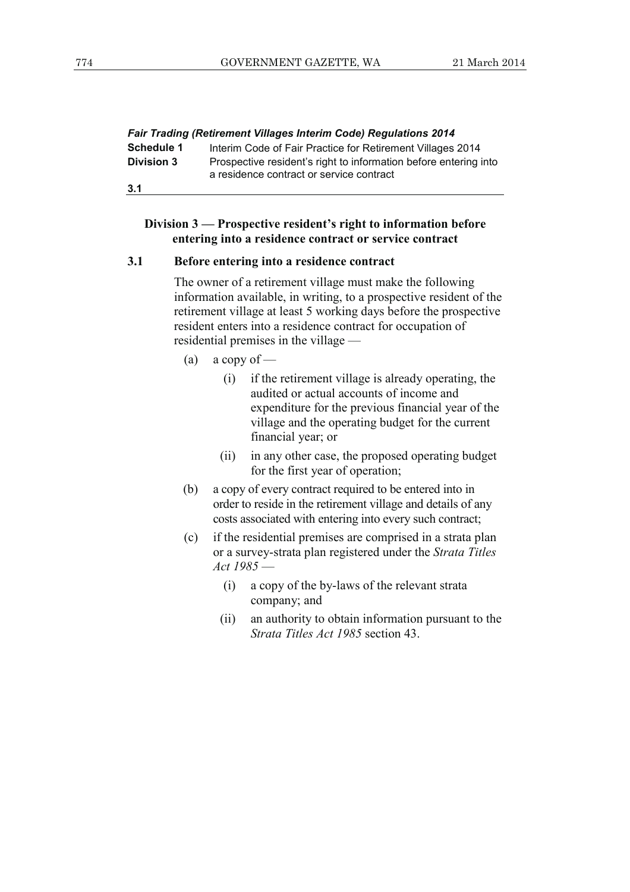## Division 3 — Prospective resident's right to information before entering into a residence contract or service contract

### 3.1 Before entering into a residence contract

The owner of a retirement village must make the following information available, in writing, to a prospective resident of the retirement village at least 5 working days before the prospective resident enters into a residence contract for occupation of residential premises in the village —

(a) a copy of —

  (i) if the retirement village is already operating, the audited or actual accounts of income and expenditure for the previous financial year of the village and the operating budget for the current financial year; or

  (ii) in any other case, the proposed operating budget for the first year of operation;

(b) a copy of every contract required to be entered into in order to reside in the retirement village and details of any costs associated with entering into every such contract;

(c) if the residential premises are comprised in a strata plan or a survey-strata plan registered under the *Strata Titles Act 1985* —

  (i) a copy of the by-laws of the relevant strata company; and

  (ii) an authority to obtain information pursuant to the *Strata Titles Act 1985* section 43.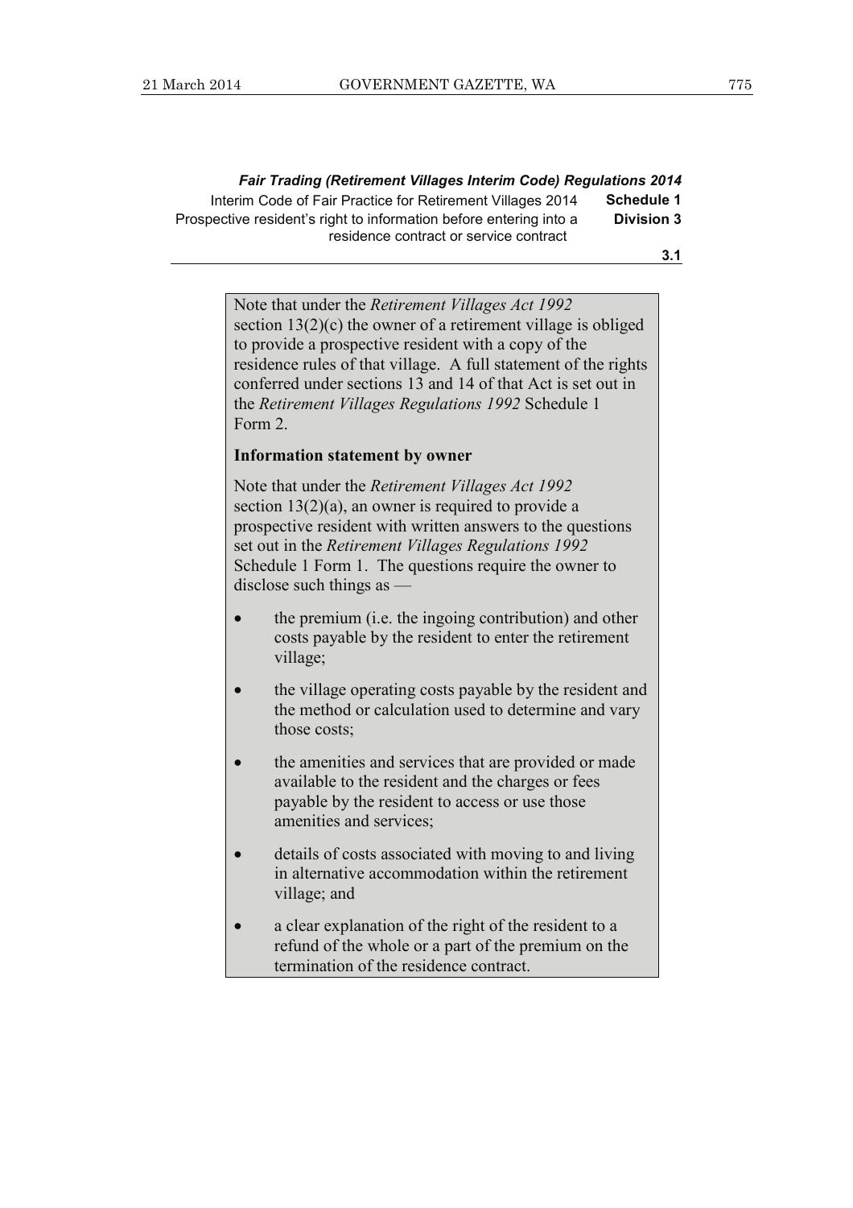Note that under the *Retirement Villages Act 1992* section 13(2)(c) the owner of a retirement village is obliged to provide a prospective resident with a copy of the residence rules of that village. A full statement of the rights conferred under sections 13 and 14 of that Act is set out in the *Retirement Villages Regulations 1992* Schedule 1 Form 2.

**Information statement by owner**

Note that under the *Retirement Villages Act 1992* section 13(2)(a), an owner is required to provide a prospective resident with written answers to the questions set out in the *Retirement Villages Regulations 1992* Schedule 1 Form 1. The questions require the owner to disclose such things as —

- the premium (i.e. the ingoing contribution) and other costs payable by the resident to enter the retirement village;
- the village operating costs payable by the resident and the method or calculation used to determine and vary those costs;
- the amenities and services that are provided or made available to the resident and the charges or fees payable by the resident to access or use those amenities and services;
- details of costs associated with moving to and living in alternative accommodation within the retirement village; and
- a clear explanation of the right of the resident to a refund of the whole or a part of the premium on the termination of the residence contract.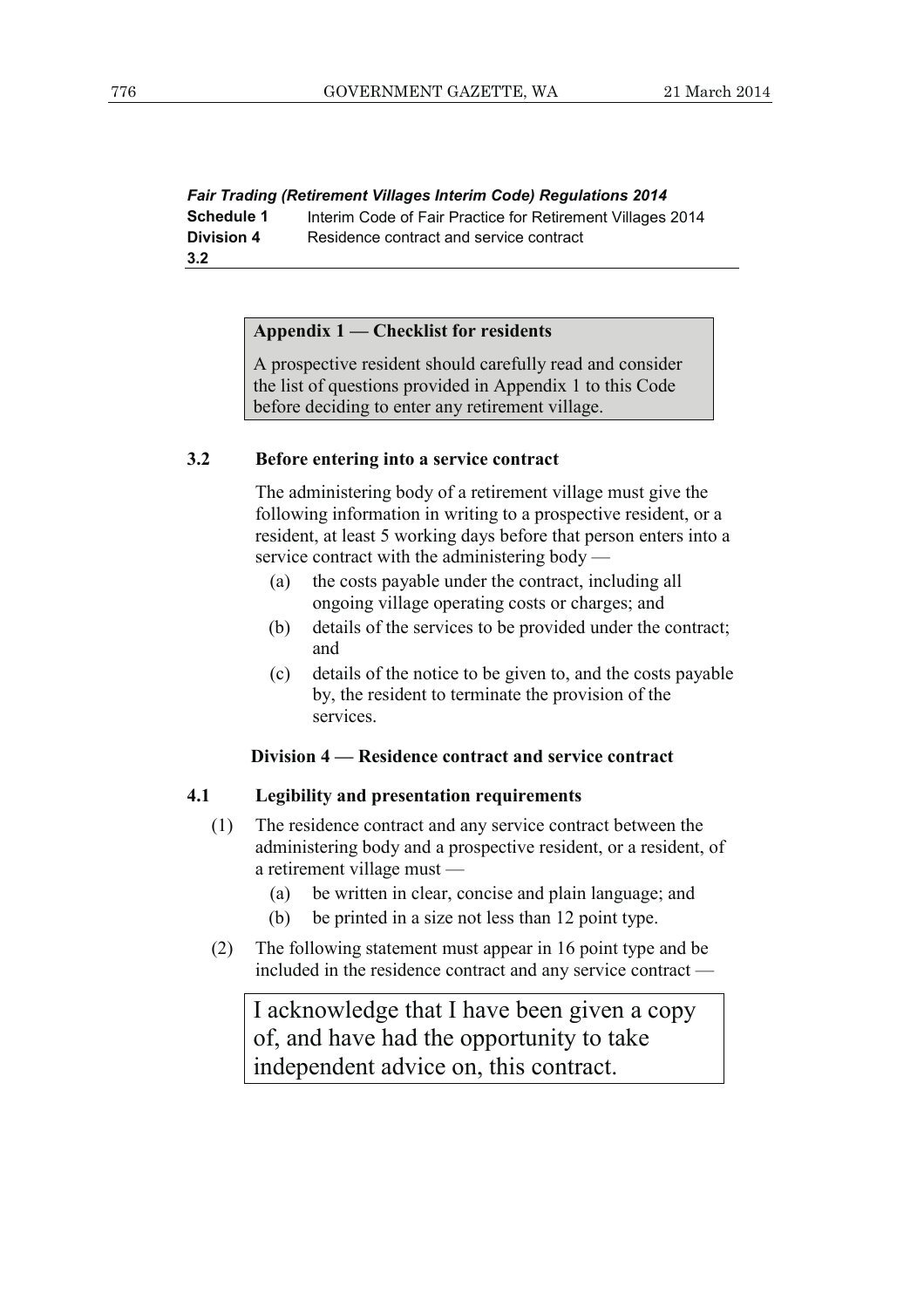**Appendix 1 — Checklist for residents**

A prospective resident should carefully read and consider the list of questions provided in Appendix 1 to this Code before deciding to enter any retirement village.

### 3.2 Before entering into a service contract

The administering body of a retirement village must give the following information in writing to a prospective resident, or a resident, at least 5 working days before that person enters into a service contract with the administering body —

(a) the costs payable under the contract, including all ongoing village operating costs or charges; and

(b) details of the services to be provided under the contract; and

(c) details of the notice to be given to, and the costs payable by, the resident to terminate the provision of the services.

## Division 4 — Residence contract and service contract

### 4.1 Legibility and presentation requirements

(1) The residence contract and any service contract between the administering body and a prospective resident, or a resident, of a retirement village must —

(a) be written in clear, concise and plain language; and

(b) be printed in a size not less than 12 point type.

(2) The following statement must appear in 16 point type and be included in the residence contract and any service contract —

> I acknowledge that I have been given a copy of, and have had the opportunity to take independent advice on, this contract.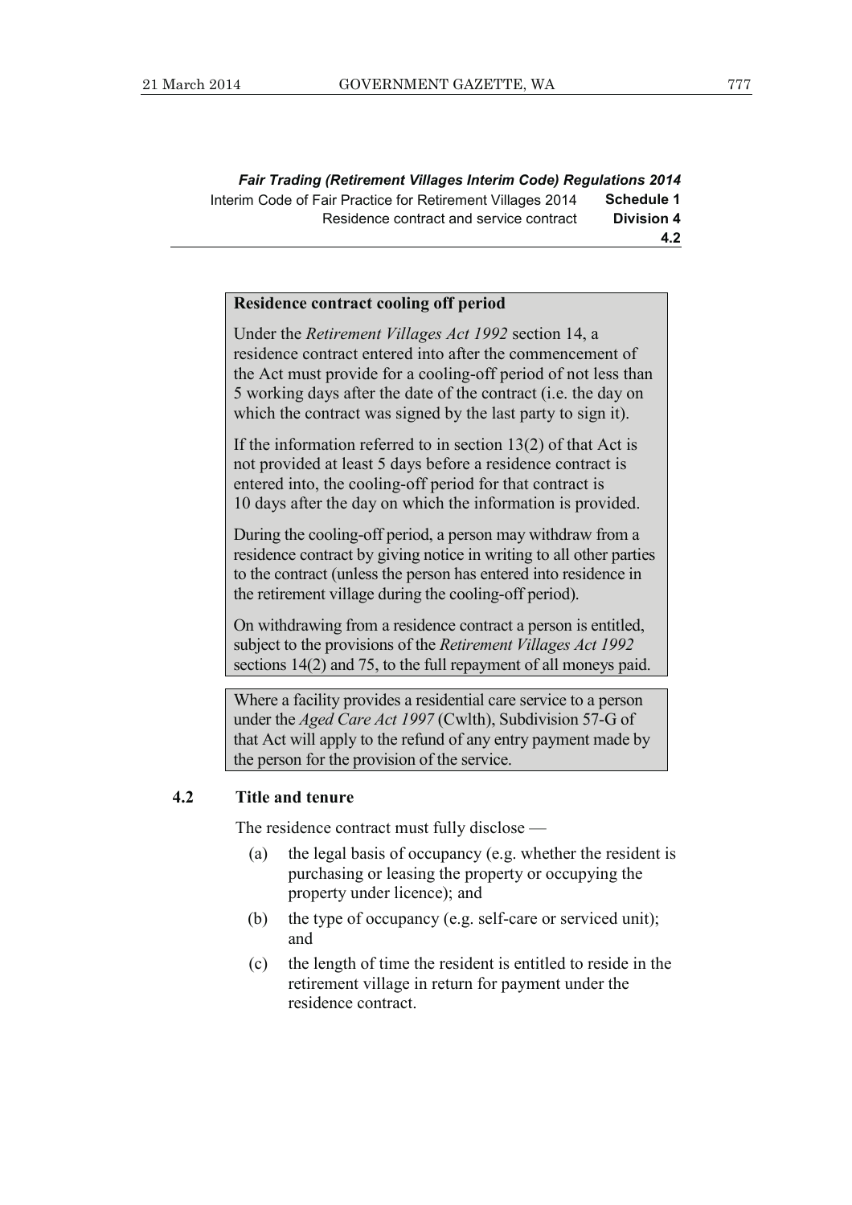**Residence contract cooling off period**

Under the *Retirement Villages Act 1992* section 14, a residence contract entered into after the commencement of the Act must provide for a cooling-off period of not less than 5 working days after the date of the contract (i.e. the day on which the contract was signed by the last party to sign it).

If the information referred to in section 13(2) of that Act is not provided at least 5 days before a residence contract is entered into, the cooling-off period for that contract is 10 days after the day on which the information is provided.

During the cooling-off period, a person may withdraw from a residence contract by giving notice in writing to all other parties to the contract (unless the person has entered into residence in the retirement village during the cooling-off period).

On withdrawing from a residence contract a person is entitled, subject to the provisions of the *Retirement Villages Act 1992* sections 14(2) and 75, to the full repayment of all moneys paid.

Where a facility provides a residential care service to a person under the *Aged Care Act 1997* (Cwlth), Subdivision 57-G of that Act will apply to the refund of any entry payment made by the person for the provision of the service.

## 4.2 Title and tenure

The residence contract must fully disclose —

(a) the legal basis of occupancy (e.g. whether the resident is purchasing or leasing the property or occupying the property under licence); and

(b) the type of occupancy (e.g. self-care or serviced unit); and

(c) the length of time the resident is entitled to reside in the retirement village in return for payment under the residence contract.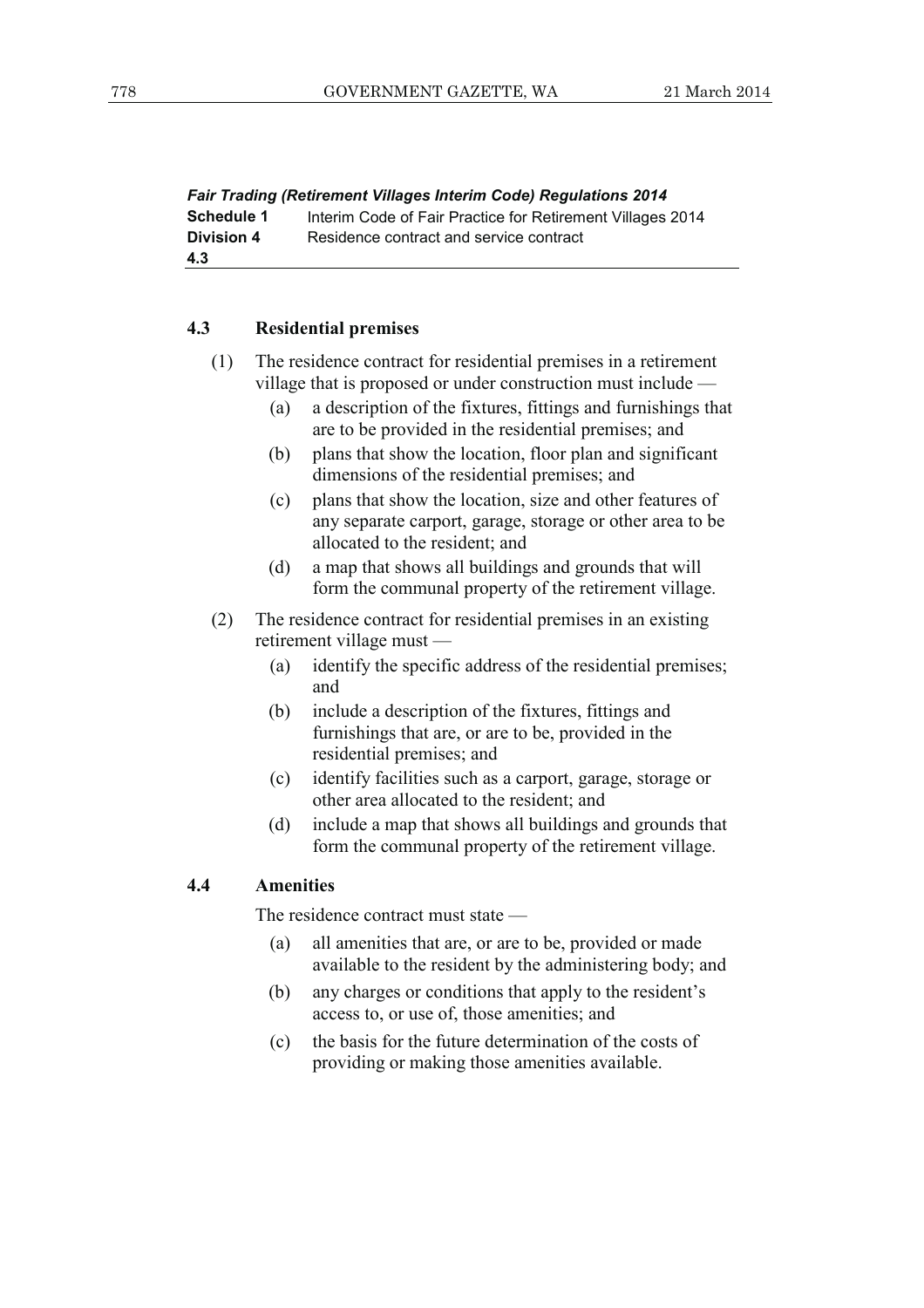### 4.3 Residential premises

(1) The residence contract for residential premises in a retirement village that is proposed or under construction must include —

(a) a description of the fixtures, fittings and furnishings that are to be provided in the residential premises; and

(b) plans that show the location, floor plan and significant dimensions of the residential premises; and

(c) plans that show the location, size and other features of any separate carport, garage, storage or other area to be allocated to the resident; and

(d) a map that shows all buildings and grounds that will form the communal property of the retirement village.

(2) The residence contract for residential premises in an existing retirement village must —

(a) identify the specific address of the residential premises; and

(b) include a description of the fixtures, fittings and furnishings that are, or are to be, provided in the residential premises; and

(c) identify facilities such as a carport, garage, storage or other area allocated to the resident; and

(d) include a map that shows all buildings and grounds that form the communal property of the retirement village.

### 4.4 Amenities

The residence contract must state —

(a) all amenities that are, or are to be, provided or made available to the resident by the administering body; and

(b) any charges or conditions that apply to the resident's access to, or use of, those amenities; and

(c) the basis for the future determination of the costs of providing or making those amenities available.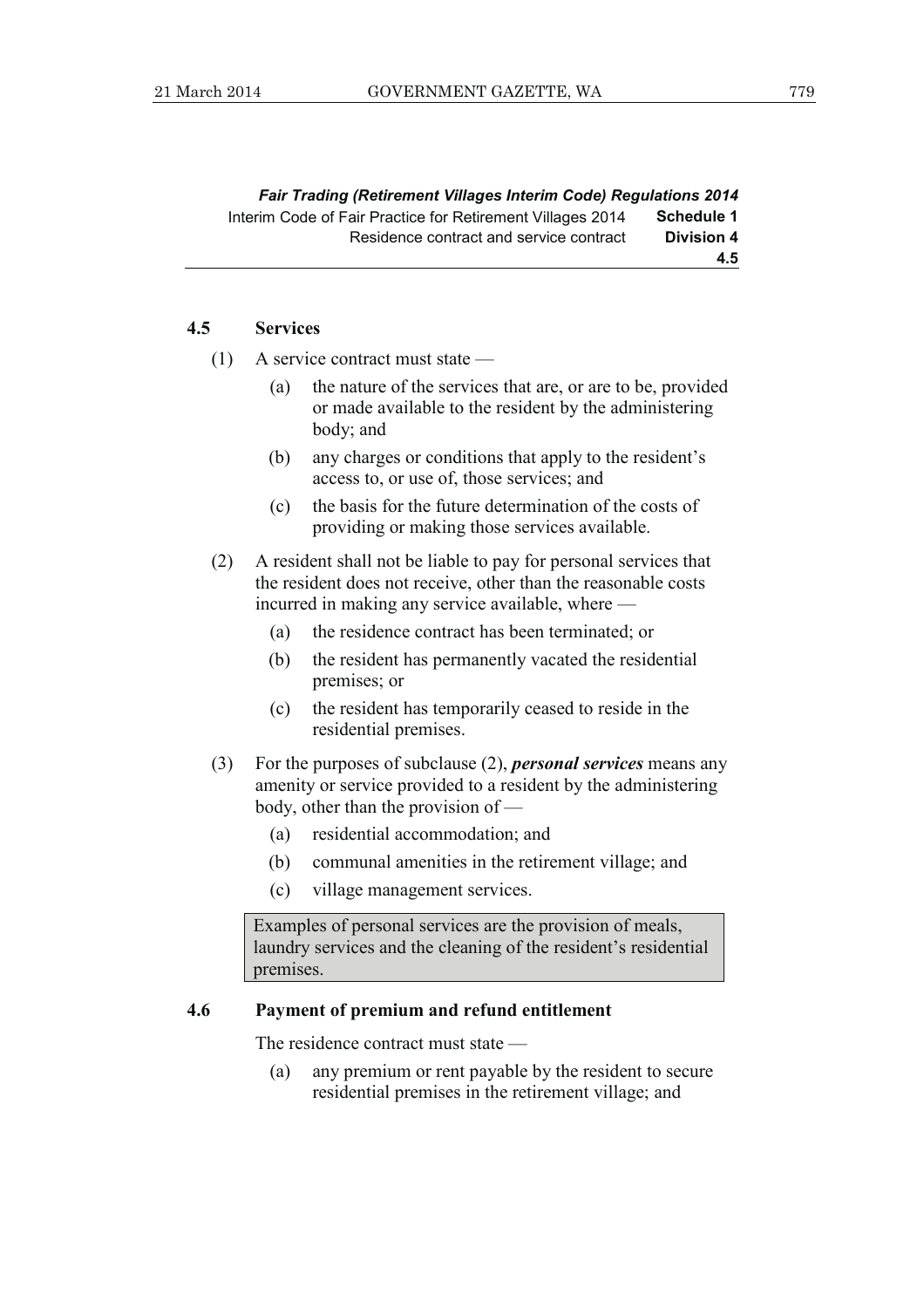### 4.5 Services

(1) A service contract must state —

- (a) the nature of the services that are, or are to be, provided or made available to the resident by the administering body; and
- (b) any charges or conditions that apply to the resident's access to, or use of, those services; and
- (c) the basis for the future determination of the costs of providing or making those services available.

(2) A resident shall not be liable to pay for personal services that the resident does not receive, other than the reasonable costs incurred in making any service available, where —

- (a) the residence contract has been terminated; or
- (b) the resident has permanently vacated the residential premises; or
- (c) the resident has temporarily ceased to reside in the residential premises.

(3) For the purposes of subclause (2), ***personal services*** means any amenity or service provided to a resident by the administering body, other than the provision of —

- (a) residential accommodation; and
- (b) communal amenities in the retirement village; and
- (c) village management services.

> Examples of personal services are the provision of meals, laundry services and the cleaning of the resident's residential premises.

### 4.6 Payment of premium and refund entitlement

The residence contract must state —

- (a) any premium or rent payable by the resident to secure residential premises in the retirement village; and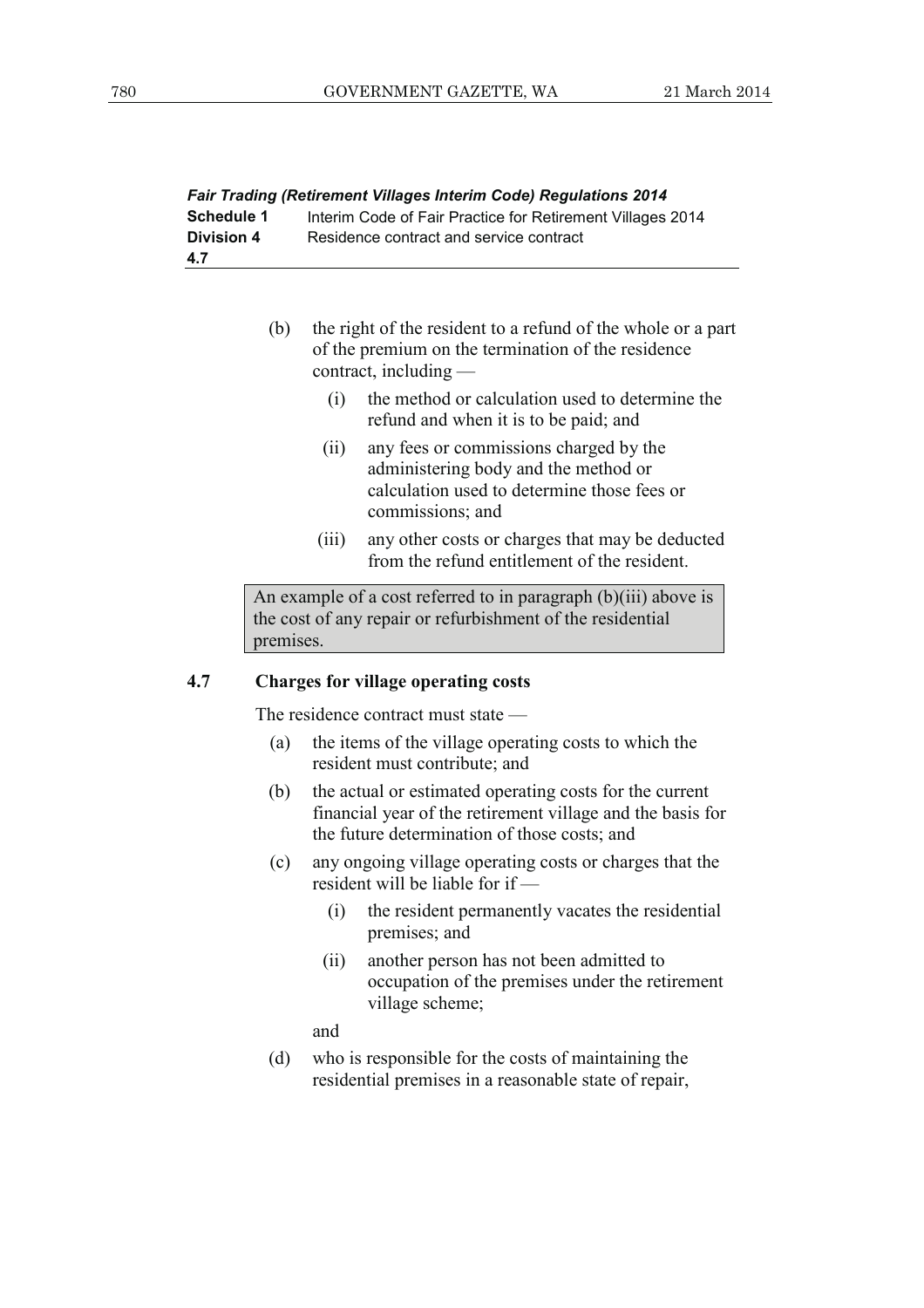(b) the right of the resident to a refund of the whole or a part of the premium on the termination of the residence contract, including —

  (i) the method or calculation used to determine the refund and when it is to be paid; and

  (ii) any fees or commissions charged by the administering body and the method or calculation used to determine those fees or commissions; and

  (iii) any other costs or charges that may be deducted from the refund entitlement of the resident.

> An example of a cost referred to in paragraph (b)(iii) above is the cost of any repair or refurbishment of the residential premises.

### 4.7 Charges for village operating costs

The residence contract must state —

(a) the items of the village operating costs to which the resident must contribute; and

(b) the actual or estimated operating costs for the current financial year of the retirement village and the basis for the future determination of those costs; and

(c) any ongoing village operating costs or charges that the resident will be liable for if —

  (i) the resident permanently vacates the residential premises; and

  (ii) another person has not been admitted to occupation of the premises under the retirement village scheme;

  and

(d) who is responsible for the costs of maintaining the residential premises in a reasonable state of repair,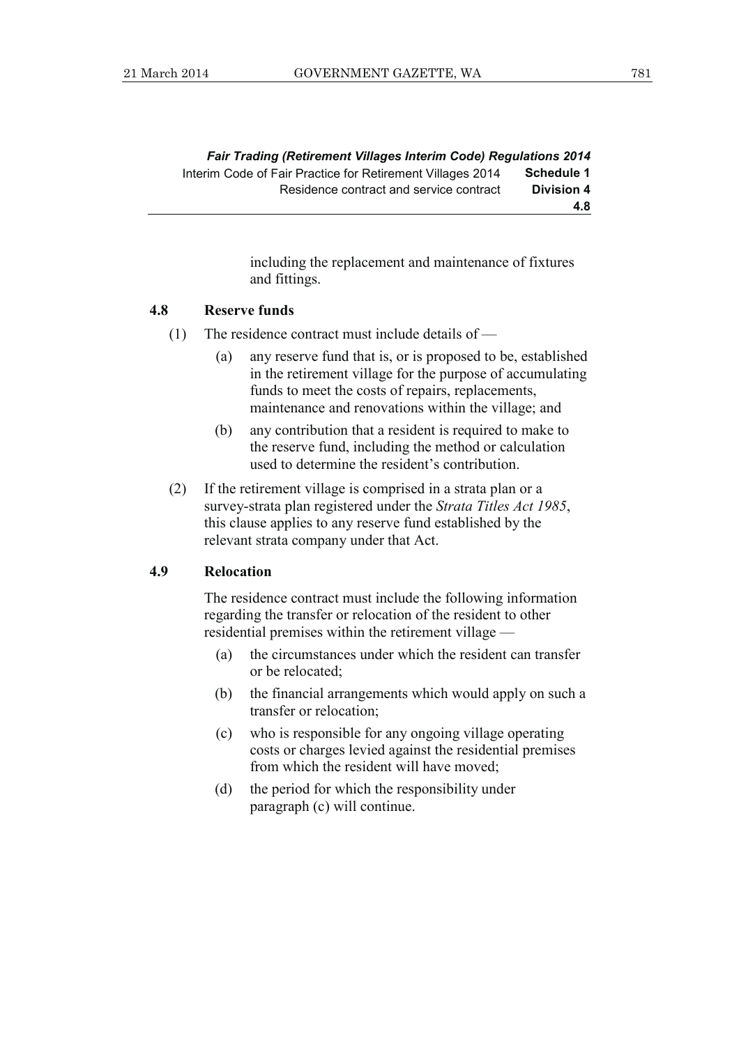including the replacement and maintenance of fixtures and fittings.

### 4.8 Reserve funds

(1) The residence contract must include details of —

  (a) any reserve fund that is, or is proposed to be, established in the retirement village for the purpose of accumulating funds to meet the costs of repairs, replacements, maintenance and renovations within the village; and

  (b) any contribution that a resident is required to make to the reserve fund, including the method or calculation used to determine the resident's contribution.

(2) If the retirement village is comprised in a strata plan or a survey-strata plan registered under the *Strata Titles Act 1985*, this clause applies to any reserve fund established by the relevant strata company under that Act.

### 4.9 Relocation

The residence contract must include the following information regarding the transfer or relocation of the resident to other residential premises within the retirement village —

  (a) the circumstances under which the resident can transfer or be relocated;

  (b) the financial arrangements which would apply on such a transfer or relocation;

  (c) who is responsible for any ongoing village operating costs or charges levied against the residential premises from which the resident will have moved;

  (d) the period for which the responsibility under paragraph (c) will continue.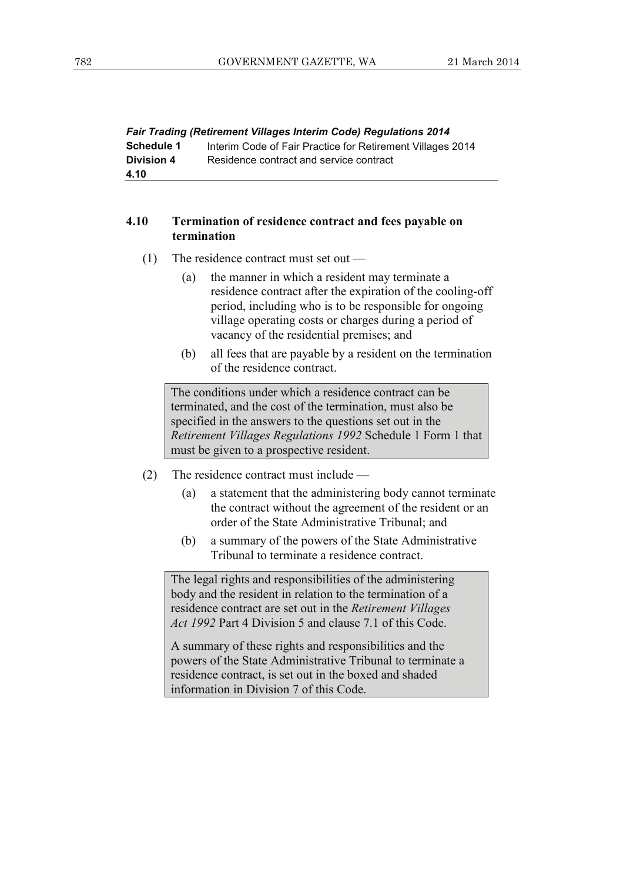### 4.10 Termination of residence contract and fees payable on termination

(1) The residence contract must set out —

(a) the manner in which a resident may terminate a residence contract after the expiration of the cooling-off period, including who is to be responsible for ongoing village operating costs or charges during a period of vacancy of the residential premises; and

(b) all fees that are payable by a resident on the termination of the residence contract.

> The conditions under which a residence contract can be terminated, and the cost of the termination, must also be specified in the answers to the questions set out in the *Retirement Villages Regulations 1992* Schedule 1 Form 1 that must be given to a prospective resident.

(2) The residence contract must include —

(a) a statement that the administering body cannot terminate the contract without the agreement of the resident or an order of the State Administrative Tribunal; and

(b) a summary of the powers of the State Administrative Tribunal to terminate a residence contract.

> The legal rights and responsibilities of the administering body and the resident in relation to the termination of a residence contract are set out in the *Retirement Villages Act 1992* Part 4 Division 5 and clause 7.1 of this Code.
>
> A summary of these rights and responsibilities and the powers of the State Administrative Tribunal to terminate a residence contract, is set out in the boxed and shaded information in Division 7 of this Code.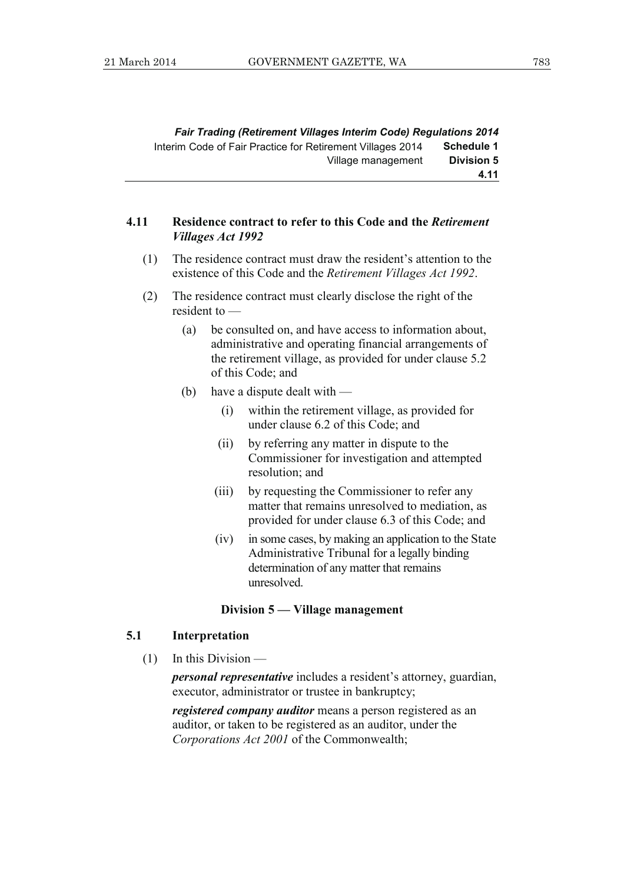### 4.11 Residence contract to refer to this Code and the *Retirement Villages Act 1992*

(1) The residence contract must draw the resident's attention to the existence of this Code and the *Retirement Villages Act 1992*.

(2) The residence contract must clearly disclose the right of the resident to —

- (a) be consulted on, and have access to information about, administrative and operating financial arrangements of the retirement village, as provided for under clause 5.2 of this Code; and
- (b) have a dispute dealt with —
  - (i) within the retirement village, as provided for under clause 6.2 of this Code; and
  - (ii) by referring any matter in dispute to the Commissioner for investigation and attempted resolution; and
  - (iii) by requesting the Commissioner to refer any matter that remains unresolved to mediation, as provided for under clause 6.3 of this Code; and
  - (iv) in some cases, by making an application to the State Administrative Tribunal for a legally binding determination of any matter that remains unresolved.

## Division 5 — Village management

### 5.1 Interpretation

(1) In this Division —

***personal representative*** includes a resident's attorney, guardian, executor, administrator or trustee in bankruptcy;

***registered company auditor*** means a person registered as an auditor, or taken to be registered as an auditor, under the *Corporations Act 2001* of the Commonwealth;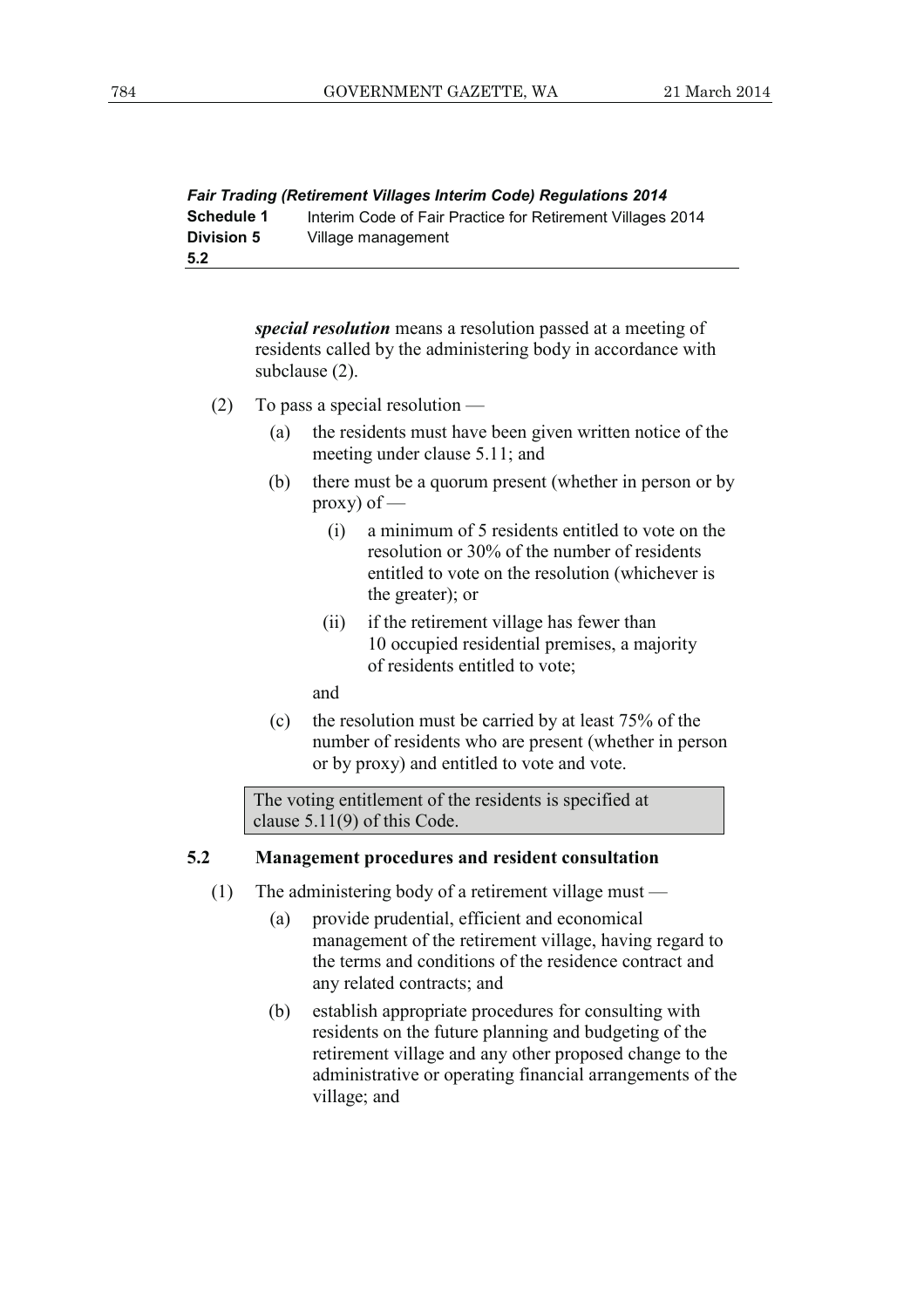***special resolution*** means a resolution passed at a meeting of residents called by the administering body in accordance with subclause (2).

(2) To pass a special resolution —

(a) the residents must have been given written notice of the meeting under clause 5.11; and

(b) there must be a quorum present (whether in person or by proxy) of —

(i) a minimum of 5 residents entitled to vote on the resolution or 30% of the number of residents entitled to vote on the resolution (whichever is the greater); or

(ii) if the retirement village has fewer than 10 occupied residential premises, a majority of residents entitled to vote;

and

(c) the resolution must be carried by at least 75% of the number of residents who are present (whether in person or by proxy) and entitled to vote and vote.

> The voting entitlement of the residents is specified at clause 5.11(9) of this Code.

### 5.2 Management procedures and resident consultation

(1) The administering body of a retirement village must —

(a) provide prudential, efficient and economical management of the retirement village, having regard to the terms and conditions of the residence contract and any related contracts; and

(b) establish appropriate procedures for consulting with residents on the future planning and budgeting of the retirement village and any other proposed change to the administrative or operating financial arrangements of the village; and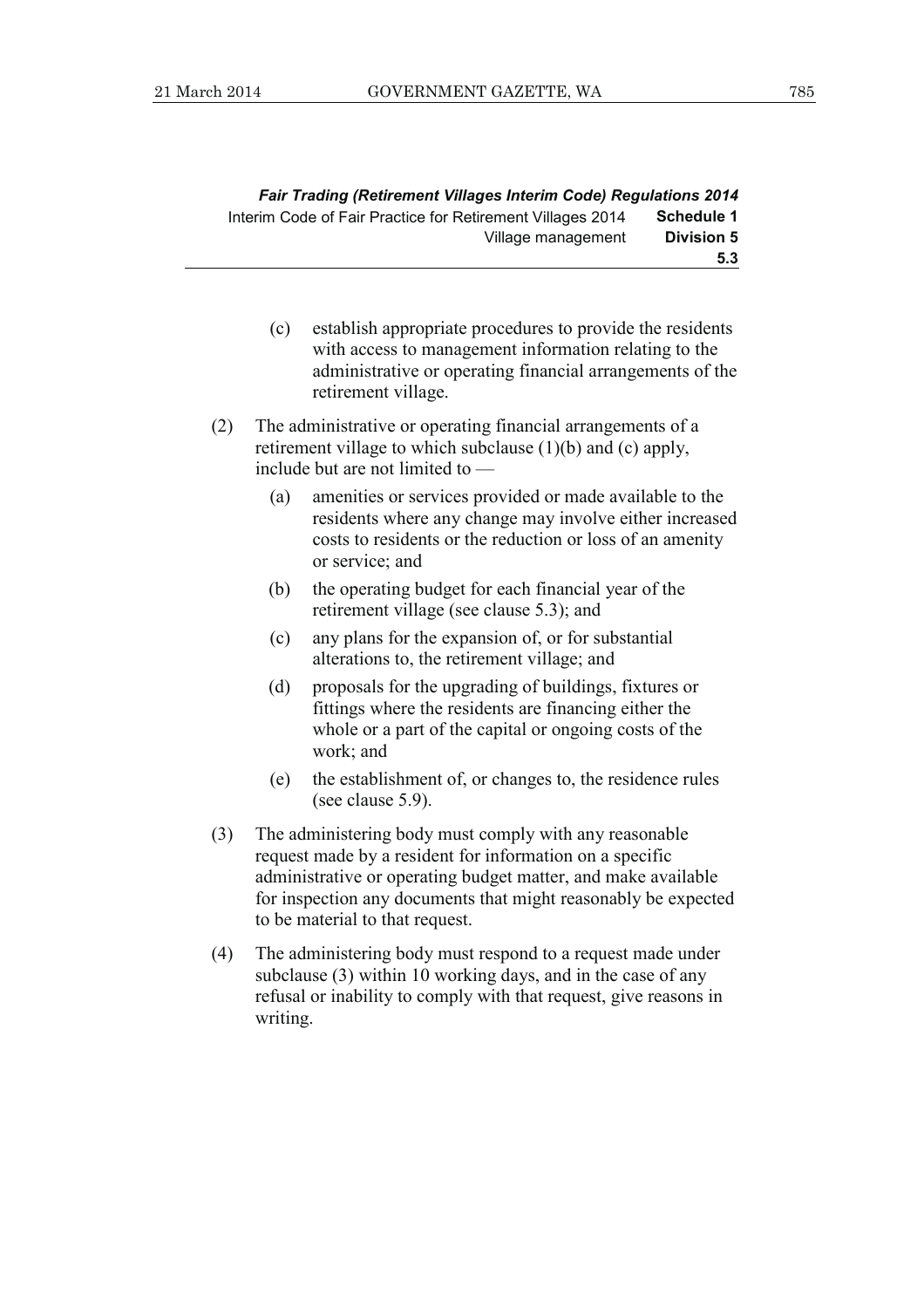(c) establish appropriate procedures to provide the residents with access to management information relating to the administrative or operating financial arrangements of the retirement village.

(2) The administrative or operating financial arrangements of a retirement village to which subclause (1)(b) and (c) apply, include but are not limited to —

(a) amenities or services provided or made available to the residents where any change may involve either increased costs to residents or the reduction or loss of an amenity or service; and

(b) the operating budget for each financial year of the retirement village (see clause 5.3); and

(c) any plans for the expansion of, or for substantial alterations to, the retirement village; and

(d) proposals for the upgrading of buildings, fixtures or fittings where the residents are financing either the whole or a part of the capital or ongoing costs of the work; and

(e) the establishment of, or changes to, the residence rules (see clause 5.9).

(3) The administering body must comply with any reasonable request made by a resident for information on a specific administrative or operating budget matter, and make available for inspection any documents that might reasonably be expected to be material to that request.

(4) The administering body must respond to a request made under subclause (3) within 10 working days, and in the case of any refusal or inability to comply with that request, give reasons in writing.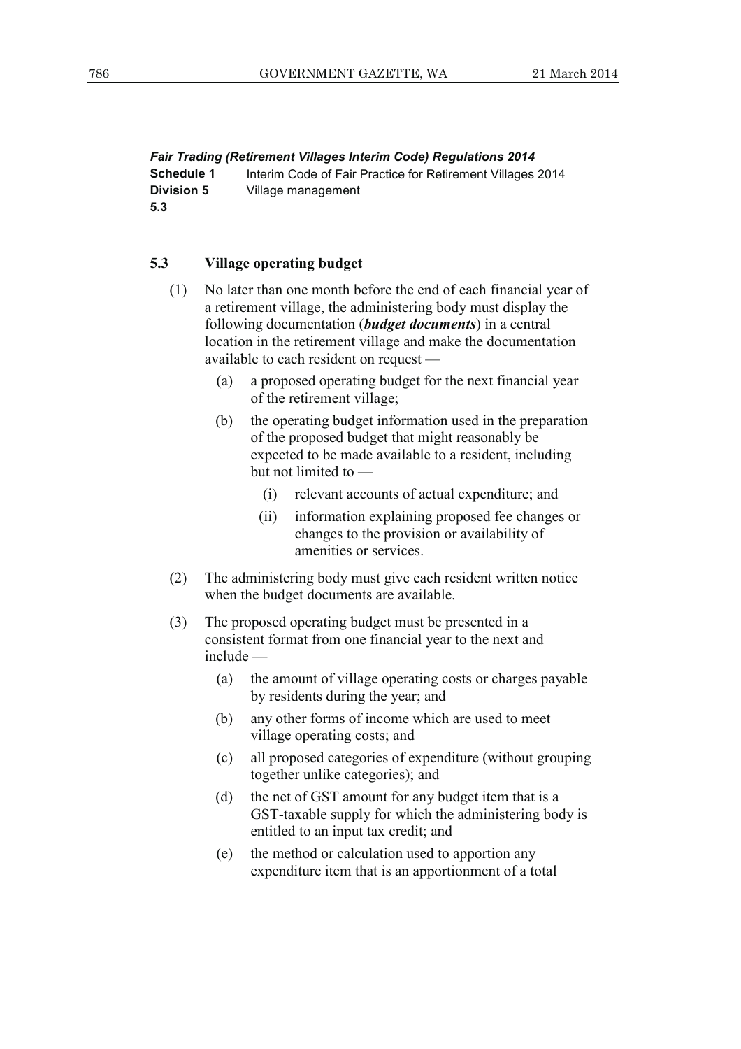### 5.3 Village operating budget

(1) No later than one month before the end of each financial year of a retirement village, the administering body must display the following documentation (***budget documents***) in a central location in the retirement village and make the documentation available to each resident on request —

(a) a proposed operating budget for the next financial year of the retirement village;

(b) the operating budget information used in the preparation of the proposed budget that might reasonably be expected to be made available to a resident, including but not limited to —

(i) relevant accounts of actual expenditure; and

(ii) information explaining proposed fee changes or changes to the provision or availability of amenities or services.

(2) The administering body must give each resident written notice when the budget documents are available.

(3) The proposed operating budget must be presented in a consistent format from one financial year to the next and include —

(a) the amount of village operating costs or charges payable by residents during the year; and

(b) any other forms of income which are used to meet village operating costs; and

(c) all proposed categories of expenditure (without grouping together unlike categories); and

(d) the net of GST amount for any budget item that is a GST-taxable supply for which the administering body is entitled to an input tax credit; and

(e) the method or calculation used to apportion any expenditure item that is an apportionment of a total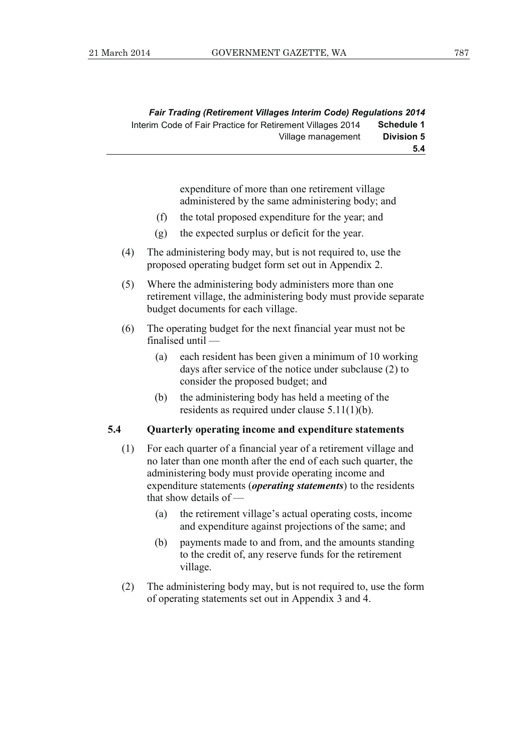expenditure of more than one retirement village administered by the same administering body; and

(f) the total proposed expenditure for the year; and

(g) the expected surplus or deficit for the year.

(4) The administering body may, but is not required to, use the proposed operating budget form set out in Appendix 2.

(5) Where the administering body administers more than one retirement village, the administering body must provide separate budget documents for each village.

(6) The operating budget for the next financial year must not be finalised until —

(a) each resident has been given a minimum of 10 working days after service of the notice under subclause (2) to consider the proposed budget; and

(b) the administering body has held a meeting of the residents as required under clause 5.11(1)(b).

### 5.4 Quarterly operating income and expenditure statements

(1) For each quarter of a financial year of a retirement village and no later than one month after the end of each such quarter, the administering body must provide operating income and expenditure statements (***operating statements***) to the residents that show details of —

(a) the retirement village's actual operating costs, income and expenditure against projections of the same; and

(b) payments made to and from, and the amounts standing to the credit of, any reserve funds for the retirement village.

(2) The administering body may, but is not required to, use the form of operating statements set out in Appendix 3 and 4.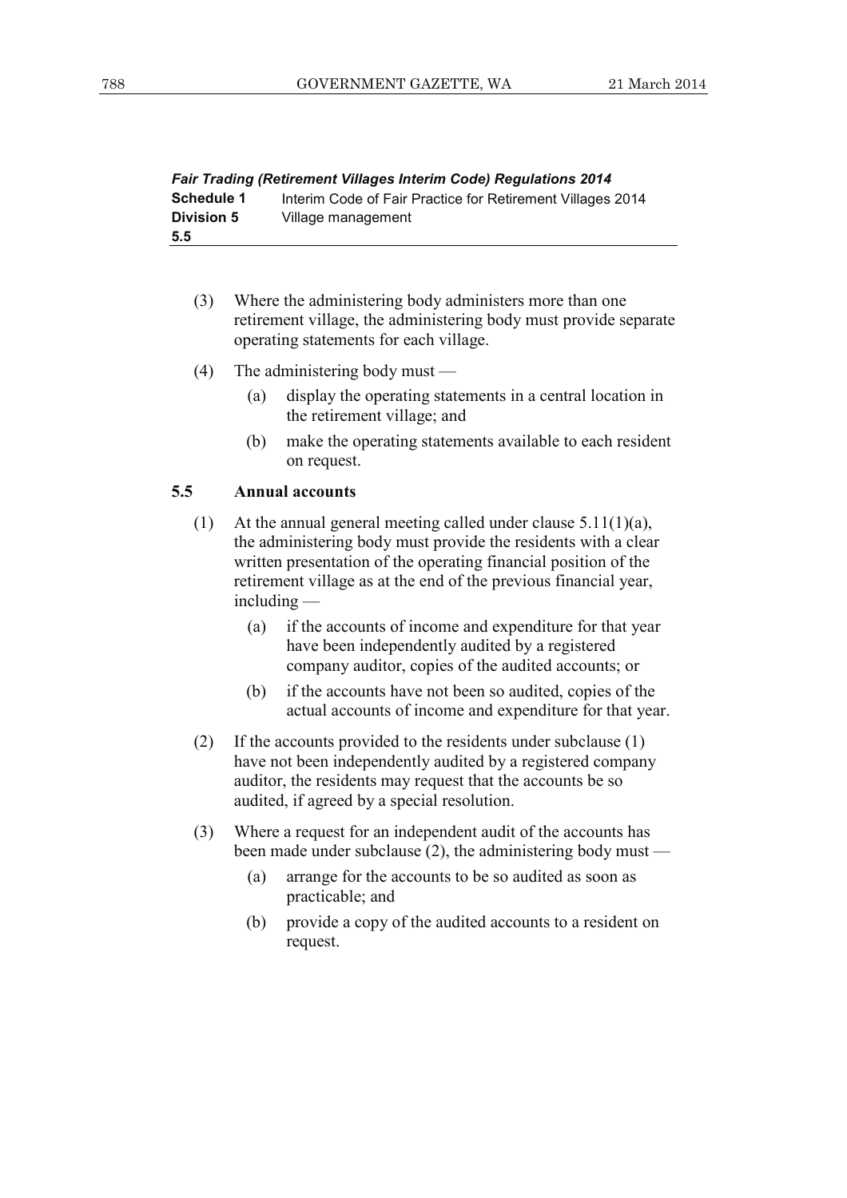(3) Where the administering body administers more than one retirement village, the administering body must provide separate operating statements for each village.

(4) The administering body must —

  (a) display the operating statements in a central location in the retirement village; and

  (b) make the operating statements available to each resident on request.

## 5.5 Annual accounts

(1) At the annual general meeting called under clause 5.11(1)(a), the administering body must provide the residents with a clear written presentation of the operating financial position of the retirement village as at the end of the previous financial year, including —

  (a) if the accounts of income and expenditure for that year have been independently audited by a registered company auditor, copies of the audited accounts; or

  (b) if the accounts have not been so audited, copies of the actual accounts of income and expenditure for that year.

(2) If the accounts provided to the residents under subclause (1) have not been independently audited by a registered company auditor, the residents may request that the accounts be so audited, if agreed by a special resolution.

(3) Where a request for an independent audit of the accounts has been made under subclause (2), the administering body must —

  (a) arrange for the accounts to be so audited as soon as practicable; and

  (b) provide a copy of the audited accounts to a resident on request.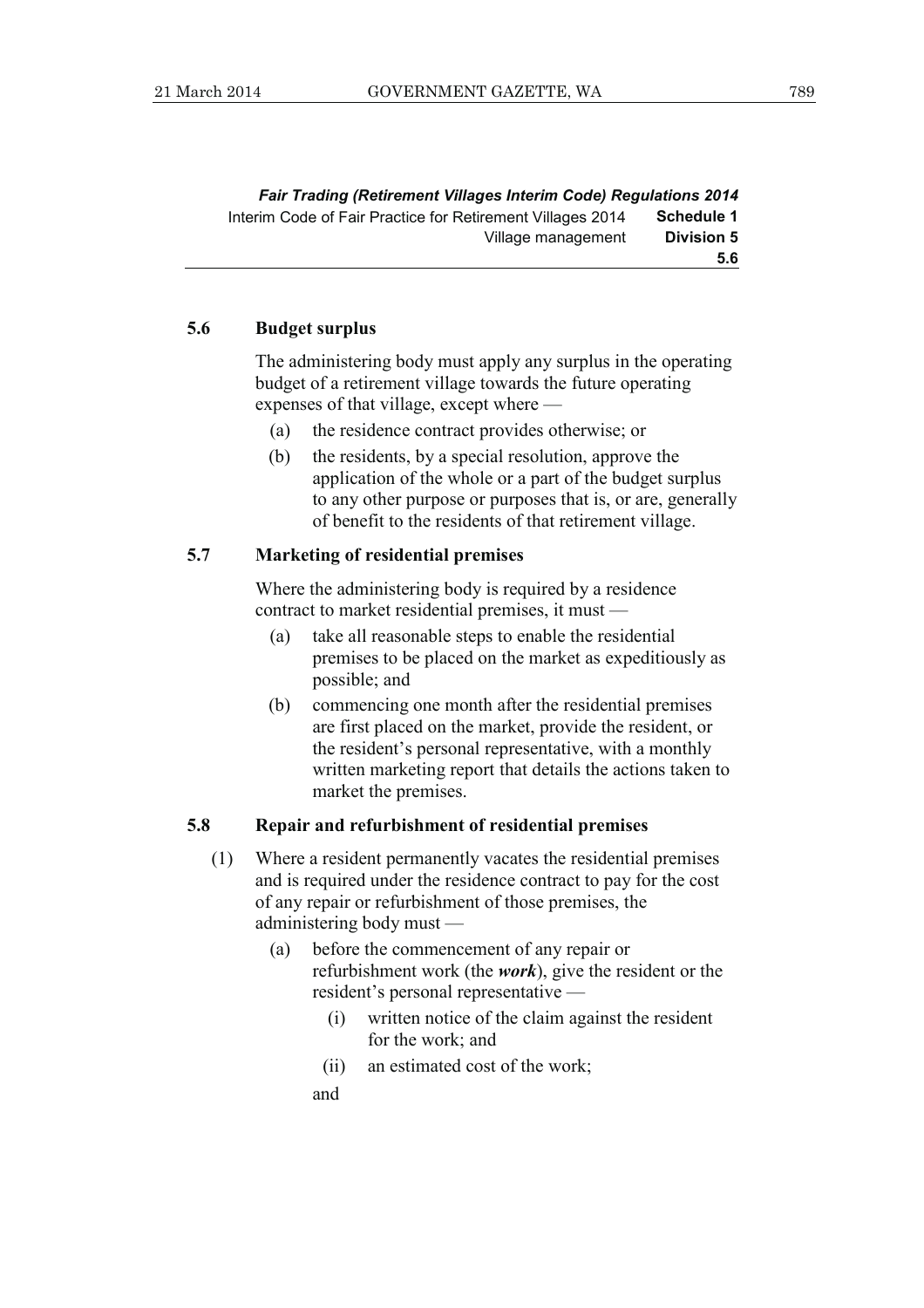### 5.6 Budget surplus

The administering body must apply any surplus in the operating budget of a retirement village towards the future operating expenses of that village, except where —

- (a) the residence contract provides otherwise; or
- (b) the residents, by a special resolution, approve the application of the whole or a part of the budget surplus to any other purpose or purposes that is, or are, generally of benefit to the residents of that retirement village.

### 5.7 Marketing of residential premises

Where the administering body is required by a residence contract to market residential premises, it must —

- (a) take all reasonable steps to enable the residential premises to be placed on the market as expeditiously as possible; and
- (b) commencing one month after the residential premises are first placed on the market, provide the resident, or the resident's personal representative, with a monthly written marketing report that details the actions taken to market the premises.

### 5.8 Repair and refurbishment of residential premises

(1) Where a resident permanently vacates the residential premises and is required under the residence contract to pay for the cost of any repair or refurbishment of those premises, the administering body must —

- (a) before the commencement of any repair or refurbishment work (the ***work***), give the resident or the resident's personal representative —
  - (i) written notice of the claim against the resident for the work; and
  - (ii) an estimated cost of the work;

  and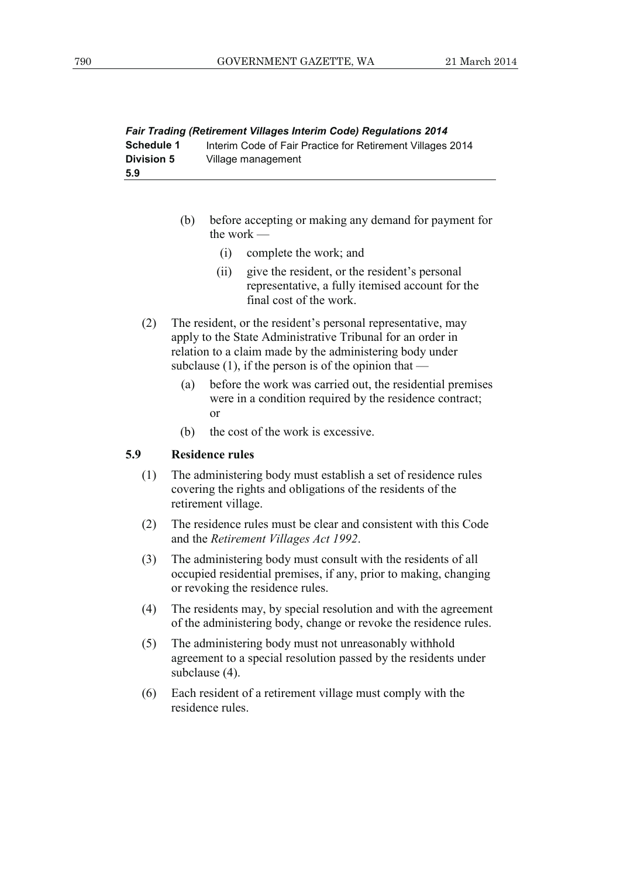(b) before accepting or making any demand for payment for the work —

  (i) complete the work; and

  (ii) give the resident, or the resident's personal representative, a fully itemised account for the final cost of the work.

(2) The resident, or the resident's personal representative, may apply to the State Administrative Tribunal for an order in relation to a claim made by the administering body under subclause (1), if the person is of the opinion that —

  (a) before the work was carried out, the residential premises were in a condition required by the residence contract; or

  (b) the cost of the work is excessive.

### 5.9 Residence rules

(1) The administering body must establish a set of residence rules covering the rights and obligations of the residents of the retirement village.

(2) The residence rules must be clear and consistent with this Code and the *Retirement Villages Act 1992*.

(3) The administering body must consult with the residents of all occupied residential premises, if any, prior to making, changing or revoking the residence rules.

(4) The residents may, by special resolution and with the agreement of the administering body, change or revoke the residence rules.

(5) The administering body must not unreasonably withhold agreement to a special resolution passed by the residents under subclause (4).

(6) Each resident of a retirement village must comply with the residence rules.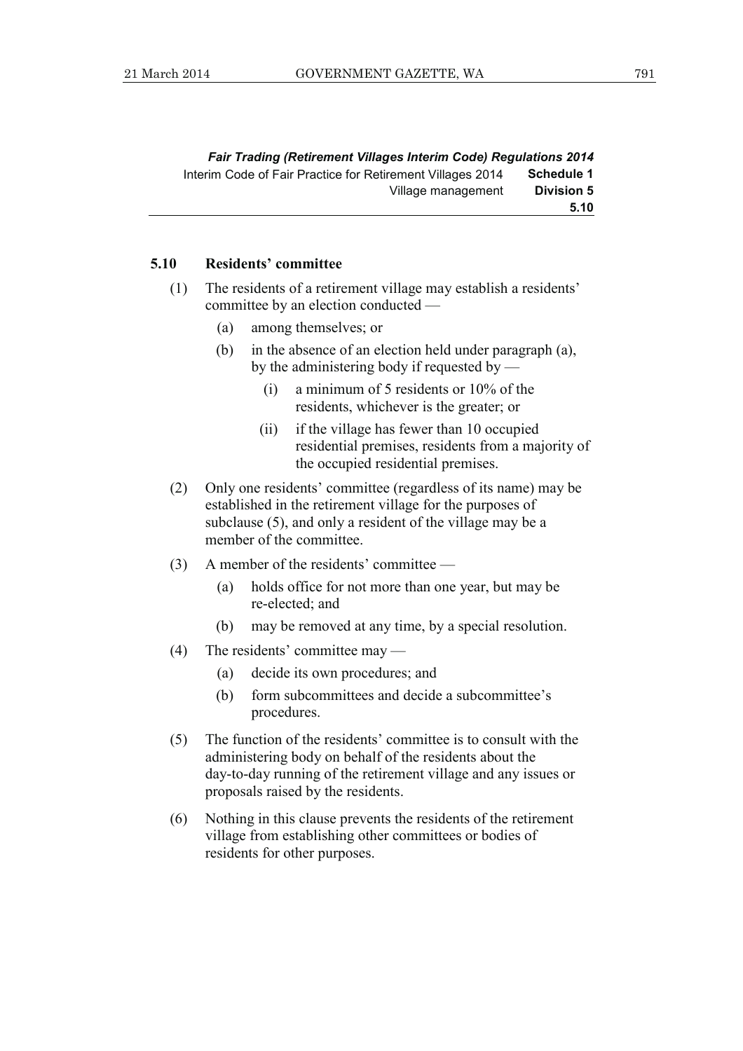### 5.10 Residents' committee

(1) The residents of a retirement village may establish a residents' committee by an election conducted —

(a) among themselves; or

(b) in the absence of an election held under paragraph (a), by the administering body if requested by —

(i) a minimum of 5 residents or 10% of the residents, whichever is the greater; or

(ii) if the village has fewer than 10 occupied residential premises, residents from a majority of the occupied residential premises.

(2) Only one residents' committee (regardless of its name) may be established in the retirement village for the purposes of subclause (5), and only a resident of the village may be a member of the committee.

(3) A member of the residents' committee —

(a) holds office for not more than one year, but may be re-elected; and

(b) may be removed at any time, by a special resolution.

(4) The residents' committee may —

(a) decide its own procedures; and

(b) form subcommittees and decide a subcommittee's procedures.

(5) The function of the residents' committee is to consult with the administering body on behalf of the residents about the day-to-day running of the retirement village and any issues or proposals raised by the residents.

(6) Nothing in this clause prevents the residents of the retirement village from establishing other committees or bodies of residents for other purposes.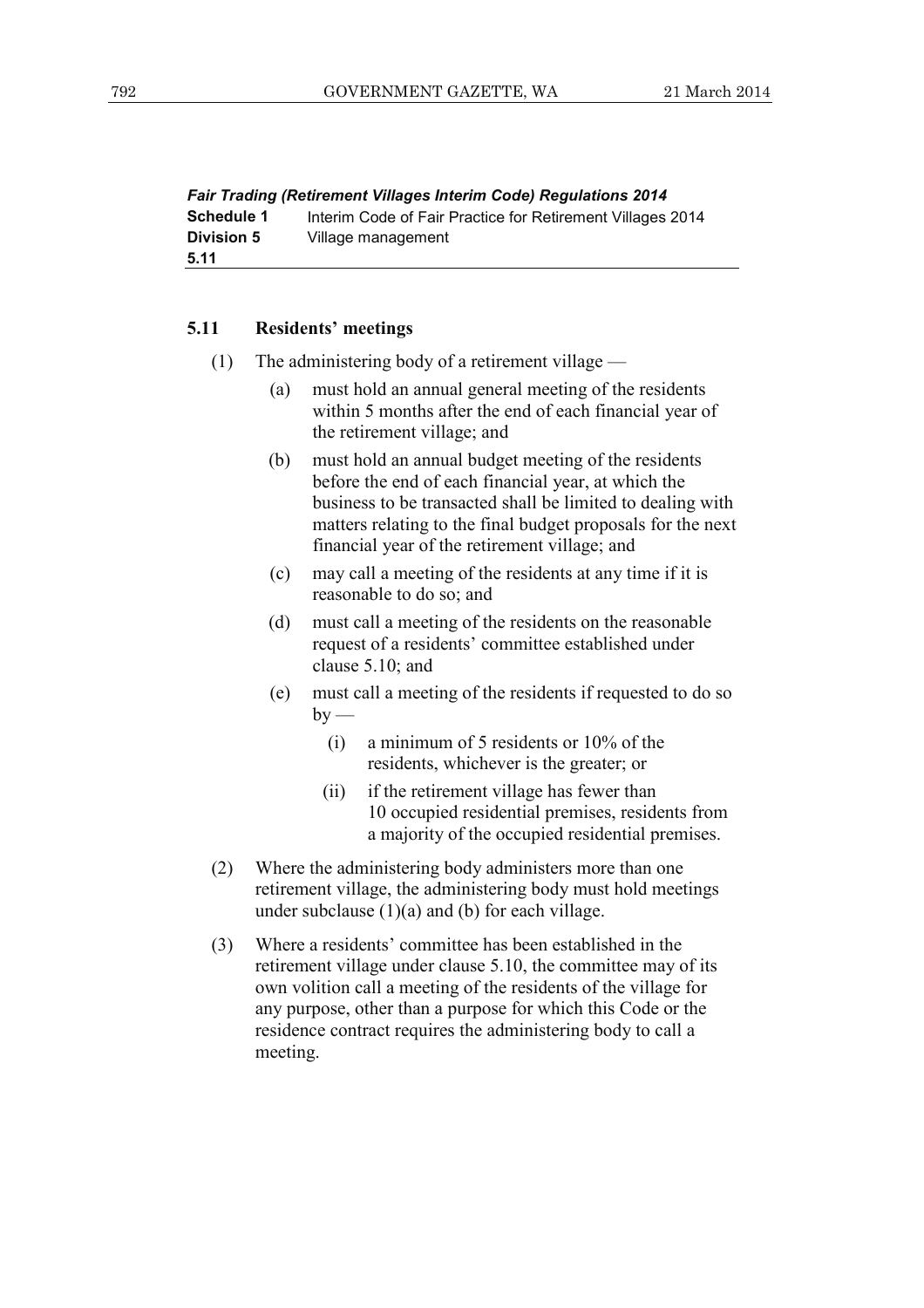### 5.11 Residents' meetings

(1) The administering body of a retirement village —

(a) must hold an annual general meeting of the residents within 5 months after the end of each financial year of the retirement village; and

(b) must hold an annual budget meeting of the residents before the end of each financial year, at which the business to be transacted shall be limited to dealing with matters relating to the final budget proposals for the next financial year of the retirement village; and

(c) may call a meeting of the residents at any time if it is reasonable to do so; and

(d) must call a meeting of the residents on the reasonable request of a residents' committee established under clause 5.10; and

(e) must call a meeting of the residents if requested to do so by —

(i) a minimum of 5 residents or 10% of the residents, whichever is the greater; or

(ii) if the retirement village has fewer than 10 occupied residential premises, residents from a majority of the occupied residential premises.

(2) Where the administering body administers more than one retirement village, the administering body must hold meetings under subclause (1)(a) and (b) for each village.

(3) Where a residents' committee has been established in the retirement village under clause 5.10, the committee may of its own volition call a meeting of the residents of the village for any purpose, other than a purpose for which this Code or the residence contract requires the administering body to call a meeting.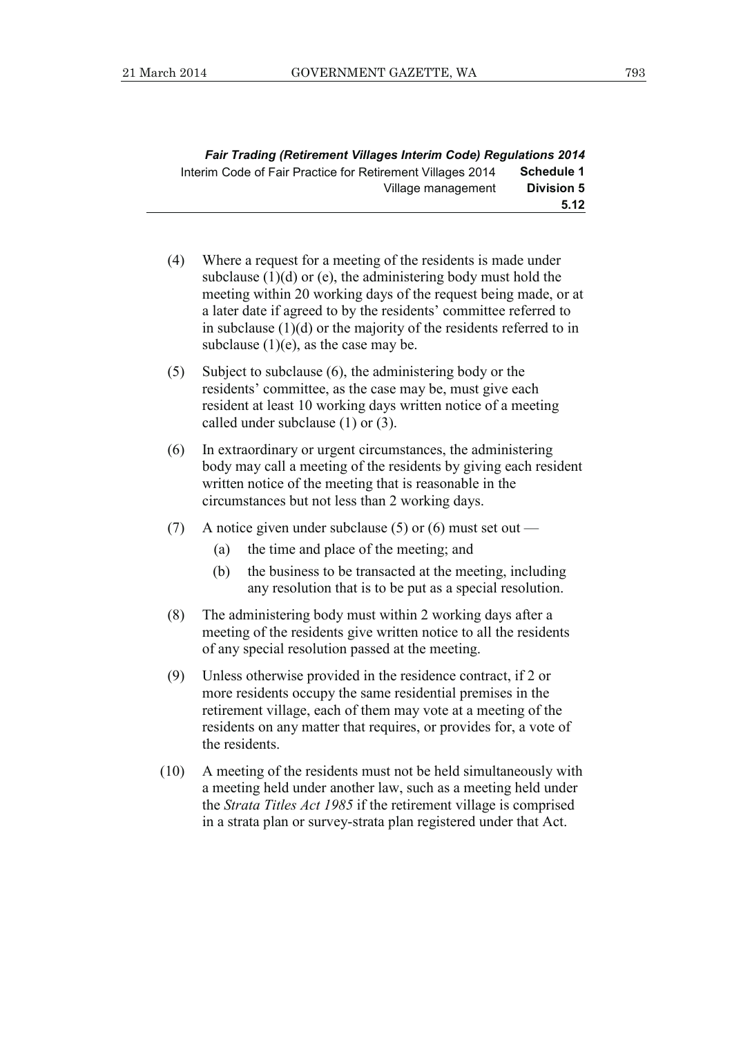(4) Where a request for a meeting of the residents is made under subclause (1)(d) or (e), the administering body must hold the meeting within 20 working days of the request being made, or at a later date if agreed to by the residents' committee referred to in subclause (1)(d) or the majority of the residents referred to in subclause (1)(e), as the case may be.

(5) Subject to subclause (6), the administering body or the residents' committee, as the case may be, must give each resident at least 10 working days written notice of a meeting called under subclause (1) or (3).

(6) In extraordinary or urgent circumstances, the administering body may call a meeting of the residents by giving each resident written notice of the meeting that is reasonable in the circumstances but not less than 2 working days.

(7) A notice given under subclause (5) or (6) must set out —

  (a) the time and place of the meeting; and

  (b) the business to be transacted at the meeting, including any resolution that is to be put as a special resolution.

(8) The administering body must within 2 working days after a meeting of the residents give written notice to all the residents of any special resolution passed at the meeting.

(9) Unless otherwise provided in the residence contract, if 2 or more residents occupy the same residential premises in the retirement village, each of them may vote at a meeting of the residents on any matter that requires, or provides for, a vote of the residents.

(10) A meeting of the residents must not be held simultaneously with a meeting held under another law, such as a meeting held under the *Strata Titles Act 1985* if the retirement village is comprised in a strata plan or survey-strata plan registered under that Act.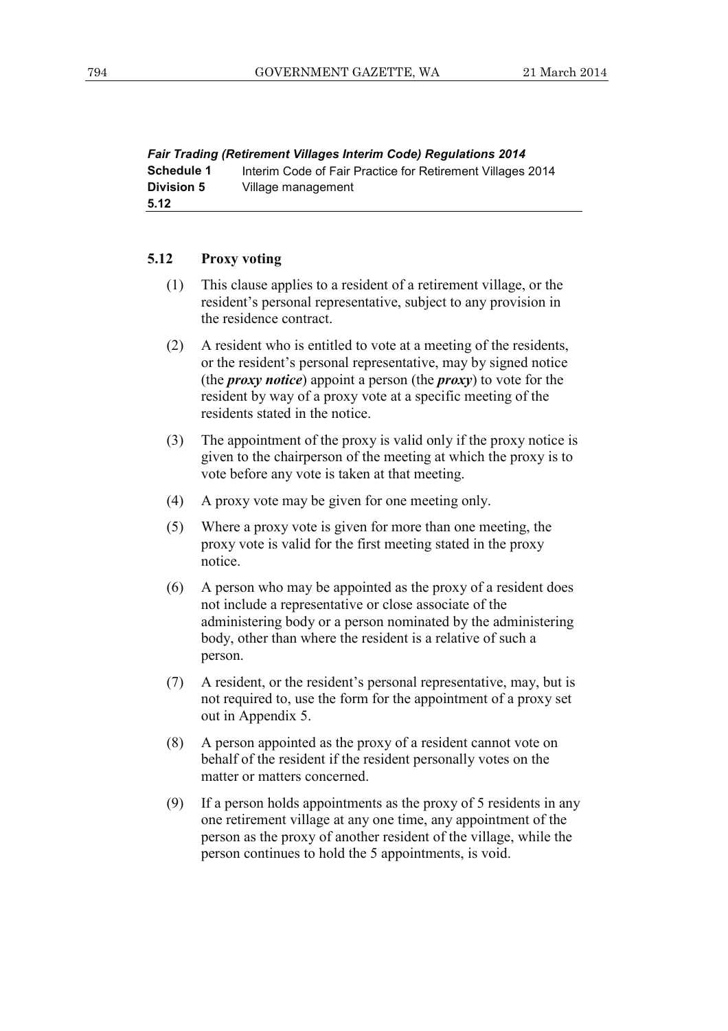#### 5.12 Proxy voting

(1) This clause applies to a resident of a retirement village, or the resident's personal representative, subject to any provision in the residence contract.

(2) A resident who is entitled to vote at a meeting of the residents, or the resident's personal representative, may by signed notice (the ***proxy notice***) appoint a person (the ***proxy***) to vote for the resident by way of a proxy vote at a specific meeting of the residents stated in the notice.

(3) The appointment of the proxy is valid only if the proxy notice is given to the chairperson of the meeting at which the proxy is to vote before any vote is taken at that meeting.

(4) A proxy vote may be given for one meeting only.

(5) Where a proxy vote is given for more than one meeting, the proxy vote is valid for the first meeting stated in the proxy notice.

(6) A person who may be appointed as the proxy of a resident does not include a representative or close associate of the administering body or a person nominated by the administering body, other than where the resident is a relative of such a person.

(7) A resident, or the resident's personal representative, may, but is not required to, use the form for the appointment of a proxy set out in Appendix 5.

(8) A person appointed as the proxy of a resident cannot vote on behalf of the resident if the resident personally votes on the matter or matters concerned.

(9) If a person holds appointments as the proxy of 5 residents in any one retirement village at any one time, any appointment of the person as the proxy of another resident of the village, while the person continues to hold the 5 appointments, is void.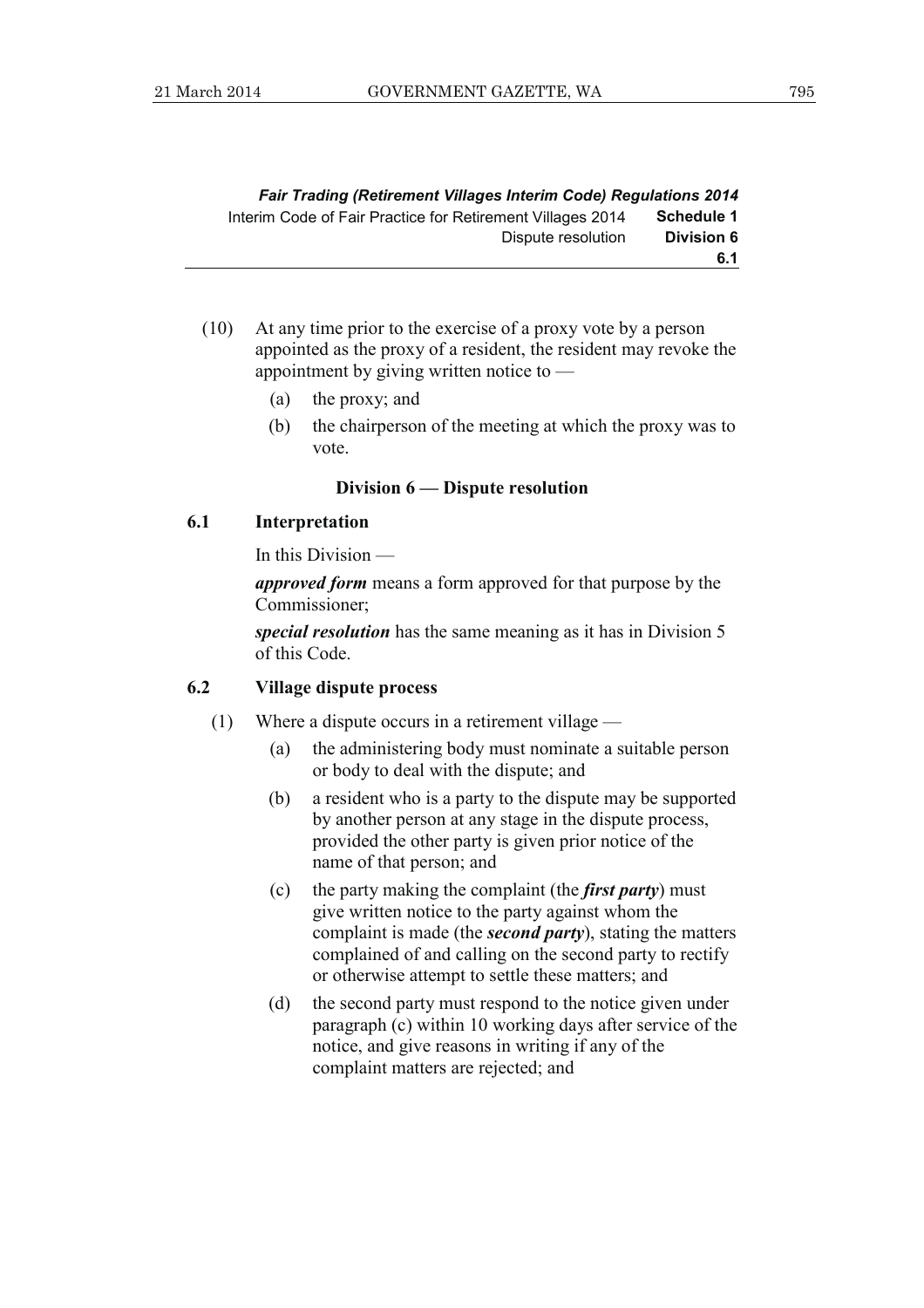(10) At any time prior to the exercise of a proxy vote by a person appointed as the proxy of a resident, the resident may revoke the appointment by giving written notice to —

(a) the proxy; and

(b) the chairperson of the meeting at which the proxy was to vote.

## Division 6 — Dispute resolution

### 6.1 Interpretation

In this Division —

***approved form*** means a form approved for that purpose by the Commissioner;

***special resolution*** has the same meaning as it has in Division 5 of this Code.

### 6.2 Village dispute process

(1) Where a dispute occurs in a retirement village —

(a) the administering body must nominate a suitable person or body to deal with the dispute; and

(b) a resident who is a party to the dispute may be supported by another person at any stage in the dispute process, provided the other party is given prior notice of the name of that person; and

(c) the party making the complaint (the ***first party***) must give written notice to the party against whom the complaint is made (the ***second party***), stating the matters complained of and calling on the second party to rectify or otherwise attempt to settle these matters; and

(d) the second party must respond to the notice given under paragraph (c) within 10 working days after service of the notice, and give reasons in writing if any of the complaint matters are rejected; and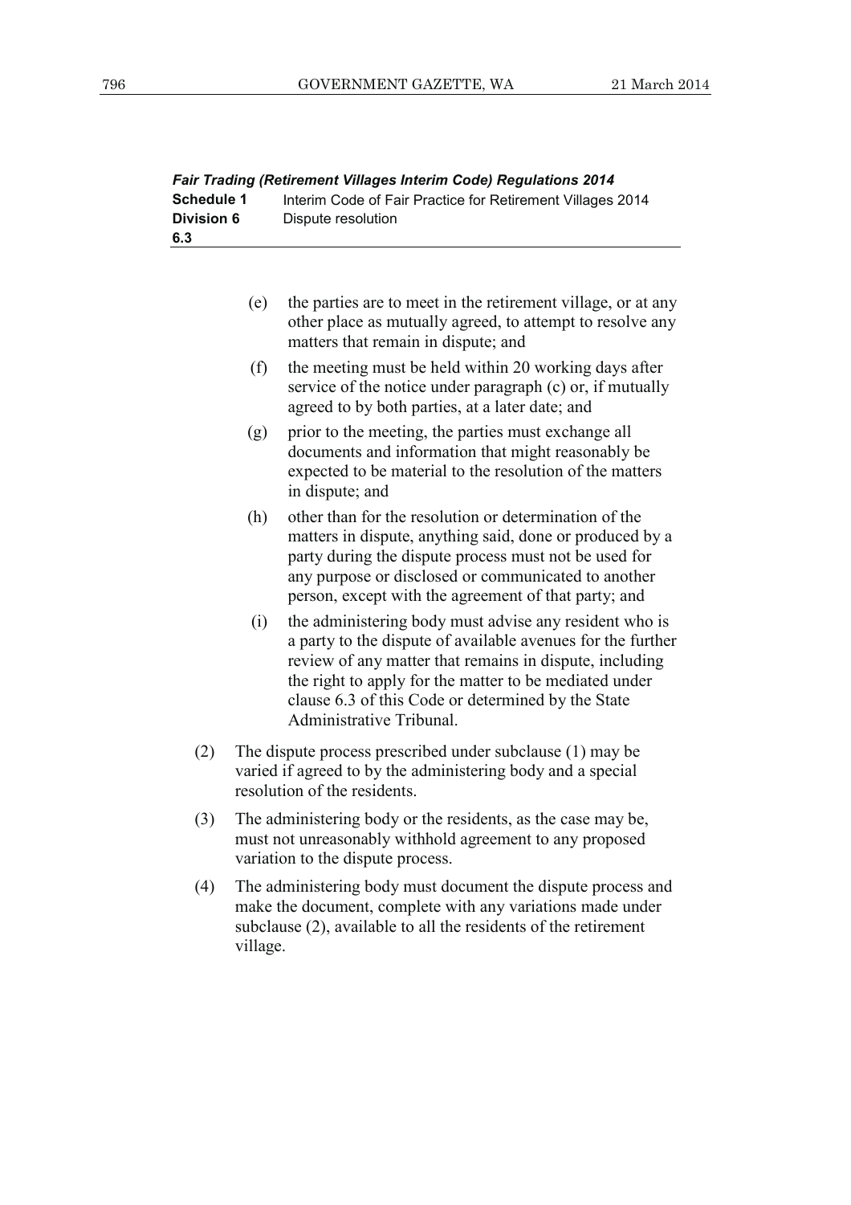- (e) the parties are to meet in the retirement village, or at any other place as mutually agreed, to attempt to resolve any matters that remain in dispute; and
- (f) the meeting must be held within 20 working days after service of the notice under paragraph (c) or, if mutually agreed to by both parties, at a later date; and
- (g) prior to the meeting, the parties must exchange all documents and information that might reasonably be expected to be material to the resolution of the matters in dispute; and
- (h) other than for the resolution or determination of the matters in dispute, anything said, done or produced by a party during the dispute process must not be used for any purpose or disclosed or communicated to another person, except with the agreement of that party; and
- (i) the administering body must advise any resident who is a party to the dispute of available avenues for the further review of any matter that remains in dispute, including the right to apply for the matter to be mediated under clause 6.3 of this Code or determined by the State Administrative Tribunal.

(2) The dispute process prescribed under subclause (1) may be varied if agreed to by the administering body and a special resolution of the residents.

(3) The administering body or the residents, as the case may be, must not unreasonably withhold agreement to any proposed variation to the dispute process.

(4) The administering body must document the dispute process and make the document, complete with any variations made under subclause (2), available to all the residents of the retirement village.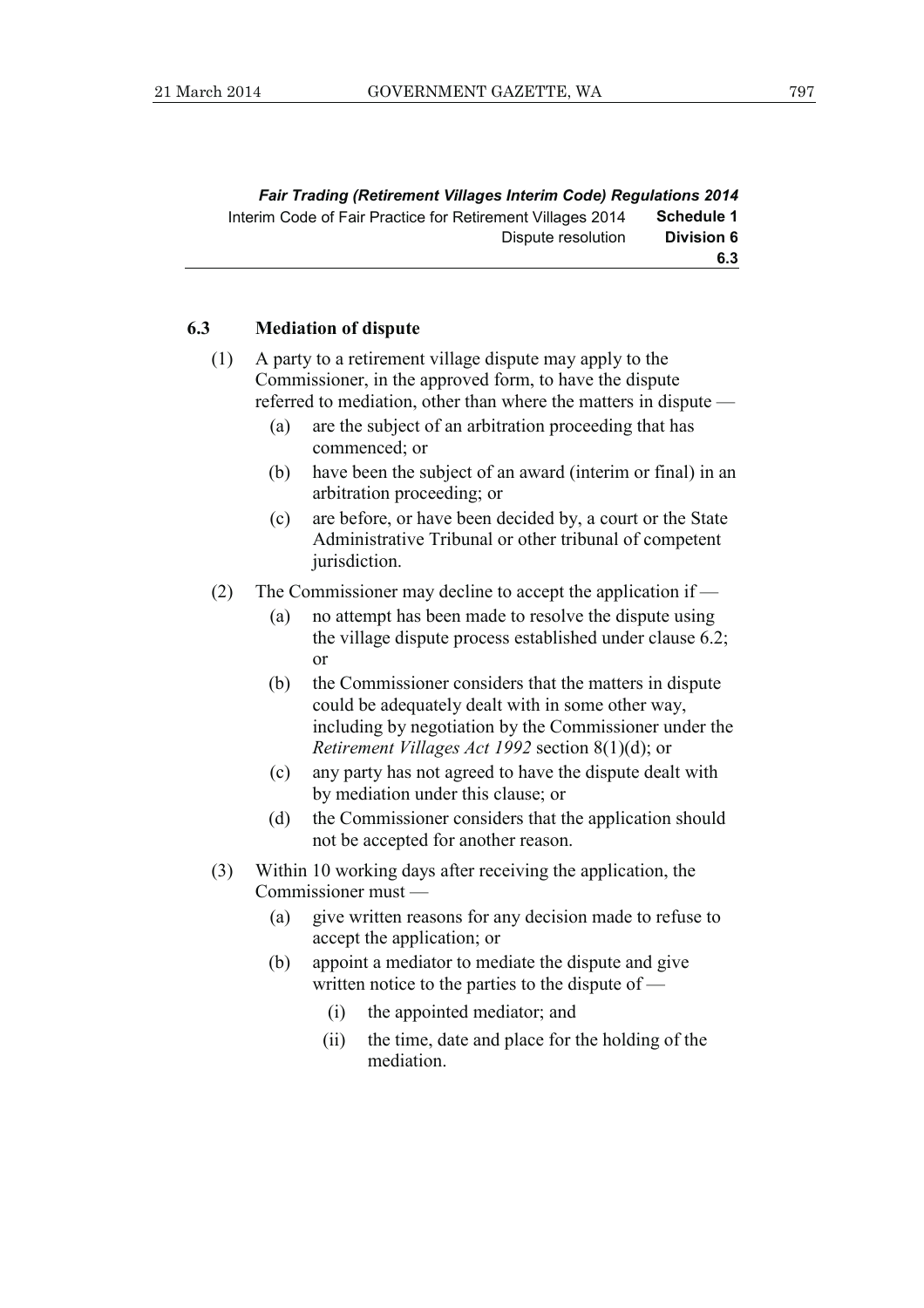### 6.3 Mediation of dispute

(1) A party to a retirement village dispute may apply to the Commissioner, in the approved form, to have the dispute referred to mediation, other than where the matters in dispute —

- (a) are the subject of an arbitration proceeding that has commenced; or
- (b) have been the subject of an award (interim or final) in an arbitration proceeding; or
- (c) are before, or have been decided by, a court or the State Administrative Tribunal or other tribunal of competent jurisdiction.

(2) The Commissioner may decline to accept the application if —

- (a) no attempt has been made to resolve the dispute using the village dispute process established under clause 6.2; or
- (b) the Commissioner considers that the matters in dispute could be adequately dealt with in some other way, including by negotiation by the Commissioner under the *Retirement Villages Act 1992* section 8(1)(d); or
- (c) any party has not agreed to have the dispute dealt with by mediation under this clause; or
- (d) the Commissioner considers that the application should not be accepted for another reason.

(3) Within 10 working days after receiving the application, the Commissioner must —

- (a) give written reasons for any decision made to refuse to accept the application; or
- (b) appoint a mediator to mediate the dispute and give written notice to the parties to the dispute of —
  - (i) the appointed mediator; and
  - (ii) the time, date and place for the holding of the mediation.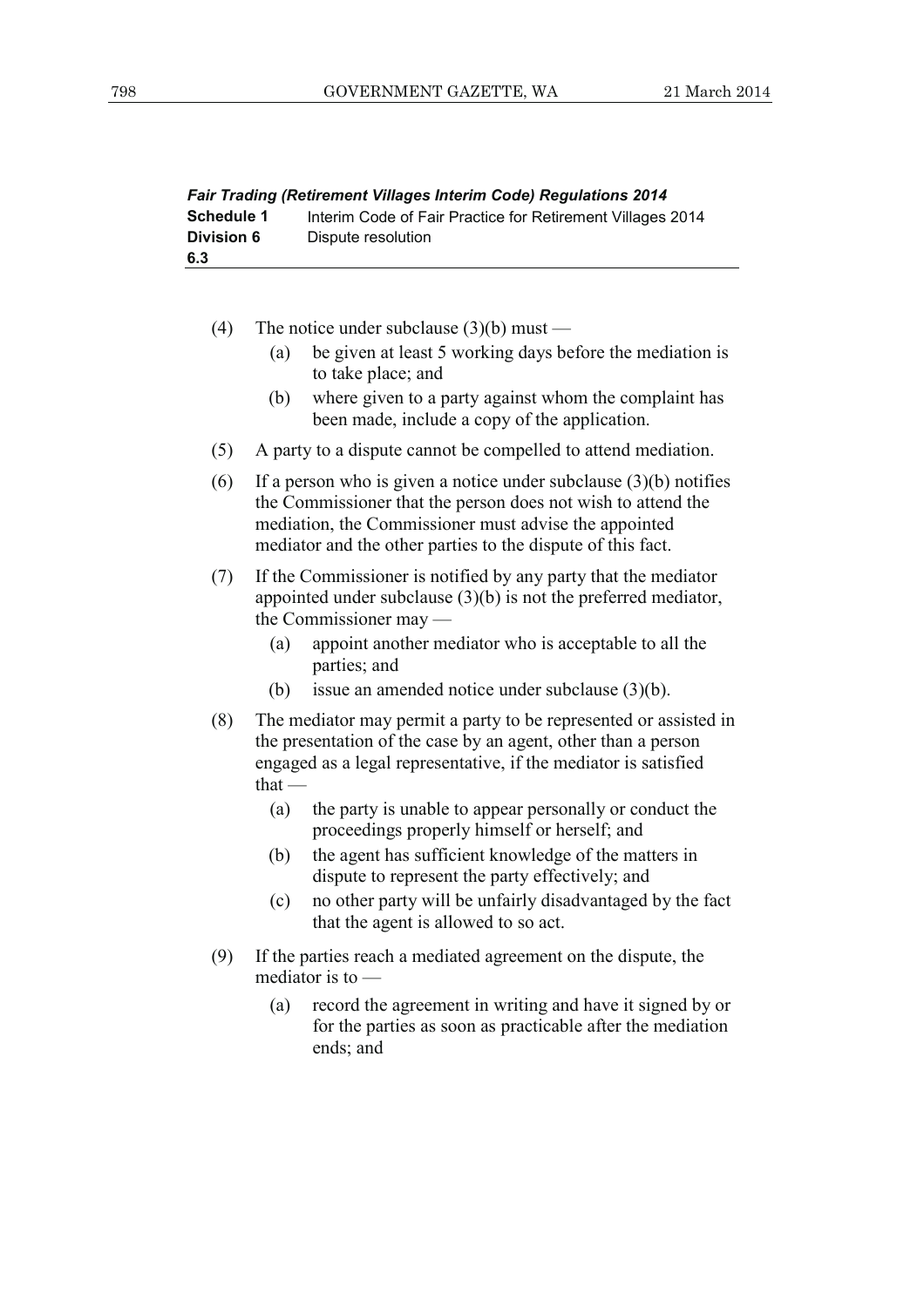(4) The notice under subclause (3)(b) must —

(a) be given at least 5 working days before the mediation is to take place; and

(b) where given to a party against whom the complaint has been made, include a copy of the application.

(5) A party to a dispute cannot be compelled to attend mediation.

(6) If a person who is given a notice under subclause (3)(b) notifies the Commissioner that the person does not wish to attend the mediation, the Commissioner must advise the appointed mediator and the other parties to the dispute of this fact.

(7) If the Commissioner is notified by any party that the mediator appointed under subclause (3)(b) is not the preferred mediator, the Commissioner may —

(a) appoint another mediator who is acceptable to all the parties; and

(b) issue an amended notice under subclause (3)(b).

(8) The mediator may permit a party to be represented or assisted in the presentation of the case by an agent, other than a person engaged as a legal representative, if the mediator is satisfied that —

(a) the party is unable to appear personally or conduct the proceedings properly himself or herself; and

(b) the agent has sufficient knowledge of the matters in dispute to represent the party effectively; and

(c) no other party will be unfairly disadvantaged by the fact that the agent is allowed to so act.

(9) If the parties reach a mediated agreement on the dispute, the mediator is to —

(a) record the agreement in writing and have it signed by or for the parties as soon as practicable after the mediation ends; and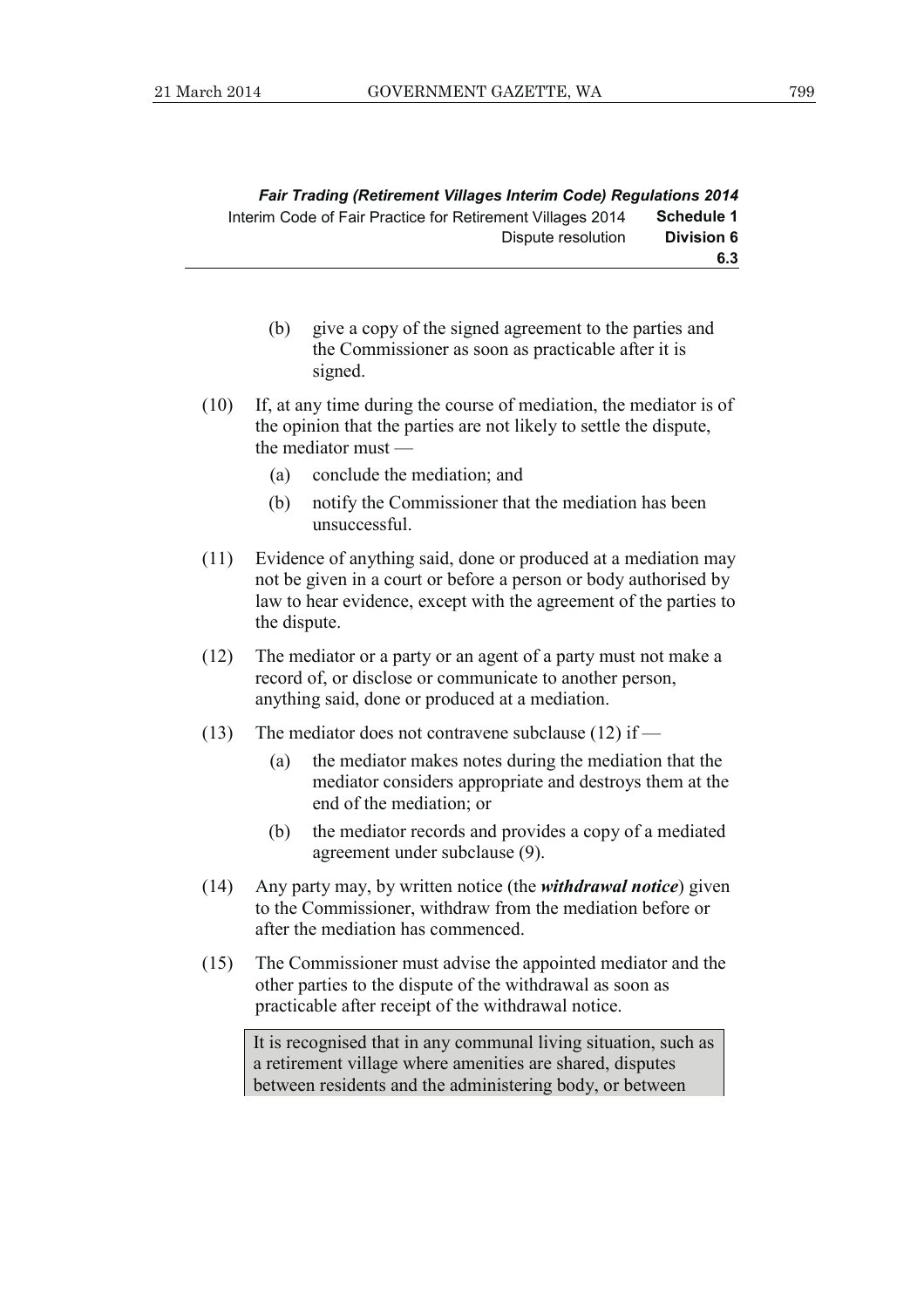(b) give a copy of the signed agreement to the parties and the Commissioner as soon as practicable after it is signed.

(10) If, at any time during the course of mediation, the mediator is of the opinion that the parties are not likely to settle the dispute, the mediator must —

(a) conclude the mediation; and

(b) notify the Commissioner that the mediation has been unsuccessful.

(11) Evidence of anything said, done or produced at a mediation may not be given in a court or before a person or body authorised by law to hear evidence, except with the agreement of the parties to the dispute.

(12) The mediator or a party or an agent of a party must not make a record of, or disclose or communicate to another person, anything said, done or produced at a mediation.

(13) The mediator does not contravene subclause (12) if —

(a) the mediator makes notes during the mediation that the mediator considers appropriate and destroys them at the end of the mediation; or

(b) the mediator records and provides a copy of a mediated agreement under subclause (9).

(14) Any party may, by written notice (the ***withdrawal notice***) given to the Commissioner, withdraw from the mediation before or after the mediation has commenced.

(15) The Commissioner must advise the appointed mediator and the other parties to the dispute of the withdrawal as soon as practicable after receipt of the withdrawal notice.

It is recognised that in any communal living situation, such as a retirement village where amenities are shared, disputes between residents and the administering body, or between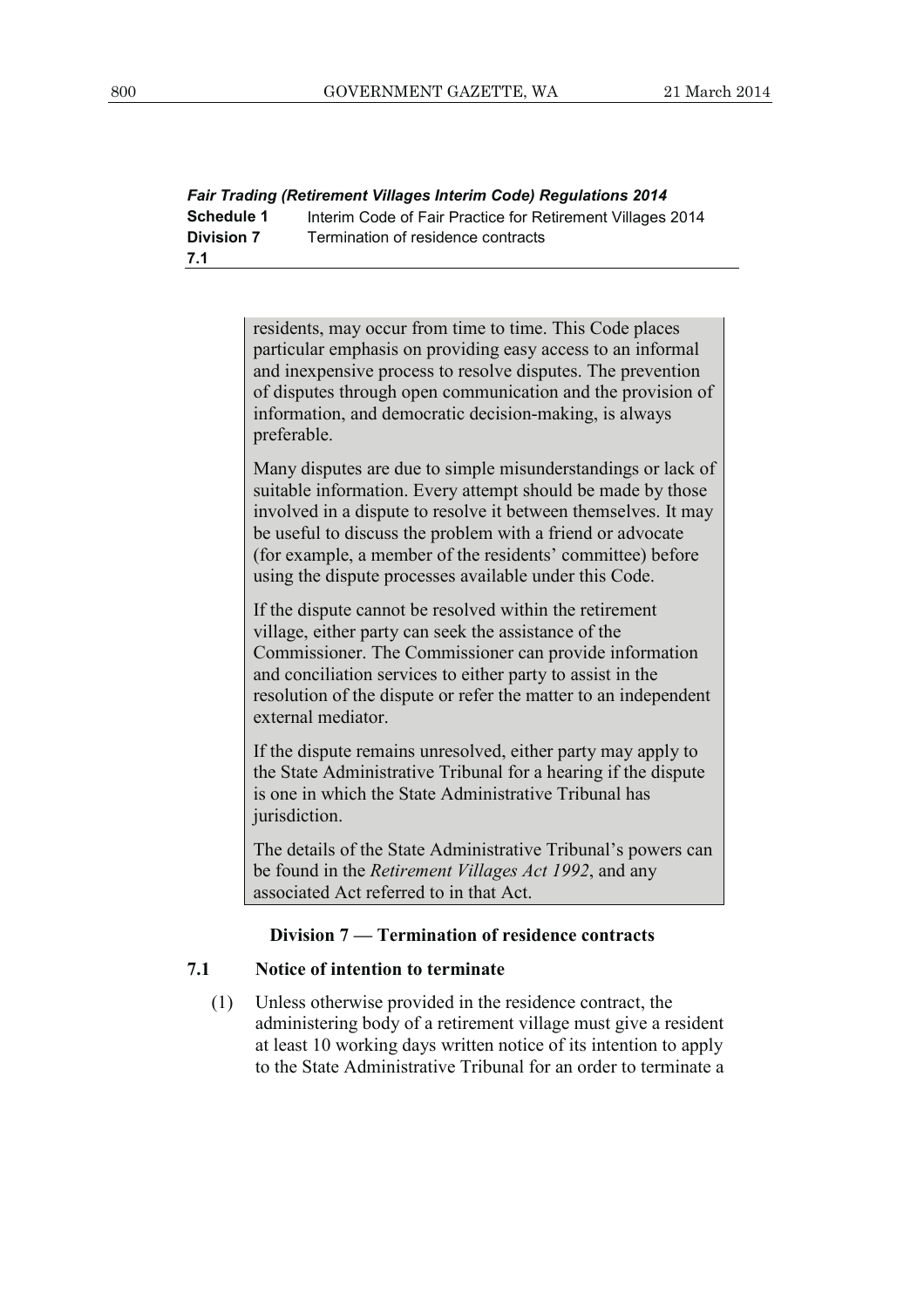residents, may occur from time to time. This Code places particular emphasis on providing easy access to an informal and inexpensive process to resolve disputes. The prevention of disputes through open communication and the provision of information, and democratic decision-making, is always preferable.

Many disputes are due to simple misunderstandings or lack of suitable information. Every attempt should be made by those involved in a dispute to resolve it between themselves. It may be useful to discuss the problem with a friend or advocate (for example, a member of the residents' committee) before using the dispute processes available under this Code.

If the dispute cannot be resolved within the retirement village, either party can seek the assistance of the Commissioner. The Commissioner can provide information and conciliation services to either party to assist in the resolution of the dispute or refer the matter to an independent external mediator.

If the dispute remains unresolved, either party may apply to the State Administrative Tribunal for a hearing if the dispute is one in which the State Administrative Tribunal has jurisdiction.

The details of the State Administrative Tribunal's powers can be found in the *Retirement Villages Act 1992*, and any associated Act referred to in that Act.

## Division 7 — Termination of residence contracts

### 7.1 Notice of intention to terminate

(1) Unless otherwise provided in the residence contract, the administering body of a retirement village must give a resident at least 10 working days written notice of its intention to apply to the State Administrative Tribunal for an order to terminate a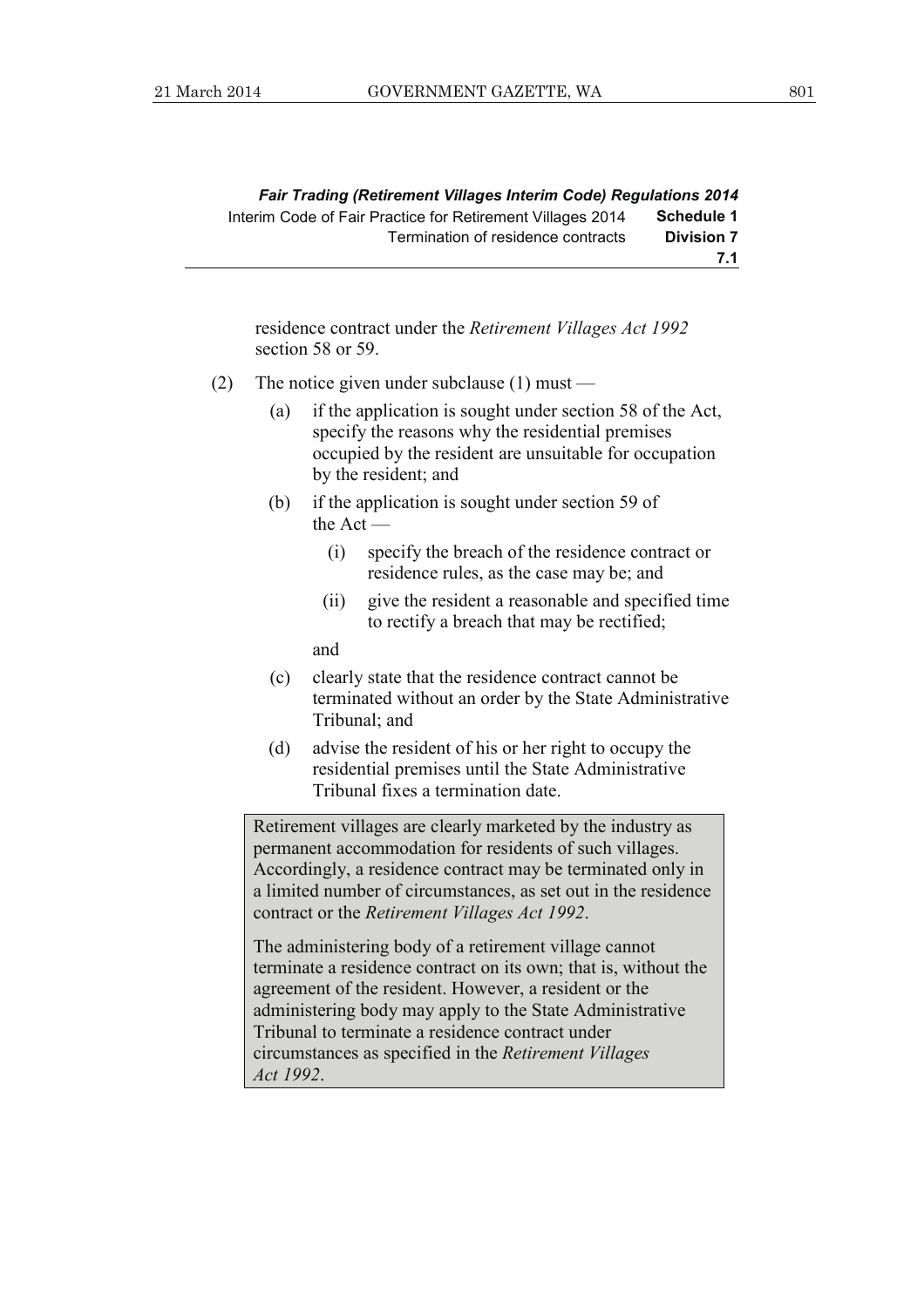residence contract under the *Retirement Villages Act 1992* section 58 or 59.

(2) The notice given under subclause (1) must —

(a) if the application is sought under section 58 of the Act, specify the reasons why the residential premises occupied by the resident are unsuitable for occupation by the resident; and

(b) if the application is sought under section 59 of the Act —

(i) specify the breach of the residence contract or residence rules, as the case may be; and

(ii) give the resident a reasonable and specified time to rectify a breach that may be rectified;

and

(c) clearly state that the residence contract cannot be terminated without an order by the State Administrative Tribunal; and

(d) advise the resident of his or her right to occupy the residential premises until the State Administrative Tribunal fixes a termination date.

> Retirement villages are clearly marketed by the industry as permanent accommodation for residents of such villages. Accordingly, a residence contract may be terminated only in a limited number of circumstances, as set out in the residence contract or the *Retirement Villages Act 1992*.
>
> The administering body of a retirement village cannot terminate a residence contract on its own; that is, without the agreement of the resident. However, a resident or the administering body may apply to the State Administrative Tribunal to terminate a residence contract under circumstances as specified in the *Retirement Villages Act 1992*.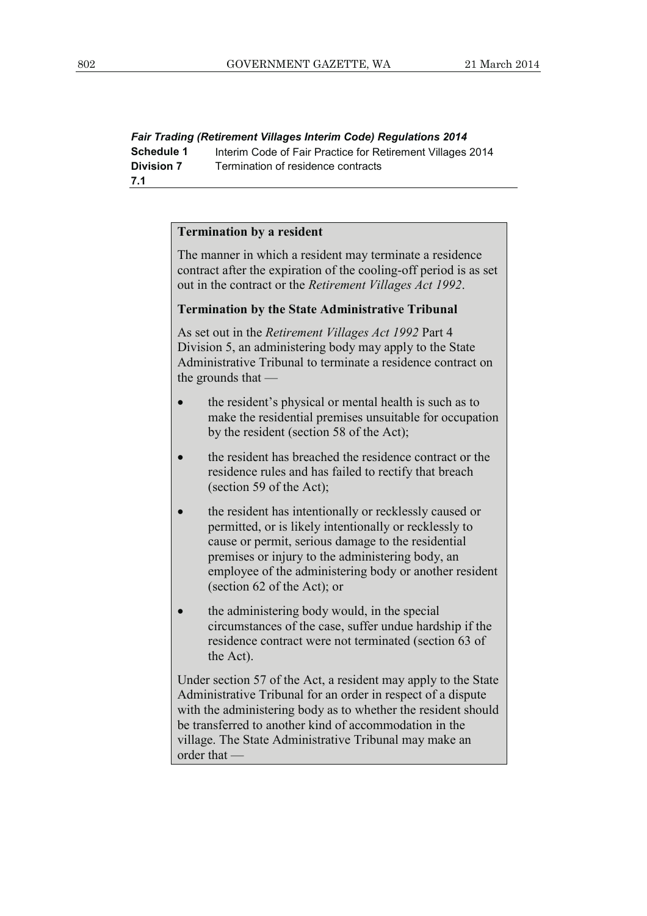*Fair Trading (Retirement Villages Interim Code) Regulations 2014*
**Schedule 1** Interim Code of Fair Practice for Retirement Villages 2014
**Division 7** Termination of residence contracts
**7.1**

**Termination by a resident**

The manner in which a resident may terminate a residence contract after the expiration of the cooling-off period is as set out in the contract or the *Retirement Villages Act 1992*.

**Termination by the State Administrative Tribunal**

As set out in the *Retirement Villages Act 1992* Part 4 Division 5, an administering body may apply to the State Administrative Tribunal to terminate a residence contract on the grounds that —

- the resident's physical or mental health is such as to make the residential premises unsuitable for occupation by the resident (section 58 of the Act);
- the resident has breached the residence contract or the residence rules and has failed to rectify that breach (section 59 of the Act);
- the resident has intentionally or recklessly caused or permitted, or is likely intentionally or recklessly to cause or permit, serious damage to the residential premises or injury to the administering body, an employee of the administering body or another resident (section 62 of the Act); or
- the administering body would, in the special circumstances of the case, suffer undue hardship if the residence contract were not terminated (section 63 of the Act).

Under section 57 of the Act, a resident may apply to the State Administrative Tribunal for an order in respect of a dispute with the administering body as to whether the resident should be transferred to another kind of accommodation in the village. The State Administrative Tribunal may make an order that —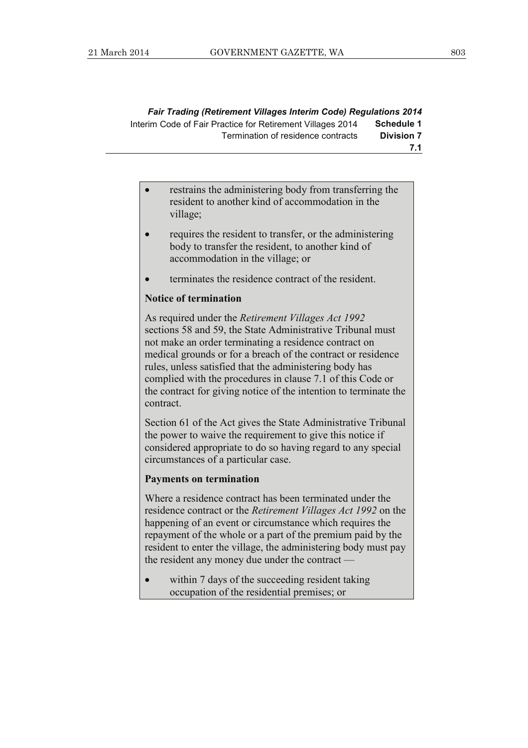- restrains the administering body from transferring the resident to another kind of accommodation in the village;
- requires the resident to transfer, or the administering body to transfer the resident, to another kind of accommodation in the village; or
- terminates the residence contract of the resident.

**Notice of termination**

As required under the *Retirement Villages Act 1992* sections 58 and 59, the State Administrative Tribunal must not make an order terminating a residence contract on medical grounds or for a breach of the contract or residence rules, unless satisfied that the administering body has complied with the procedures in clause 7.1 of this Code or the contract for giving notice of the intention to terminate the contract.

Section 61 of the Act gives the State Administrative Tribunal the power to waive the requirement to give this notice if considered appropriate to do so having regard to any special circumstances of a particular case.

**Payments on termination**

Where a residence contract has been terminated under the residence contract or the *Retirement Villages Act 1992* on the happening of an event or circumstance which requires the repayment of the whole or a part of the premium paid by the resident to enter the village, the administering body must pay the resident any money due under the contract —

- within 7 days of the succeeding resident taking occupation of the residential premises; or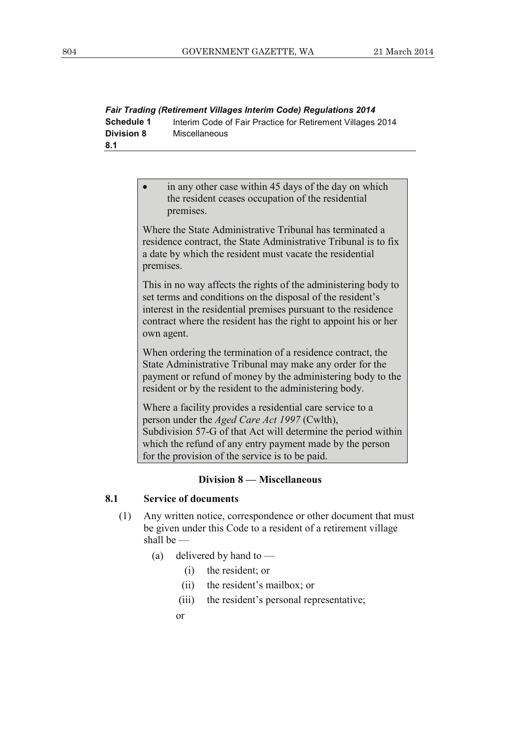- in any other case within 45 days of the day on which the resident ceases occupation of the residential premises.

Where the State Administrative Tribunal has terminated a residence contract, the State Administrative Tribunal is to fix a date by which the resident must vacate the residential premises.

This in no way affects the rights of the administering body to set terms and conditions on the disposal of the resident's interest in the residential premises pursuant to the residence contract where the resident has the right to appoint his or her own agent.

When ordering the termination of a residence contract, the State Administrative Tribunal may make any order for the payment or refund of money by the administering body to the resident or by the resident to the administering body.

Where a facility provides a residential care service to a person under the *Aged Care Act 1997* (Cwlth), Subdivision 57-G of that Act will determine the period within which the refund of any entry payment made by the person for the provision of the service is to be paid.

## Division 8 — Miscellaneous

### 8.1 Service of documents

(1) Any written notice, correspondence or other document that must be given under this Code to a resident of a retirement village shall be —

(a) delivered by hand to —

(i) the resident; or

(ii) the resident's mailbox; or

(iii) the resident's personal representative;

or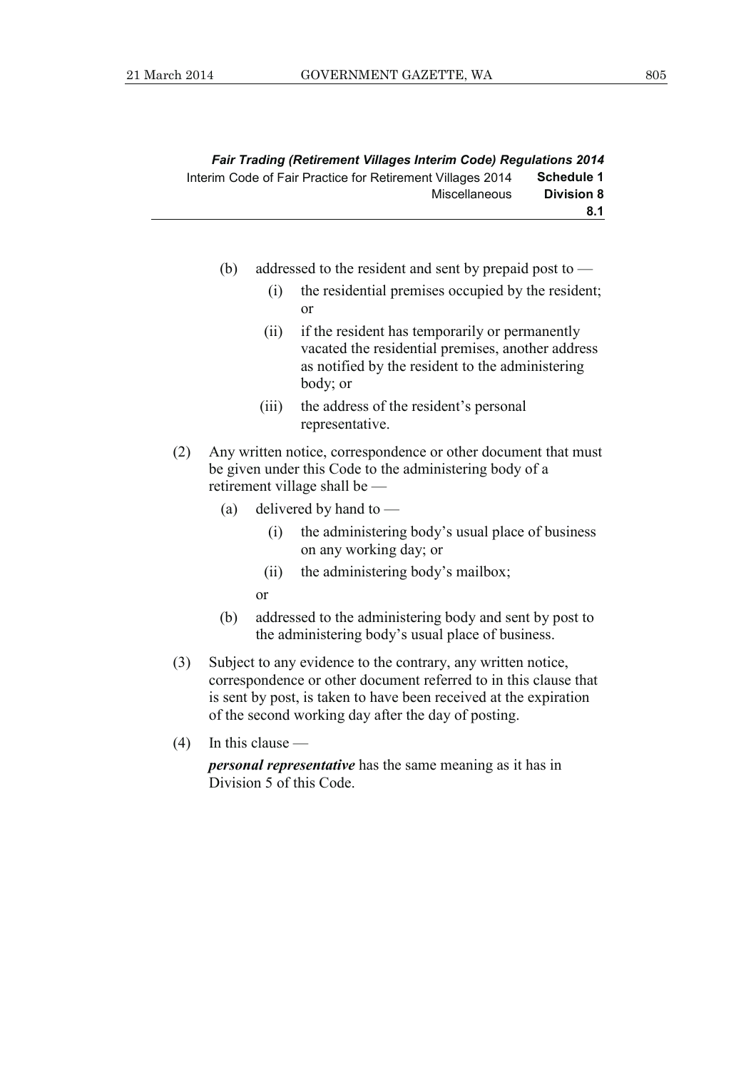(b) addressed to the resident and sent by prepaid post to —

  (i) the residential premises occupied by the resident; or

  (ii) if the resident has temporarily or permanently vacated the residential premises, another address as notified by the resident to the administering body; or

  (iii) the address of the resident's personal representative.

(2) Any written notice, correspondence or other document that must be given under this Code to the administering body of a retirement village shall be —

  (a) delivered by hand to —

    (i) the administering body's usual place of business on any working day; or

    (ii) the administering body's mailbox;

  or

  (b) addressed to the administering body and sent by post to the administering body's usual place of business.

(3) Subject to any evidence to the contrary, any written notice, correspondence or other document referred to in this clause that is sent by post, is taken to have been received at the expiration of the second working day after the day of posting.

(4) In this clause —

***personal representative*** has the same meaning as it has in Division 5 of this Code.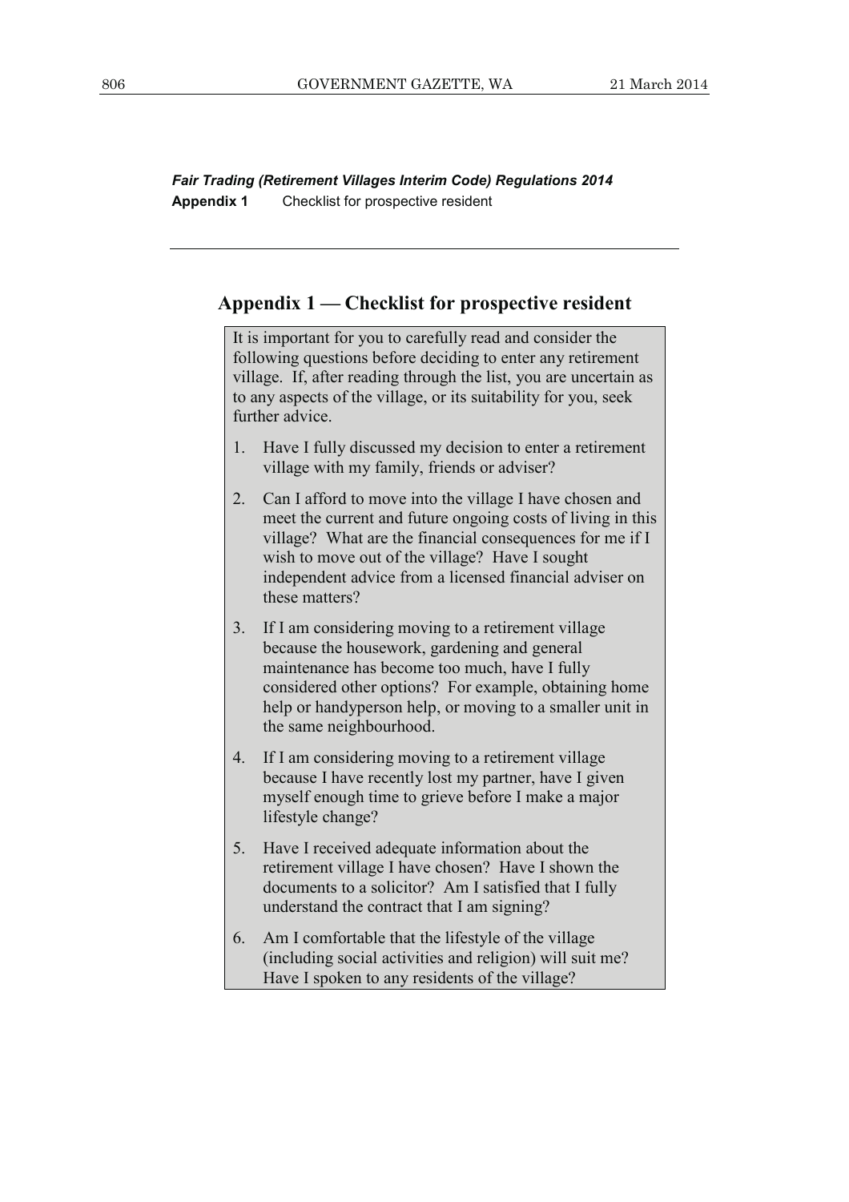## Appendix 1 — Checklist for prospective resident

It is important for you to carefully read and consider the following questions before deciding to enter any retirement village. If, after reading through the list, you are uncertain as to any aspects of the village, or its suitability for you, seek further advice.

1. Have I fully discussed my decision to enter a retirement village with my family, friends or adviser?
2. Can I afford to move into the village I have chosen and meet the current and future ongoing costs of living in this village? What are the financial consequences for me if I wish to move out of the village? Have I sought independent advice from a licensed financial adviser on these matters?
3. If I am considering moving to a retirement village because the housework, gardening and general maintenance has become too much, have I fully considered other options? For example, obtaining home help or handyperson help, or moving to a smaller unit in the same neighbourhood.
4. If I am considering moving to a retirement village because I have recently lost my partner, have I given myself enough time to grieve before I make a major lifestyle change?
5. Have I received adequate information about the retirement village I have chosen? Have I shown the documents to a solicitor? Am I satisfied that I fully understand the contract that I am signing?
6. Am I comfortable that the lifestyle of the village (including social activities and religion) will suit me? Have I spoken to any residents of the village?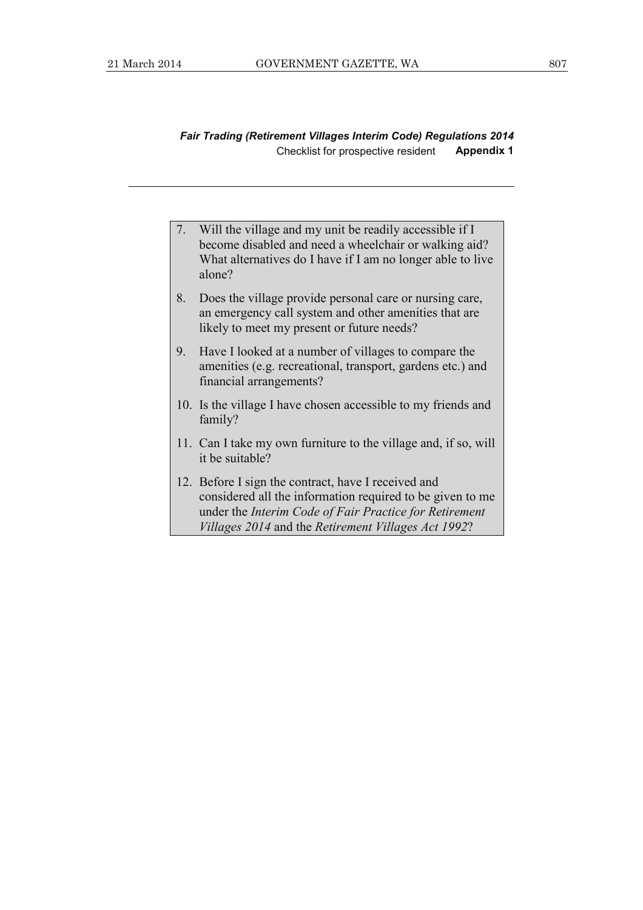7. Will the village and my unit be readily accessible if I become disabled and need a wheelchair or walking aid? What alternatives do I have if I am no longer able to live alone?
8. Does the village provide personal care or nursing care, an emergency call system and other amenities that are likely to meet my present or future needs?
9. Have I looked at a number of villages to compare the amenities (e.g. recreational, transport, gardens etc.) and financial arrangements?
10. Is the village I have chosen accessible to my friends and family?
11. Can I take my own furniture to the village and, if so, will it be suitable?
12. Before I sign the contract, have I received and considered all the information required to be given to me under the *Interim Code of Fair Practice for Retirement Villages 2014* and the *Retirement Villages Act 1992*?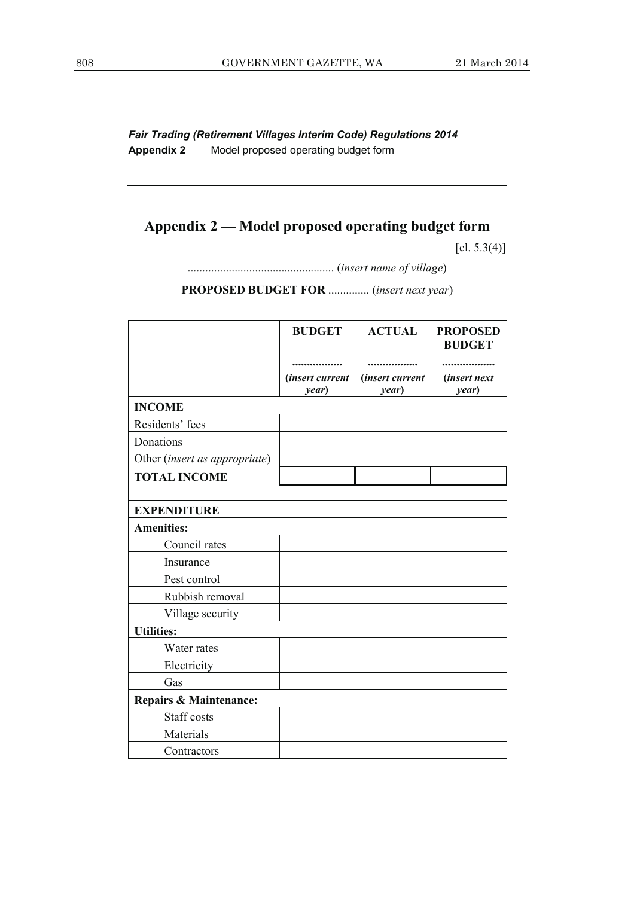*Fair Trading (Retirement Villages Interim Code) Regulations 2014*
**Appendix 2** Model proposed operating budget form

# Appendix 2 — Model proposed operating budget form

[cl. 5.3(4)]

.................................................. (*insert name of village*)

**PROPOSED BUDGET FOR** .............. (*insert next year*)

| | **BUDGET** ................. (*insert current year*) | **ACTUAL** ................. (*insert current year*) | **PROPOSED BUDGET** ................. (*insert next year*) |
|---|---|---|---|
| **INCOME** | | | |
| Residents' fees | | | |
| Donations | | | |
| Other (*insert as appropriate*) | | | |
| **TOTAL INCOME** | | | |
| | | | |
| **EXPENDITURE** | | | |
| **Amenities:** | | | |
| Council rates | | | |
| Insurance | | | |
| Pest control | | | |
| Rubbish removal | | | |
| Village security | | | |
| **Utilities:** | | | |
| Water rates | | | |
| Electricity | | | |
| Gas | | | |
| **Repairs & Maintenance:** | | | |
| Staff costs | | | |
| Materials | | | |
| Contractors | | | |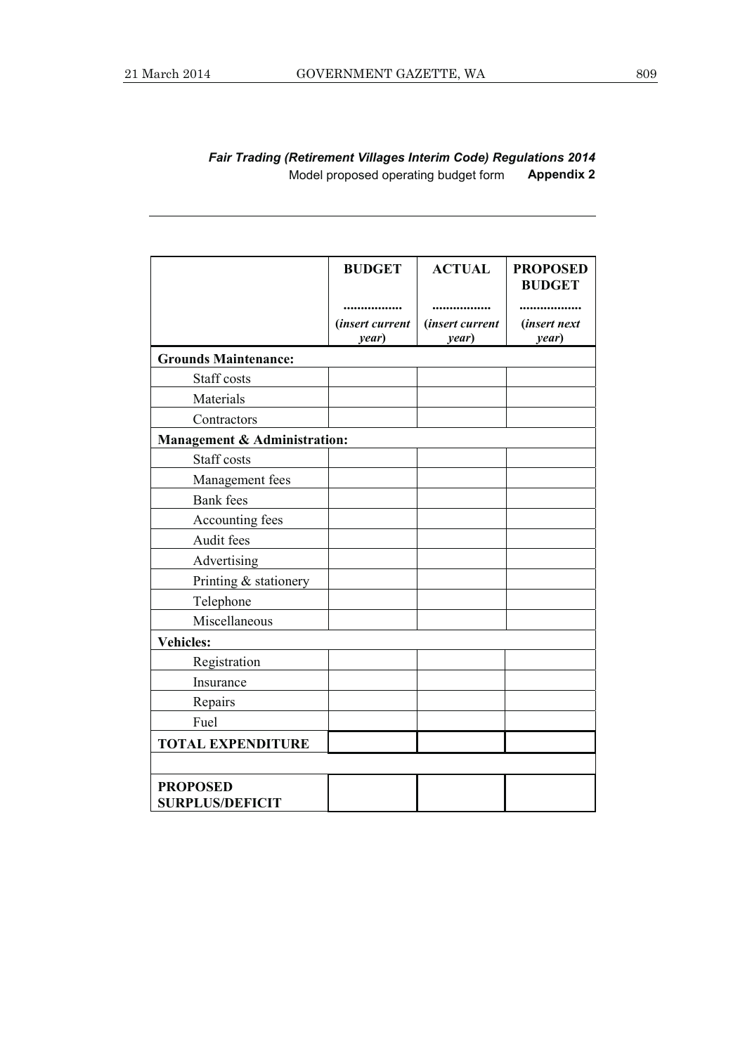*Fair Trading (Retirement Villages Interim Code) Regulations 2014*

Model proposed operating budget form **Appendix 2**

| | **BUDGET** ................ (*insert current year*) | **ACTUAL** ................ (*insert current year*) | **PROPOSED BUDGET** ................ (*insert next year*) |
|---|---|---|---|
| **Grounds Maintenance:** | | | |
| Staff costs | | | |
| Materials | | | |
| Contractors | | | |
| **Management & Administration:** | | | |
| Staff costs | | | |
| Management fees | | | |
| Bank fees | | | |
| Accounting fees | | | |
| Audit fees | | | |
| Advertising | | | |
| Printing & stationery | | | |
| Telephone | | | |
| Miscellaneous | | | |
| **Vehicles:** | | | |
| Registration | | | |
| Insurance | | | |
| Repairs | | | |
| Fuel | | | |
| **TOTAL EXPENDITURE** | | | |
| | | | |
| **PROPOSED SURPLUS/DEFICIT** | | | |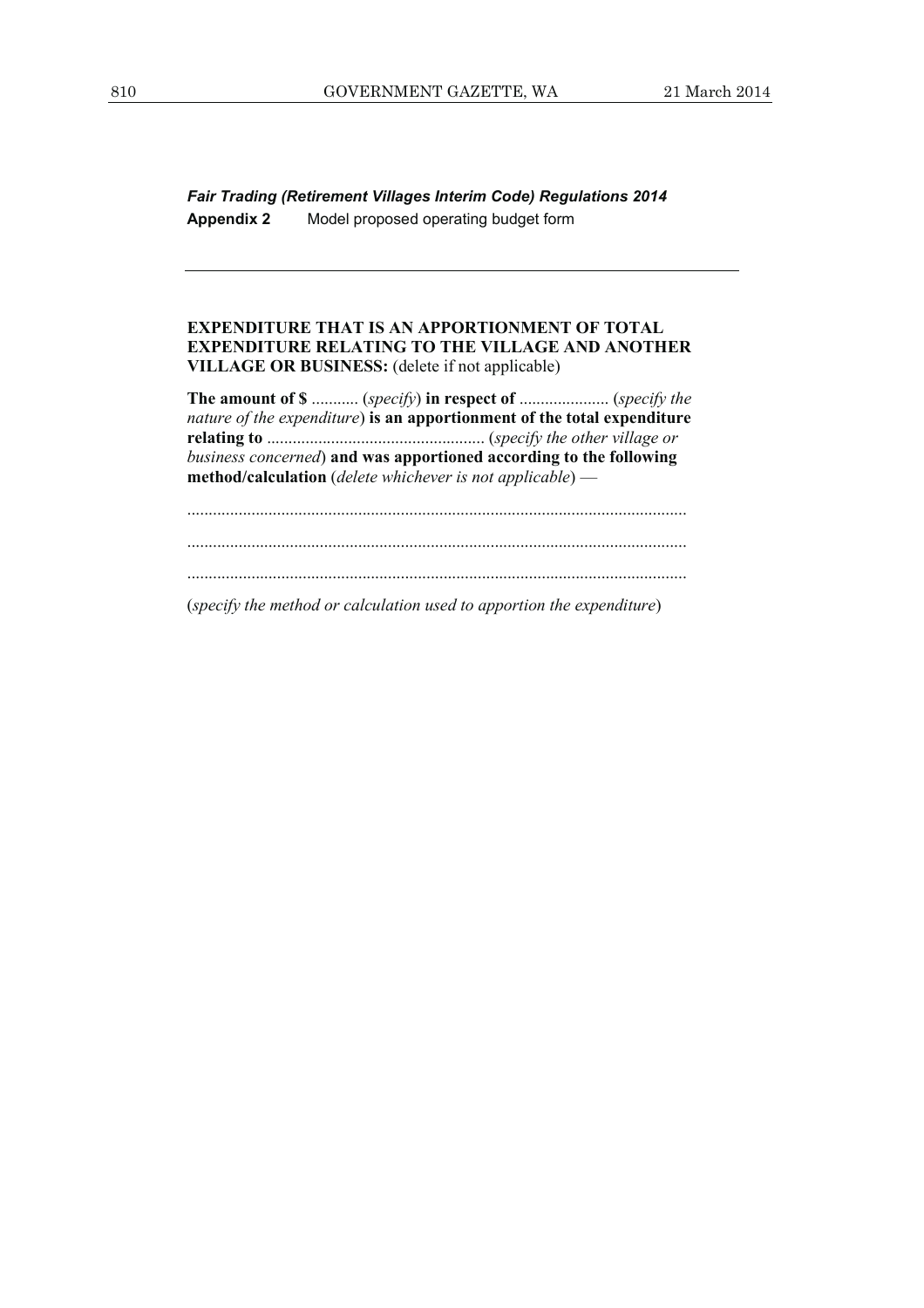*Fair Trading (Retirement Villages Interim Code) Regulations 2014*

**Appendix 2** Model proposed operating budget form

---

**EXPENDITURE THAT IS AN APPORTIONMENT OF TOTAL EXPENDITURE RELATING TO THE VILLAGE AND ANOTHER VILLAGE OR BUSINESS:** (delete if not applicable)

**The amount of $** ........... (*specify*) **in respect of** ..................... (*specify the nature of the expenditure*) **is an apportionment of the total expenditure relating to** .................................................. (*specify the other village or business concerned*) **and was apportioned according to the following method/calculation** (*delete whichever is not applicable*) —

....................................................................................................................

....................................................................................................................

....................................................................................................................

(*specify the method or calculation used to apportion the expenditure*)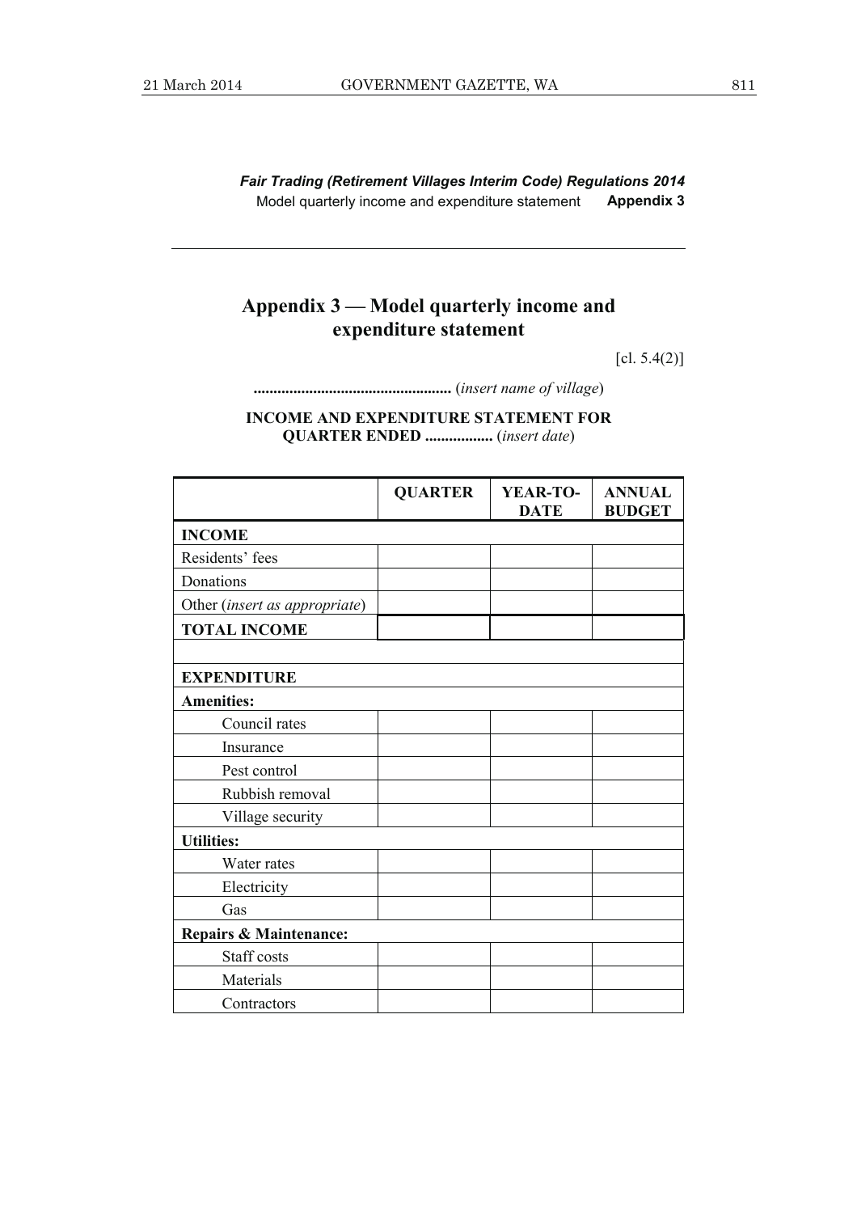# Appendix 3 — Model quarterly income and expenditure statement

[cl. 5.4(2)]

**.................................................** (*insert name of village*)

**INCOME AND EXPENDITURE STATEMENT FOR QUARTER ENDED .................** (*insert date*)

| | QUARTER | YEAR-TO-DATE | ANNUAL BUDGET |
|---|---|---|---|
| **INCOME** | | | |
| Residents' fees | | | |
| Donations | | | |
| Other (*insert as appropriate*) | | | |
| **TOTAL INCOME** | | | |
| | | | |
| **EXPENDITURE** | | | |
| **Amenities:** | | | |
| Council rates | | | |
| Insurance | | | |
| Pest control | | | |
| Rubbish removal | | | |
| Village security | | | |
| **Utilities:** | | | |
| Water rates | | | |
| Electricity | | | |
| Gas | | | |
| **Repairs & Maintenance:** | | | |
| Staff costs | | | |
| Materials | | | |
| Contractors | | | |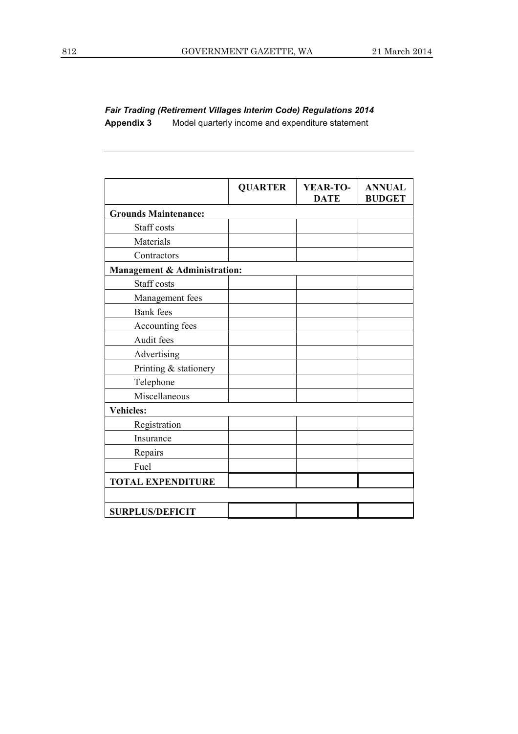*Fair Trading (Retirement Villages Interim Code) Regulations 2014*

**Appendix 3** Model quarterly income and expenditure statement

| | QUARTER | YEAR-TO-DATE | ANNUAL BUDGET |
|---|---|---|---|
| **Grounds Maintenance:** | | | |
| Staff costs | | | |
| Materials | | | |
| Contractors | | | |
| **Management & Administration:** | | | |
| Staff costs | | | |
| Management fees | | | |
| Bank fees | | | |
| Accounting fees | | | |
| Audit fees | | | |
| Advertising | | | |
| Printing & stationery | | | |
| Telephone | | | |
| Miscellaneous | | | |
| **Vehicles:** | | | |
| Registration | | | |
| Insurance | | | |
| Repairs | | | |
| Fuel | | | |
| **TOTAL EXPENDITURE** | | | |
| | | | |
| **SURPLUS/DEFICIT** | | | |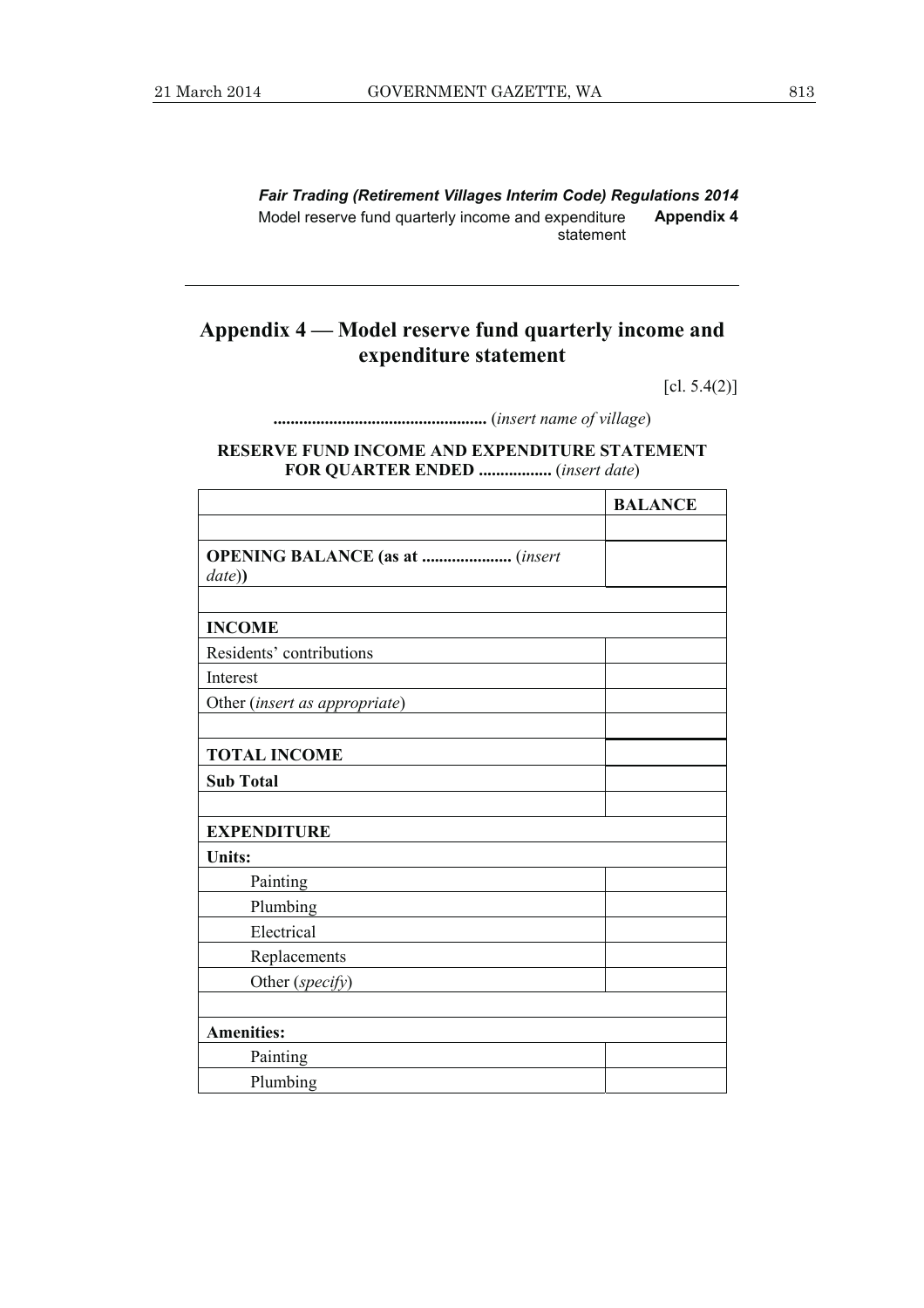# Appendix 4 — Model reserve fund quarterly income and expenditure statement

[cl. 5.4(2)]

**.................................................** (*insert name of village*)

**RESERVE FUND INCOME AND EXPENDITURE STATEMENT FOR QUARTER ENDED .................** (*insert date*)

| | **BALANCE** |
|---|---|
| | |
| **OPENING BALANCE (as at .....................** (*insert date*)**)** | |
| | |
| **INCOME** | |
| Residents' contributions | |
| Interest | |
| Other (*insert as appropriate*) | |
| | |
| **TOTAL INCOME** | |
| **Sub Total** | |
| | |
| **EXPENDITURE** | |
| **Units:** | |
| Painting | |
| Plumbing | |
| Electrical | |
| Replacements | |
| Other (*specify*) | |
| | |
| **Amenities:** | |
| Painting | |
| Plumbing | |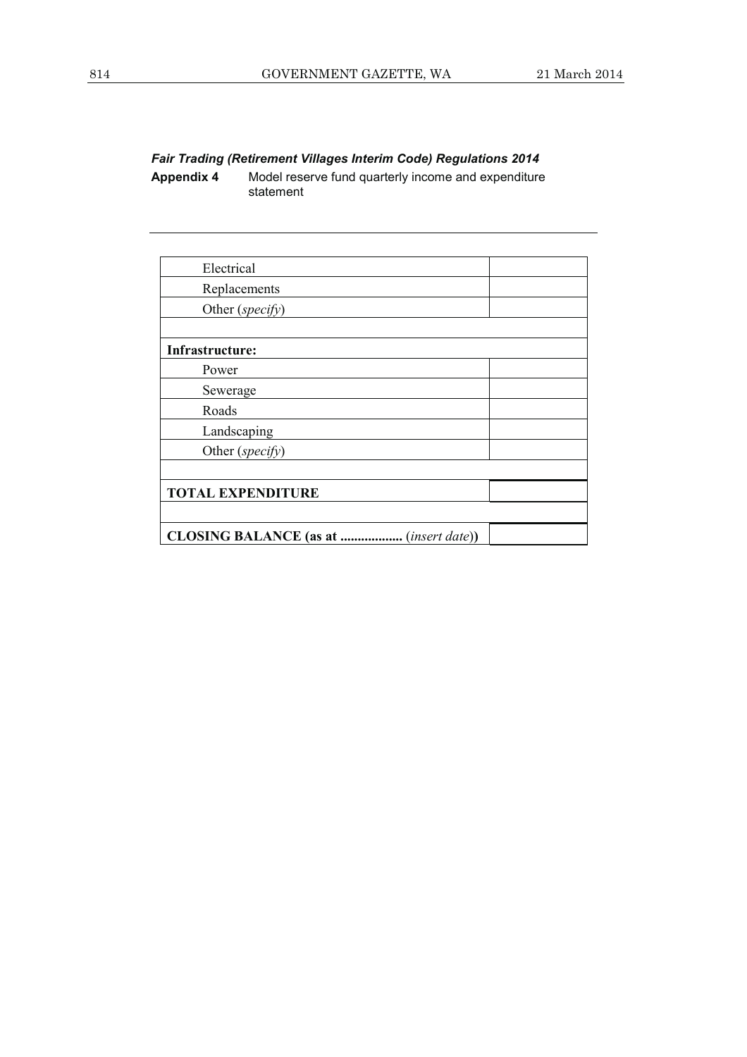*Fair Trading (Retirement Villages Interim Code) Regulations 2014*

**Appendix 4** Model reserve fund quarterly income and expenditure statement

| | |
|---|---|
| Electrical | |
| Replacements | |
| Other (*specify*) | |
| | |
| **Infrastructure:** | |
| Power | |
| Sewerage | |
| Roads | |
| Landscaping | |
| Other (*specify*) | |
| | |
| **TOTAL EXPENDITURE** | |
| | |
| **CLOSING BALANCE (as at ..................** (*insert date*)**)** | |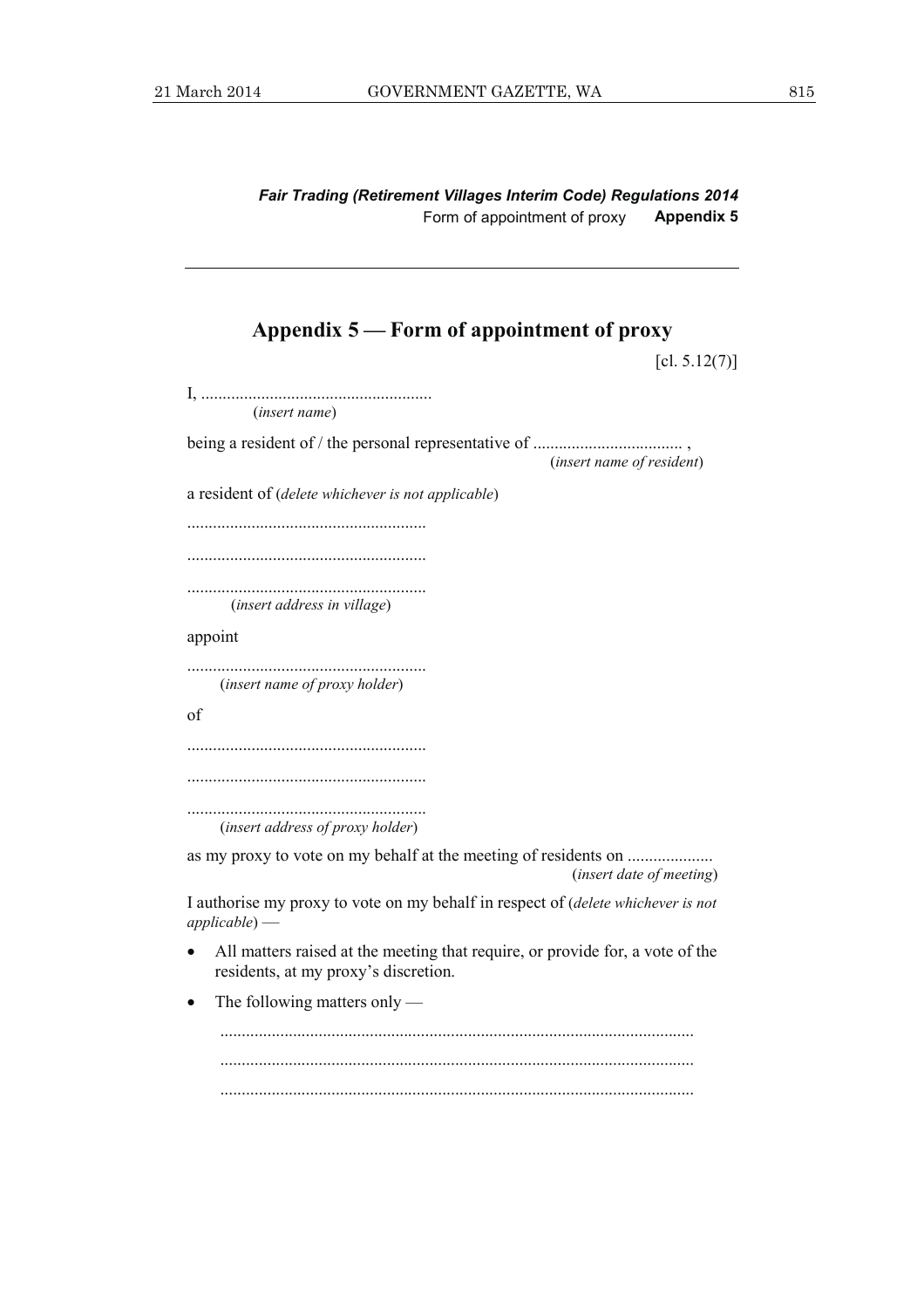*Fair Trading (Retirement Villages Interim Code) Regulations 2014*
Form of appointment of proxy **Appendix 5**

## Appendix 5 — Form of appointment of proxy

[cl. 5.12(7)]

I, ......................................................
(*insert name*)

being a resident of / the personal representative of ................................... ,
(*insert name of resident*)

a resident of (*delete whichever is not applicable*)

........................................................

........................................................

........................................................
(*insert address in village*)

appoint

........................................................
(*insert name of proxy holder*)

of

........................................................

........................................................

........................................................
(*insert address of proxy holder*)

as my proxy to vote on my behalf at the meeting of residents on ....................
(*insert date of meeting*)

I authorise my proxy to vote on my behalf in respect of (*delete whichever is not applicable*) —

- All matters raised at the meeting that require, or provide for, a vote of the residents, at my proxy's discretion.
- The following matters only —

  .............................................................................................................
  .............................................................................................................
  .............................................................................................................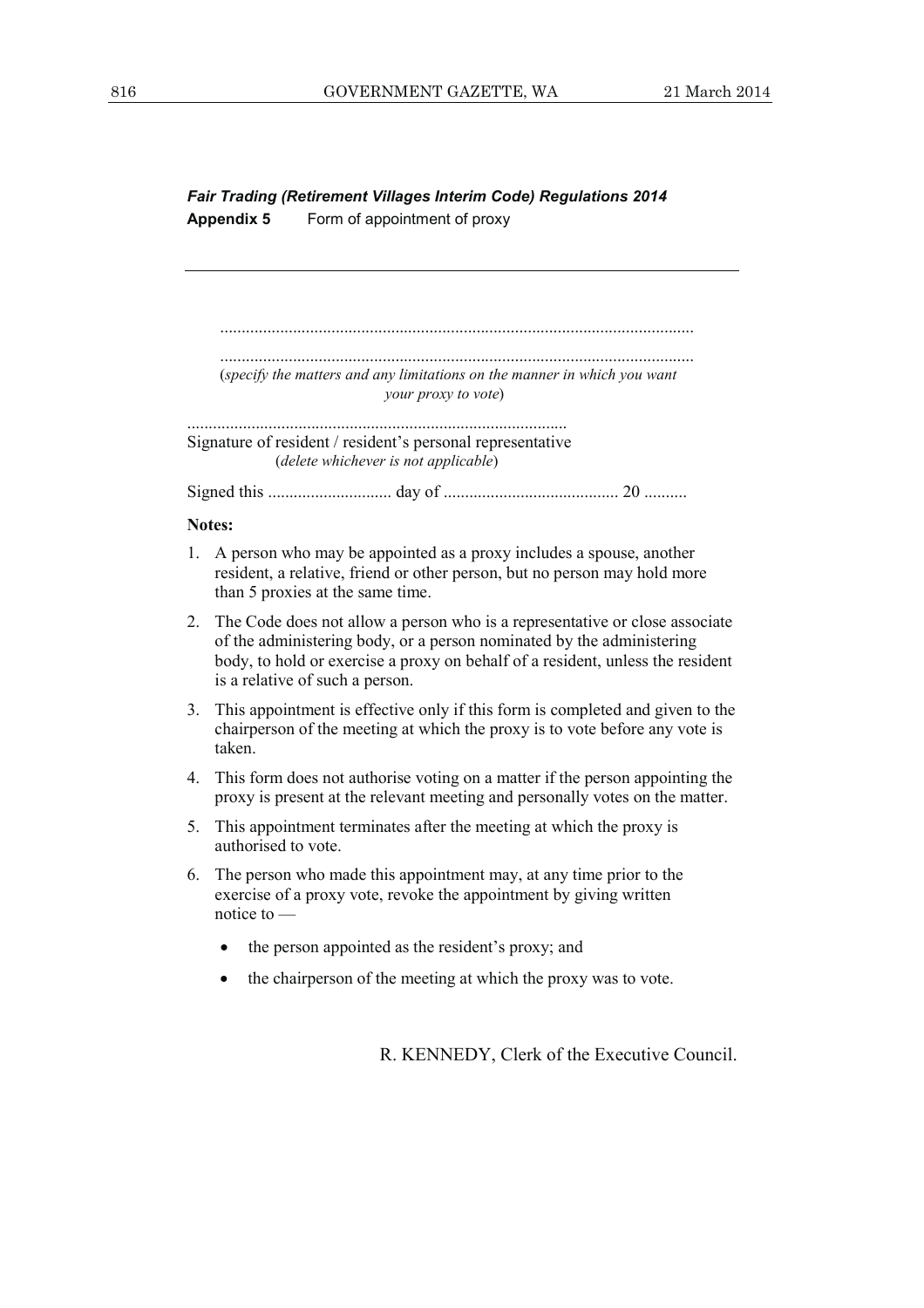***Fair Trading (Retirement Villages Interim Code) Regulations 2014***
**Appendix 5** Form of appointment of proxy

---

..............................................................................................................

..............................................................................................................
(*specify the matters and any limitations on the manner in which you want your proxy to vote*)

.........................................................................................
Signature of resident / resident's personal representative
(*delete whichever is not applicable*)

Signed this ............................ day of ......................................... 20 ..........

**Notes:**

1. A person who may be appointed as a proxy includes a spouse, another resident, a relative, friend or other person, but no person may hold more than 5 proxies at the same time.
2. The Code does not allow a person who is a representative or close associate of the administering body, or a person nominated by the administering body, to hold or exercise a proxy on behalf of a resident, unless the resident is a relative of such a person.
3. This appointment is effective only if this form is completed and given to the chairperson of the meeting at which the proxy is to vote before any vote is taken.
4. This form does not authorise voting on a matter if the person appointing the proxy is present at the relevant meeting and personally votes on the matter.
5. This appointment terminates after the meeting at which the proxy is authorised to vote.
6. The person who made this appointment may, at any time prior to the exercise of a proxy vote, revoke the appointment by giving written notice to —
   - the person appointed as the resident's proxy; and
   - the chairperson of the meeting at which the proxy was to vote.

R. KENNEDY, Clerk of the Executive Council.